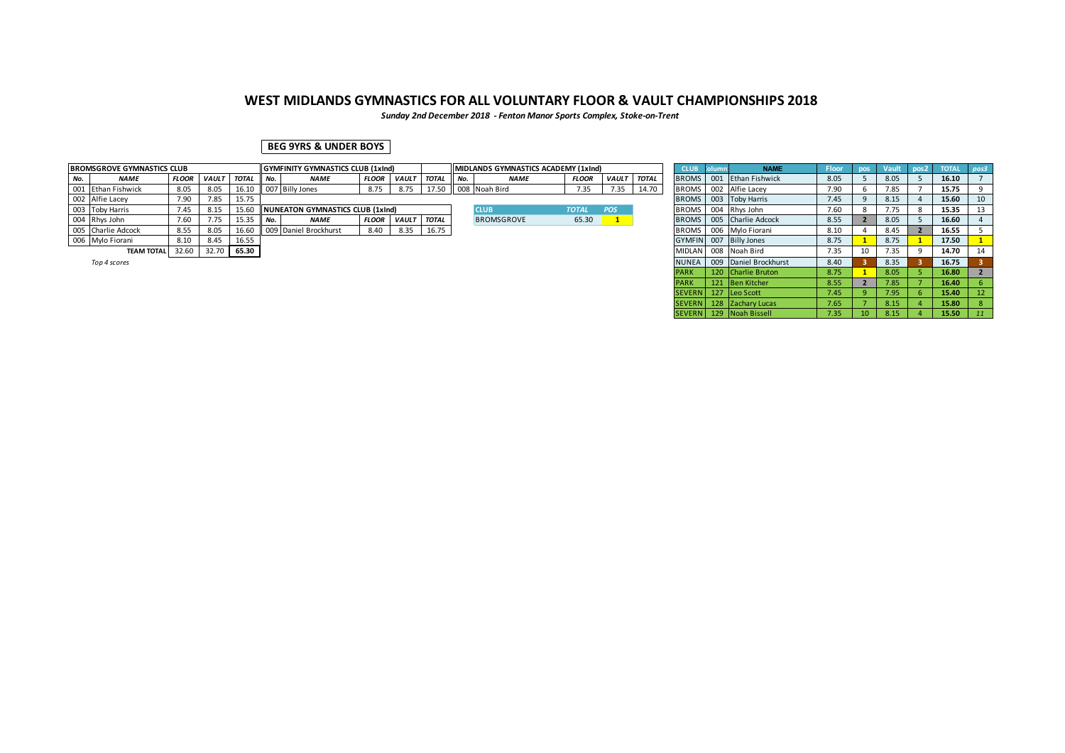# WEST MIDLANDS GYMNASTICS FOR ALL VOLUNTARY FLOOR & VAULT CHAMPIONSHIPS 2018

*Sunday 2nd December 2018 - Fenton Manor Sports Complex, Stoke-on-Trent*

**BEG 9YRS & UNDER BOYS**

| BROMSGROVE GYMNASTICS CLUB | | | | |
|---|---|---|---|---|
| ***No.*** | ***NAME*** | ***FLOOR*** | ***VAULT*** | ***TOTAL*** |
| 001 | Ethan Fishwick | 8.05 | 8.05 | 16.10 |
| 002 | Alfie Lacey | 7.90 | 7.85 | 15.75 |
| 003 | Toby Harris | 7.45 | 8.15 | 15.60 |
| 004 | Rhys John | 7.60 | 7.75 | 15.35 |
| 005 | Charlie Adcock | 8.55 | 8.05 | 16.60 |
| 006 | Mylo Fiorani | 8.10 | 8.45 | 16.55 |
| | **TEAM TOTAL** | 32.60 | 32.70 | **65.30** |

*Top 4 scores*

| GYMFINITY GYMNASTICS CLUB (1xInd) | | | | |
|---|---|---|---|---|
| ***No.*** | ***NAME*** | ***FLOOR*** | ***VAULT*** | ***TOTAL*** |
| 007 | Billy Jones | 8.75 | 8.75 | 17.50 |

| NUNEATON GYMNASTICS CLUB (1xInd) | | | | |
|---|---|---|---|---|
| ***No.*** | ***NAME*** | ***FLOOR*** | ***VAULT*** | ***TOTAL*** |
| 009 | Daniel Brockhurst | 8.40 | 8.35 | 16.75 |

| MIDLANDS GYMNASTICS ACADEMY (1xInd) | | | | |
|---|---|---|---|---|
| ***No.*** | ***NAME*** | ***FLOOR*** | ***VAULT*** | ***TOTAL*** |
| 008 | Noah Bird | 7.35 | 7.35 | 14.70 |

| CLUB | *TOTAL* | *POS* |
|---|---|---|
| BROMSGROVE | 65.30 | 1 |

| CLUB | olumn | NAME | Floor | pos | Vault | pos2 | TOTAL | pos3 |
|---|---|---|---|---|---|---|---|---|
| BROMS | 001 | Ethan Fishwick | 8.05 | 5 | 8.05 | 5 | 16.10 | 7 |
| BROMS | 002 | Alfie Lacey | 7.90 | 6 | 7.85 | 7 | 15.75 | 9 |
| BROMS | 003 | Toby Harris | 7.45 | 9 | 8.15 | 4 | 15.60 | 10 |
| BROMS | 004 | Rhys John | 7.60 | 8 | 7.75 | 8 | 15.35 | 13 |
| BROMS | 005 | Charlie Adcock | 8.55 | 2 | 8.05 | 5 | 16.60 | 4 |
| BROMS | 006 | Mylo Fiorani | 8.10 | 4 | 8.45 | 2 | 16.55 | 5 |
| GYMFIN | 007 | Billy Jones | 8.75 | 1 | 8.75 | 1 | 17.50 | 1 |
| MIDLAN | 008 | Noah Bird | 7.35 | 10 | 7.35 | 9 | 14.70 | 14 |
| NUNEA | 009 | Daniel Brockhurst | 8.40 | 3 | 8.35 | 3 | 16.75 | 3 |
| PARK | 120 | Charlie Bruton | 8.75 | 1 | 8.05 | 5 | 16.80 | 2 |
| PARK | 121 | Ben Kitcher | 8.55 | 2 | 7.85 | 7 | 16.40 | 6 |
| SEVERN | 127 | Leo Scott | 7.45 | 9 | 7.95 | 6 | 15.40 | 12 |
| SEVERN | 128 | Zachary Lucas | 7.65 | 7 | 8.15 | 4 | 15.80 | 8 |
| SEVERN | 129 | Noah Bissell | 7.35 | 10 | 8.15 | 4 | 15.50 | *11* |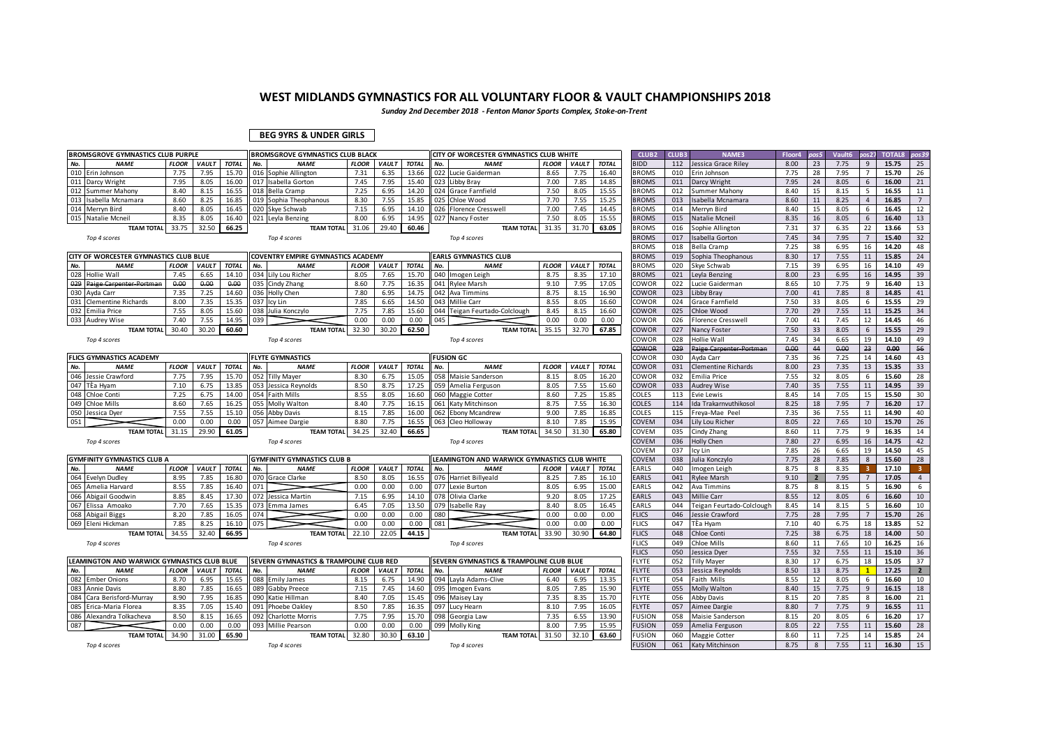# WEST MIDLANDS GYMNASTICS FOR ALL VOLUNTARY FLOOR & VAULT CHAMPIONSHIPS 2018

*Sunday 2nd December 2018 - Fenton Manor Sports Complex, Stoke-on-Trent*

**BEG 9YRS & UNDER GIRLS**

### BROMSGROVE GYMNASTICS CLUB PURPLE

| No. | NAME | FLOOR | VAULT | TOTAL |
|---|---|---|---|---|
| 010 | Erin Johnson | 7.75 | 7.95 | 15.70 |
| 011 | Darcy Wright | 7.95 | 8.05 | 16.00 |
| 012 | Summer Mahony | 8.40 | 8.15 | 16.55 |
| 013 | Isabella Mcnamara | 8.60 | 8.25 | 16.85 |
| 014 | Merryn Bird | 8.40 | 8.05 | 16.45 |
| 015 | Natalie Mcneil | 8.35 | 8.05 | 16.40 |
| | TEAM TOTAL | 33.75 | 32.50 | 66.25 |

*Top 4 scores*

### BROMSGROVE GYMNASTICS CLUB BLACK

| No. | NAME | FLOOR | VAULT | TOTAL |
|---|---|---|---|---|
| 016 | Sophie Allington | 7.31 | 6.35 | 13.66 |
| 017 | Isabella Gorton | 7.45 | 7.95 | 15.40 |
| 018 | Bella Cramp | 7.25 | 6.95 | 14.20 |
| 019 | Sophia Theophanous | 8.30 | 7.55 | 15.85 |
| 020 | Skye Schwab | 7.15 | 6.95 | 14.10 |
| 021 | Leyla Benzing | 8.00 | 6.95 | 14.95 |
| | TEAM TOTAL | 31.06 | 29.40 | 60.46 |

*Top 4 scores*

### CITY OF WORCESTER GYMNASTICS CLUB WHITE

| No. | NAME | FLOOR | VAULT | TOTAL |
|---|---|---|---|---|
| 022 | Lucie Gaiderman | 8.65 | 7.75 | 16.40 |
| 023 | Libby Bray | 7.00 | 7.85 | 14.85 |
| 024 | Grace Farnfield | 7.50 | 8.05 | 15.55 |
| 025 | Chloe Wood | 7.70 | 7.55 | 15.25 |
| 026 | Florence Cresswell | 7.00 | 7.45 | 14.45 |
| 027 | Nancy Foster | 7.50 | 8.05 | 15.55 |
| | TEAM TOTAL | 31.35 | 31.70 | 63.05 |

*Top 4 scores*

### CITY OF WORCESTER GYMNASTICS CLUB BLUE

| No. | NAME | FLOOR | VAULT | TOTAL |
|---|---|---|---|---|
| 028 | Hollie Wall | 7.45 | 6.65 | 14.10 |
| ~~029~~ | ~~Paige Carpenter-Portman~~ | ~~0.00~~ | ~~0.00~~ | ~~0.00~~ |
| 030 | Ayda Carr | 7.35 | 7.25 | 14.60 |
| 031 | Clementine Richards | 8.00 | 7.35 | 15.35 |
| 032 | Emilia Price | 7.55 | 8.05 | 15.60 |
| 033 | Audrey Wise | 7.40 | 7.55 | 14.95 |
| | TEAM TOTAL | 30.40 | 30.20 | 60.60 |

*Top 4 scores*

### COVENTRY EMPIRE GYMNASTICS ACADEMY

| No. | NAME | FLOOR | VAULT | TOTAL |
|---|---|---|---|---|
| 034 | Lily Lou Richer | 8.05 | 7.65 | 15.70 |
| 035 | Cindy Zhang | 8.60 | 7.75 | 16.35 |
| 036 | Holly Chen | 7.80 | 6.95 | 14.75 |
| 037 | Icy Lin | 7.85 | 6.65 | 14.50 |
| 038 | Julia Konczylo | 7.75 | 7.85 | 15.60 |
| 039 | | 0.00 | 0.00 | 0.00 |
| | TEAM TOTAL | 32.30 | 30.20 | 62.50 |

*Top 4 scores*

### EARLS GYMNASTICS CLUB

| No. | NAME | FLOOR | VAULT | TOTAL |
|---|---|---|---|---|
| 040 | Imogen Leigh | 8.75 | 8.35 | 17.10 |
| 041 | Rylee Marsh | 9.10 | 7.95 | 17.05 |
| 042 | Ava Timmins | 8.75 | 8.15 | 16.90 |
| 043 | Millie Carr | 8.55 | 8.05 | 16.60 |
| 044 | Teigan Feurtado-Colclough | 8.45 | 8.15 | 16.60 |
| 045 | | 0.00 | 0.00 | 0.00 |
| | TEAM TOTAL | 35.15 | 32.70 | 67.85 |

*Top 4 scores*

### FLICS GYMNASTICS ACADEMY

| No. | NAME | FLOOR | VAULT | TOTAL |
|---|---|---|---|---|
| 046 | Jessie Crawford | 7.75 | 7.95 | 15.70 |
| 047 | TÈa Hyam | 7.10 | 6.75 | 13.85 |
| 048 | Chloe Conti | 7.25 | 6.75 | 14.00 |
| 049 | Chloe Mills | 8.60 | 7.65 | 16.25 |
| 050 | Jessica Dyer | 7.55 | 7.55 | 15.10 |
| 051 | | 0.00 | 0.00 | 0.00 |
| | TEAM TOTAL | 31.15 | 29.90 | 61.05 |

*Top 4 scores*

### FLYTE GYMNASTICS

| No. | NAME | FLOOR | VAULT | TOTAL |
|---|---|---|---|---|
| 052 | Tilly Mayer | 8.30 | 6.75 | 15.05 |
| 053 | Jessica Reynolds | 8.50 | 8.75 | 17.25 |
| 054 | Faith Mills | 8.55 | 8.05 | 16.60 |
| 055 | Molly Walton | 8.40 | 7.75 | 16.15 |
| 056 | Abby Davis | 8.15 | 7.85 | 16.00 |
| 057 | Aimee Dargie | 8.80 | 7.75 | 16.55 |
| | TEAM TOTAL | 34.25 | 32.40 | 66.65 |

*Top 4 scores*

### FUSION GC

| No. | NAME | FLOOR | VAULT | TOTAL |
|---|---|---|---|---|
| 058 | Maisie Sanderson | 8.15 | 8.05 | 16.20 |
| 059 | Amelia Ferguson | 8.05 | 7.55 | 15.60 |
| 060 | Maggie Cotter | 8.60 | 7.25 | 15.85 |
| 061 | Katy Mitchinson | 8.75 | 7.55 | 16.30 |
| 062 | Ebony Mcandrew | 9.00 | 7.85 | 16.85 |
| 063 | Cleo Holloway | 8.10 | 7.85 | 15.95 |
| | TEAM TOTAL | 34.50 | 31.30 | 65.80 |

*Top 4 scores*

### GYMFINITY GYMNASTICS CLUB A

| No. | NAME | FLOOR | VAULT | TOTAL |
|---|---|---|---|---|
| 064 | Evelyn Dudley | 8.95 | 7.85 | 16.80 |
| 065 | Amelia Harvard | 8.55 | 7.85 | 16.40 |
| 066 | Abigail Goodwin | 8.85 | 8.45 | 17.30 |
| 067 | Elissa Amoako | 7.70 | 7.65 | 15.35 |
| 068 | Abigail Biggs | 8.20 | 7.85 | 16.05 |
| 069 | Eleni Hickman | 7.85 | 8.25 | 16.10 |
| | TEAM TOTAL | 34.55 | 32.40 | 66.95 |

*Top 4 scores*

### GYMFINITY GYMNASTICS CLUB B

| No. | NAME | FLOOR | VAULT | TOTAL |
|---|---|---|---|---|
| 070 | Grace Clarke | 8.50 | 8.05 | 16.55 |
| 071 | | 0.00 | 0.00 | 0.00 |
| 072 | Jessica Martin | 7.15 | 6.95 | 14.10 |
| 073 | Emma James | 6.45 | 7.05 | 13.50 |
| 074 | | 0.00 | 0.00 | 0.00 |
| 075 | | 0.00 | 0.00 | 0.00 |
| | TEAM TOTAL | 22.10 | 22.05 | 44.15 |

*Top 4 scores*

### LEAMINGTON AND WARWICK GYMNASTICS CLUB WHITE

| No. | NAME | FLOOR | VAULT | TOTAL |
|---|---|---|---|---|
| 076 | Harriet Billyeald | 8.25 | 7.85 | 16.10 |
| 077 | Lexie Burton | 8.05 | 6.95 | 15.00 |
| 078 | Olivia Clarke | 9.20 | 8.05 | 17.25 |
| 079 | Isabelle Ray | 8.40 | 8.05 | 16.45 |
| 080 | | 0.00 | 0.00 | 0.00 |
| 081 | | 0.00 | 0.00 | 0.00 |
| | TEAM TOTAL | 33.90 | 30.90 | 64.80 |

*Top 4 scores*

### LEAMINGTON AND WARWICK GYMNASTICS CLUB BLUE

| No. | NAME | FLOOR | VAULT | TOTAL |
|---|---|---|---|---|
| 082 | Ember Onions | 8.70 | 6.95 | 15.65 |
| 083 | Annie Davis | 8.80 | 7.85 | 16.65 |
| 084 | Cara Berisford-Murray | 8.90 | 7.95 | 16.85 |
| 085 | Erica-Maria Florea | 8.35 | 7.05 | 15.40 |
| 086 | Alexandra Tolkacheva | 8.50 | 8.15 | 16.65 |
| 087 | | 0.00 | 0.00 | 0.00 |
| | TEAM TOTAL | 34.90 | 31.00 | 65.90 |

*Top 4 scores*

### SEVERN GYMNASTICS & TRAMPOLINE CLUB RED

| No. | NAME | FLOOR | VAULT | TOTAL |
|---|---|---|---|---|
| 088 | Emily James | 8.15 | 6.75 | 14.90 |
| 089 | Gabby Preece | 7.15 | 7.45 | 14.60 |
| 090 | Katie Hillman | 8.40 | 7.05 | 15.45 |
| 091 | Phoebe Oakley | 8.50 | 7.85 | 16.35 |
| 092 | Charlotte Morris | 7.75 | 7.95 | 15.70 |
| 093 | Millie Pearson | 0.00 | 0.00 | 0.00 |
| | TEAM TOTAL | 32.80 | 30.30 | 63.10 |

*Top 4 scores*

### SEVERN GYMNASTICS & TRAMPOLINE CLUB BLUE

| No. | NAME | FLOOR | VAULT | TOTAL |
|---|---|---|---|---|
| 094 | Layla Adams-Clive | 6.40 | 6.95 | 13.35 |
| 095 | Imogen Evans | 8.05 | 7.85 | 15.90 |
| 096 | Maisey Lay | 7.35 | 8.35 | 15.70 |
| 097 | Lucy Hearn | 8.10 | 7.95 | 16.05 |
| 098 | Georgia Law | 7.35 | 6.55 | 13.90 |
| 099 | Molly King | 8.00 | 7.95 | 15.95 |
| | TEAM TOTAL | 31.50 | 32.10 | 63.60 |

*Top 4 scores*

### Individual Results

| CLUB2 | CLUB3 | NAME3 | Floor4 | pos5 | Vault6 | pos27 | TOTAL8 | pos39 |
|---|---|---|---|---|---|---|---|---|
| BIDD | 112 | Jessica Grace Riley | 8.00 | 23 | 7.75 | 9 | 15.75 | 25 |
| BROMS | 010 | Erin Johnson | 7.75 | 28 | 7.95 | 7 | 15.70 | 26 |
| BROMS | 011 | Darcy Wright | 7.95 | 24 | 8.05 | 6 | 16.00 | 21 |
| BROMS | 012 | Summer Mahony | 8.40 | 15 | 8.15 | 5 | 16.55 | 11 |
| BROMS | 013 | Isabella Mcnamara | 8.60 | 11 | 8.25 | 4 | 16.85 | 7 |
| BROMS | 014 | Merryn Bird | 8.40 | 15 | 8.05 | 6 | 16.45 | 12 |
| BROMS | 015 | Natalie Mcneil | 8.35 | 16 | 8.05 | 6 | 16.40 | 13 |
| BROMS | 016 | Sophie Allington | 7.31 | 37 | 6.35 | 22 | 13.66 | 53 |
| BROMS | 017 | Isabella Gorton | 7.45 | 34 | 7.95 | 7 | 15.40 | 32 |
| BROMS | 018 | Bella Cramp | 7.25 | 38 | 6.95 | 16 | 14.20 | 48 |
| BROMS | 019 | Sophia Theophanous | 8.30 | 17 | 7.55 | 11 | 15.85 | 24 |
| BROMS | 020 | Skye Schwab | 7.15 | 39 | 6.95 | 16 | 14.10 | 49 |
| BROMS | 021 | Leyla Benzing | 8.00 | 23 | 6.95 | 16 | 14.95 | 39 |
| COWOR | 022 | Lucie Gaiderman | 8.65 | 10 | 7.75 | 9 | 16.40 | 13 |
| COWOR | 023 | Libby Bray | 7.00 | 41 | 7.85 | 8 | 14.85 | 41 |
| COWOR | 024 | Grace Farnfield | 7.50 | 33 | 8.05 | 6 | 15.55 | 29 |
| COWOR | 025 | Chloe Wood | 7.70 | 29 | 7.55 | 11 | 15.25 | 34 |
| COWOR | 026 | Florence Cresswell | 7.00 | 41 | 7.45 | 12 | 14.45 | 46 |
| COWOR | 027 | Nancy Foster | 7.50 | 33 | 8.05 | 6 | 15.55 | 29 |
| COWOR | 028 | Hollie Wall | 7.45 | 34 | 6.65 | 19 | 14.10 | 49 |
| ~~COWOR~~ | ~~029~~ | ~~Paige Carpenter-Portman~~ | ~~0.00~~ | ~~44~~ | ~~0.00~~ | ~~23~~ | ~~0.00~~ | ~~56~~ |
| COWOR | 030 | Ayda Carr | 7.35 | 36 | 7.25 | 14 | 14.60 | 43 |
| COWOR | 031 | Clementine Richards | 8.00 | 23 | 7.35 | 13 | 15.35 | 33 |
| COWOR | 032 | Emilia Price | 7.55 | 32 | 8.05 | 6 | 15.60 | 28 |
| COWOR | 033 | Audrey Wise | 7.40 | 35 | 7.55 | 11 | 14.95 | 39 |
| COLES | 113 | Evie Lewis | 8.45 | 14 | 7.05 | 15 | 15.50 | 30 |
| COLES | 114 | Ida Trakarnvuthikosol | 8.25 | 18 | 7.95 | 7 | 16.20 | 17 |
| COLES | 115 | Freya-Mae Peel | 7.35 | 36 | 7.55 | 11 | 14.90 | 40 |
| COVEM | 034 | Lily Lou Richer | 8.05 | 22 | 7.65 | 10 | 15.70 | 26 |
| COVEM | 035 | Cindy Zhang | 8.60 | 11 | 7.75 | 9 | 16.35 | 14 |
| COVEM | 036 | Holly Chen | 7.80 | 27 | 6.95 | 16 | 14.75 | 42 |
| COVEM | 037 | Icy Lin | 7.85 | 26 | 6.65 | 19 | 14.50 | 45 |
| COVEM | 038 | Julia Konczylo | 7.75 | 28 | 7.85 | 8 | 15.60 | 28 |
| EARLS | 040 | Imogen Leigh | 8.75 | 8 | 8.35 | 3 | 17.10 | 3 |
| EARLS | 041 | Rylee Marsh | 9.10 | 2 | 7.95 | 7 | 17.05 | 4 |
| EARLS | 042 | Ava Timmins | 8.75 | 8 | 8.15 | 5 | 16.90 | 6 |
| EARLS | 043 | Millie Carr | 8.55 | 12 | 8.05 | 6 | 16.60 | 10 |
| EARLS | 044 | Teigan Feurtado-Colclough | 8.45 | 14 | 8.15 | 5 | 16.60 | 10 |
| FLICS | 046 | Jessie Crawford | 7.75 | 28 | 7.95 | 7 | 15.70 | 26 |
| FLICS | 047 | TÈa Hyam | 7.10 | 40 | 6.75 | 18 | 13.85 | 52 |
| FLICS | 048 | Chloe Conti | 7.25 | 38 | 6.75 | 18 | 14.00 | 50 |
| FLICS | 049 | Chloe Mills | 8.60 | 11 | 7.65 | 10 | 16.25 | 16 |
| FLICS | 050 | Jessica Dyer | 7.55 | 32 | 7.55 | 11 | 15.10 | 36 |
| FLYTE | 052 | Tilly Mayer | 8.30 | 17 | 6.75 | 18 | 15.05 | 37 |
| FLYTE | 053 | Jessica Reynolds | 8.50 | 13 | 8.75 | 1 | 17.25 | 2 |
| FLYTE | 054 | Faith Mills | 8.55 | 12 | 8.05 | 6 | 16.60 | 10 |
| FLYTE | 055 | Molly Walton | 8.40 | 15 | 7.75 | 9 | 16.15 | 18 |
| FLYTE | 056 | Abby Davis | 8.15 | 20 | 7.85 | 8 | 16.00 | 21 |
| FLYTE | 057 | Aimee Dargie | 8.80 | 7 | 7.75 | 9 | 16.55 | 11 |
| FUSION | 058 | Maisie Sanderson | 8.15 | 20 | 8.05 | 6 | 16.20 | 17 |
| FUSION | 059 | Amelia Ferguson | 8.05 | 22 | 7.55 | 11 | 15.60 | 28 |
| FUSION | 060 | Maggie Cotter | 8.60 | 11 | 7.25 | 14 | 15.85 | 24 |
| FUSION | 061 | Katy Mitchinson | 8.75 | 8 | 7.55 | 11 | 16.30 | 15 |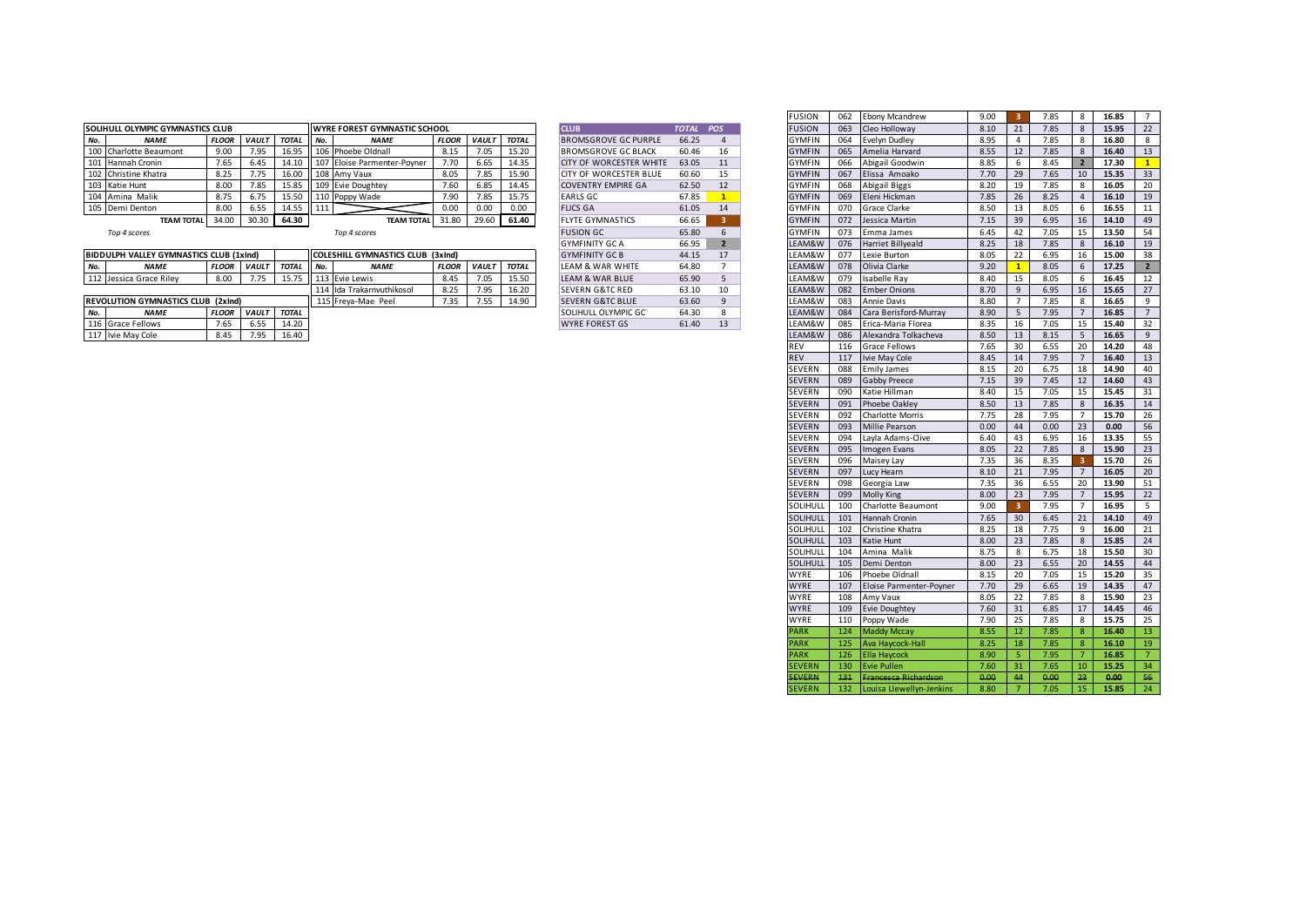| SOLIHULL OLYMPIC GYMNASTICS CLUB | | | | |
|---|---|---|---|---|
| No. | NAME | FLOOR | VAULT | TOTAL |
| 100 | Charlotte Beaumont | 9.00 | 7.95 | 16.95 |
| 101 | Hannah Cronin | 7.65 | 6.45 | 14.10 |
| 102 | Christine Khatra | 8.25 | 7.75 | 16.00 |
| 103 | Katie Hunt | 8.00 | 7.85 | 15.85 |
| 104 | Amina Malik | 8.75 | 6.75 | 15.50 |
| 105 | Demi Denton | 8.00 | 6.55 | 14.55 |
| | TEAM TOTAL | 34.00 | 30.30 | 64.30 |

*Top 4 scores*

| WYRE FOREST GYMNASTIC SCHOOL | | | | |
|---|---|---|---|---|
| No. | NAME | FLOOR | VAULT | TOTAL |
| 106 | Phoebe Oldnall | 8.15 | 7.05 | 15.20 |
| 107 | Eloise Parmenter-Poyner | 7.70 | 6.65 | 14.35 |
| 108 | Amy Vaux | 8.05 | 7.85 | 15.90 |
| 109 | Evie Doughtey | 7.60 | 6.85 | 14.45 |
| 110 | Poppy Wade | 7.90 | 7.85 | 15.75 |
| 111 | | 0.00 | 0.00 | 0.00 |
| | TEAM TOTAL | 31.80 | 29.60 | 61.40 |

*Top 4 scores*

| BIDDULPH VALLEY GYMNASTICS CLUB (1xInd) | | | | |
|---|---|---|---|---|
| No. | NAME | FLOOR | VAULT | TOTAL |
| 112 | Jessica Grace Riley | 8.00 | 7.75 | 15.75 |

| COLESHILL GYMNASTICS CLUB (3xInd) | | | | |
|---|---|---|---|---|
| No. | NAME | FLOOR | VAULT | TOTAL |
| 113 | Evie Lewis | 8.45 | 7.05 | 15.50 |
| 114 | Ida Trakarnvuthikosol | 8.25 | 7.95 | 16.20 |
| 115 | Freya-Mae Peel | 7.35 | 7.55 | 14.90 |

| REVOLUTION GYMNASTICS CLUB (2xInd) | | | | |
|---|---|---|---|---|
| No. | NAME | FLOOR | VAULT | TOTAL |
| 116 | Grace Fellows | 7.65 | 6.55 | 14.20 |
| 117 | Ivie May Cole | 8.45 | 7.95 | 16.40 |

| CLUB | TOTAL | POS |
|---|---|---|
| BROMSGROVE GC PURPLE | 66.25 | 4 |
| BROMSGROVE GC BLACK | 60.46 | 16 |
| CITY OF WORCESTER WHITE | 63.05 | 11 |
| CITY OF WORCESTER BLUE | 60.60 | 15 |
| COVENTRY EMPIRE GA | 62.50 | 12 |
| EARLS GC | 67.85 | 1 |
| FLICS GA | 61.05 | 14 |
| FLYTE GYMNASTICS | 66.65 | 3 |
| FUSION GC | 65.80 | 6 |
| GYMFINITY GC A | 66.95 | 2 |
| GYMFINITY GC B | 44.15 | 17 |
| LEAM & WAR WHITE | 64.80 | 7 |
| LEAM & WAR BLUE | 65.90 | 5 |
| SEVERN G&TC RED | 63.10 | 10 |
| SEVERN G&TC BLUE | 63.60 | 9 |
| SOLIHULL OLYMPIC GC | 64.30 | 8 |
| WYRE FOREST GS | 61.40 | 13 |

| Club | No. | Name | Floor | Pos | Vault | Pos | Total | Pos |
|---|---|---|---|---|---|---|---|---|
| FUSION | 062 | Ebony Mcandrew | 9.00 | 3 | 7.85 | 8 | 16.85 | 7 |
| FUSION | 063 | Cleo Holloway | 8.10 | 21 | 7.85 | 8 | 15.95 | 22 |
| GYMFIN | 064 | Evelyn Dudley | 8.95 | 4 | 7.85 | 8 | 16.80 | 8 |
| GYMFIN | 065 | Amelia Harvard | 8.55 | 12 | 7.85 | 8 | 16.40 | 13 |
| GYMFIN | 066 | Abigail Goodwin | 8.85 | 6 | 8.45 | 2 | 17.30 | 1 |
| GYMFIN | 067 | Elissa Amoako | 7.70 | 29 | 7.65 | 10 | 15.35 | 33 |
| GYMFIN | 068 | Abigail Biggs | 8.20 | 19 | 7.85 | 8 | 16.05 | 20 |
| GYMFIN | 069 | Eleni Hickman | 7.85 | 26 | 8.25 | 4 | 16.10 | 19 |
| GYMFIN | 070 | Grace Clarke | 8.50 | 13 | 8.05 | 6 | 16.55 | 11 |
| GYMFIN | 072 | Jessica Martin | 7.15 | 39 | 6.95 | 16 | 14.10 | 49 |
| GYMFIN | 073 | Emma James | 6.45 | 42 | 7.05 | 15 | 13.50 | 54 |
| LEAM&W | 076 | Harriet Billyeald | 8.25 | 18 | 7.85 | 8 | 16.10 | 19 |
| LEAM&W | 077 | Lexie Burton | 8.05 | 22 | 6.95 | 16 | 15.00 | 38 |
| LEAM&W | 078 | Olivia Clarke | 9.20 | 1 | 8.05 | 6 | 17.25 | 2 |
| LEAM&W | 079 | Isabelle Ray | 8.40 | 15 | 8.05 | 6 | 16.45 | 12 |
| LEAM&W | 082 | Ember Onions | 8.70 | 9 | 6.95 | 16 | 15.65 | 27 |
| LEAM&W | 083 | Annie Davis | 8.80 | 7 | 7.85 | 8 | 16.65 | 9 |
| LEAM&W | 084 | Cara Berisford-Murray | 8.90 | 5 | 7.95 | 7 | 16.85 | 7 |
| LEAM&W | 085 | Erica-Maria Florea | 8.35 | 16 | 7.05 | 15 | 15.40 | 32 |
| LEAM&W | 086 | Alexandra Tolkacheva | 8.50 | 13 | 8.15 | 5 | 16.65 | 9 |
| REV | 116 | Grace Fellows | 7.65 | 30 | 6.55 | 20 | 14.20 | 48 |
| REV | 117 | Ivie May Cole | 8.45 | 14 | 7.95 | 7 | 16.40 | 13 |
| SEVERN | 088 | Emily James | 8.15 | 20 | 6.75 | 18 | 14.90 | 40 |
| SEVERN | 089 | Gabby Preece | 7.15 | 39 | 7.45 | 12 | 14.60 | 43 |
| SEVERN | 090 | Katie Hillman | 8.40 | 15 | 7.05 | 15 | 15.45 | 31 |
| SEVERN | 091 | Phoebe Oakley | 8.50 | 13 | 7.85 | 8 | 16.35 | 14 |
| SEVERN | 092 | Charlotte Morris | 7.75 | 28 | 7.95 | 7 | 15.70 | 26 |
| SEVERN | 093 | Millie Pearson | 0.00 | 44 | 0.00 | 23 | 0.00 | 56 |
| SEVERN | 094 | Layla Adams-Clive | 6.40 | 43 | 6.95 | 16 | 13.35 | 55 |
| SEVERN | 095 | Imogen Evans | 8.05 | 22 | 7.85 | 8 | 15.90 | 23 |
| SEVERN | 096 | Maisey Lay | 7.35 | 36 | 8.35 | 3 | 15.70 | 26 |
| SEVERN | 097 | Lucy Hearn | 8.10 | 21 | 7.95 | 7 | 16.05 | 20 |
| SEVERN | 098 | Georgia Law | 7.35 | 36 | 6.55 | 20 | 13.90 | 51 |
| SEVERN | 099 | Molly King | 8.00 | 23 | 7.95 | 7 | 15.95 | 22 |
| SOLIHULL | 100 | Charlotte Beaumont | 9.00 | 3 | 7.95 | 7 | 16.95 | 5 |
| SOLIHULL | 101 | Hannah Cronin | 7.65 | 30 | 6.45 | 21 | 14.10 | 49 |
| SOLIHULL | 102 | Christine Khatra | 8.25 | 18 | 7.75 | 9 | 16.00 | 21 |
| SOLIHULL | 103 | Katie Hunt | 8.00 | 23 | 7.85 | 8 | 15.85 | 24 |
| SOLIHULL | 104 | Amina Malik | 8.75 | 8 | 6.75 | 18 | 15.50 | 30 |
| SOLIHULL | 105 | Demi Denton | 8.00 | 23 | 6.55 | 20 | 14.55 | 44 |
| WYRE | 106 | Phoebe Oldnall | 8.15 | 20 | 7.05 | 15 | 15.20 | 35 |
| WYRE | 107 | Eloise Parmenter-Poyner | 7.70 | 29 | 6.65 | 19 | 14.35 | 47 |
| WYRE | 108 | Amy Vaux | 8.05 | 22 | 7.85 | 8 | 15.90 | 23 |
| WYRE | 109 | Evie Doughtey | 7.60 | 31 | 6.85 | 17 | 14.45 | 46 |
| WYRE | 110 | Poppy Wade | 7.90 | 25 | 7.85 | 8 | 15.75 | 25 |
| PARK | 124 | Maddy Mccay | 8.55 | 12 | 7.85 | 8 | 16.40 | 13 |
| PARK | 125 | Ava Haycock-Hall | 8.25 | 18 | 7.85 | 8 | 16.10 | 19 |
| PARK | 126 | Ella Haycock | 8.90 | 5 | 7.95 | 7 | 16.85 | 7 |
| SEVERN | 130 | Evie Pullen | 7.60 | 31 | 7.65 | 10 | 15.25 | 34 |
| ~~SEVERN~~ | ~~131~~ | ~~Francesca Richardson~~ | ~~0.00~~ | ~~44~~ | ~~0.00~~ | ~~23~~ | ~~0.00~~ | ~~56~~ |
| SEVERN | 132 | Louisa Llewellyn-Jenkins | 8.80 | 7 | 7.05 | 15 | 15.85 | 24 |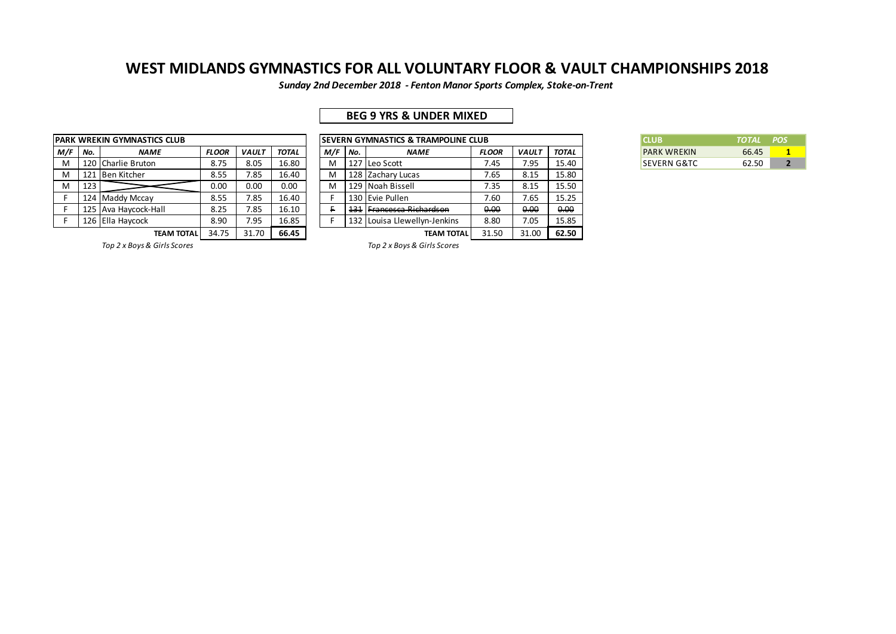# WEST MIDLANDS GYMNASTICS FOR ALL VOLUNTARY FLOOR & VAULT CHAMPIONSHIPS 2018

***Sunday 2nd December 2018 - Fenton Manor Sports Complex, Stoke-on-Trent***

## BEG 9 YRS & UNDER MIXED

| PARK WREKIN GYMNASTICS CLUB | | | | | |
|---|---|---|---|---|---|
| ***M/F*** | ***No.*** | ***NAME*** | ***FLOOR*** | ***VAULT*** | ***TOTAL*** |
| M | 120 | Charlie Bruton | 8.75 | 8.05 | 16.80 |
| M | 121 | Ben Kitcher | 8.55 | 7.85 | 16.40 |
| M | 123 | | 0.00 | 0.00 | 0.00 |
| F | 124 | Maddy Mccay | 8.55 | 7.85 | 16.40 |
| F | 125 | Ava Haycock-Hall | 8.25 | 7.85 | 16.10 |
| F | 126 | Ella Haycock | 8.90 | 7.95 | 16.85 |
| | | **TEAM TOTAL** | 34.75 | 31.70 | **66.45** |

*Top 2 x Boys & Girls Scores*

| SEVERN GYMNASTICS & TRAMPOLINE CLUB | | | | | |
|---|---|---|---|---|---|
| ***M/F*** | ***No.*** | ***NAME*** | ***FLOOR*** | ***VAULT*** | ***TOTAL*** |
| M | 127 | Leo Scott | 7.45 | 7.95 | 15.40 |
| M | 128 | Zachary Lucas | 7.65 | 8.15 | 15.80 |
| M | 129 | Noah Bissell | 7.35 | 8.15 | 15.50 |
| F | 130 | Evie Pullen | 7.60 | 7.65 | 15.25 |
| ~~F~~ | ~~131~~ | ~~Francesca Richardson~~ | ~~0.00~~ | ~~0.00~~ | ~~0.00~~ |
| F | 132 | Louisa Llewellyn-Jenkins | 8.80 | 7.05 | 15.85 |
| | | **TEAM TOTAL** | 31.50 | 31.00 | **62.50** |

*Top 2 x Boys & Girls Scores*

| CLUB | *TOTAL* | *POS* |
|---|---|---|
| PARK WREKIN | 66.45 | **1** |
| SEVERN G&TC | 62.50 | **2** |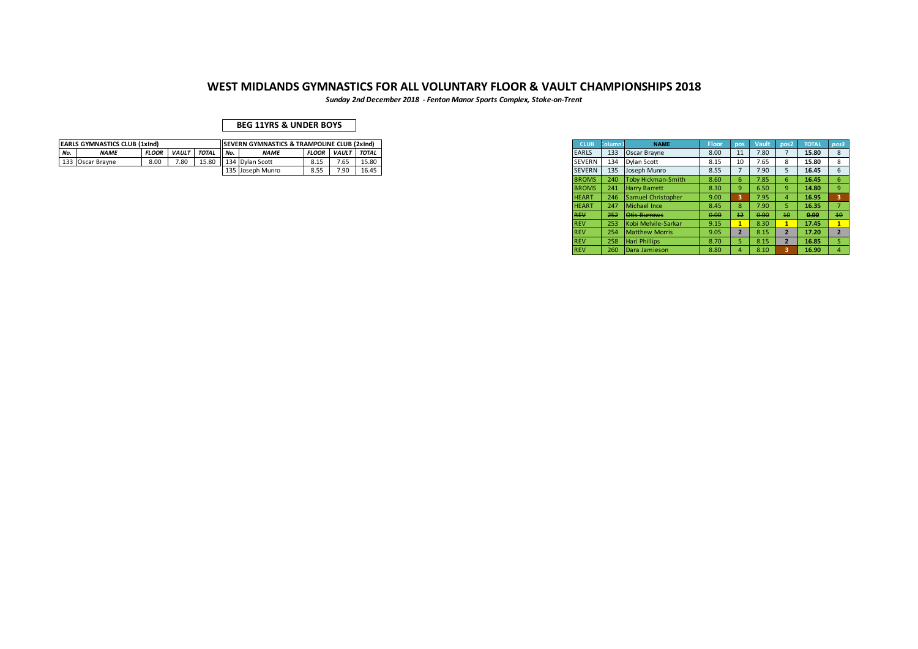# WEST MIDLANDS GYMNASTICS FOR ALL VOLUNTARY FLOOR & VAULT CHAMPIONSHIPS 2018

***Sunday 2nd December 2018 - Fenton Manor Sports Complex, Stoke-on-Trent***

**BEG 11YRS & UNDER BOYS**

| EARLS GYMNASTICS CLUB (1xInd) | | | | |
|---|---|---|---|---|
| ***No.*** | ***NAME*** | ***FLOOR*** | ***VAULT*** | ***TOTAL*** |
| 133 | Oscar Brayne | 8.00 | 7.80 | 15.80 |

| SEVERN GYMNASTICS & TRAMPOLINE CLUB (2xInd) | | | | |
|---|---|---|---|---|
| ***No.*** | ***NAME*** | ***FLOOR*** | ***VAULT*** | ***TOTAL*** |
| 134 | Dylan Scott | 8.15 | 7.65 | 15.80 |
| 135 | Joseph Munro | 8.55 | 7.90 | 16.45 |

| CLUB | Column1 | NAME | Floor | pos | Vault | pos2 | TOTAL | *pos3* |
|---|---|---|---|---|---|---|---|---|
| EARLS | 133 | Oscar Brayne | 8.00 | 11 | 7.80 | 7 | **15.80** | 8 |
| SEVERN | 134 | Dylan Scott | 8.15 | 10 | 7.65 | 8 | **15.80** | 8 |
| SEVERN | 135 | Joseph Munro | 8.55 | 7 | 7.90 | 5 | **16.45** | 6 |
| BROMS | 240 | Toby Hickman-Smith | 8.60 | 6 | 7.85 | 6 | **16.45** | 6 |
| BROMS | 241 | Harry Barrett | 8.30 | 9 | 6.50 | 9 | **14.80** | 9 |
| HEART | 246 | Samuel Christopher | 9.00 | **3** | 7.95 | 4 | **16.95** | **3** |
| HEART | 247 | Michael Ince | 8.45 | 8 | 7.90 | 5 | **16.35** | 7 |
| ~~REV~~ | ~~252~~ | ~~Otis Burrows~~ | ~~0.00~~ | ~~12~~ | ~~0.00~~ | ~~10~~ | ~~**0.00**~~ | ~~10~~ |
| REV | 253 | Kobi Melvile-Sarkar | 9.15 | **1** | 8.30 | **1** | **17.45** | **1** |
| REV | 254 | Matthew Morris | 9.05 | **2** | 8.15 | **2** | **17.20** | **2** |
| REV | 258 | Hari Phillips | 8.70 | 5 | 8.15 | **2** | **16.85** | 5 |
| REV | 260 | Dara Jamieson | 8.80 | 4 | 8.10 | **3** | **16.90** | 4 |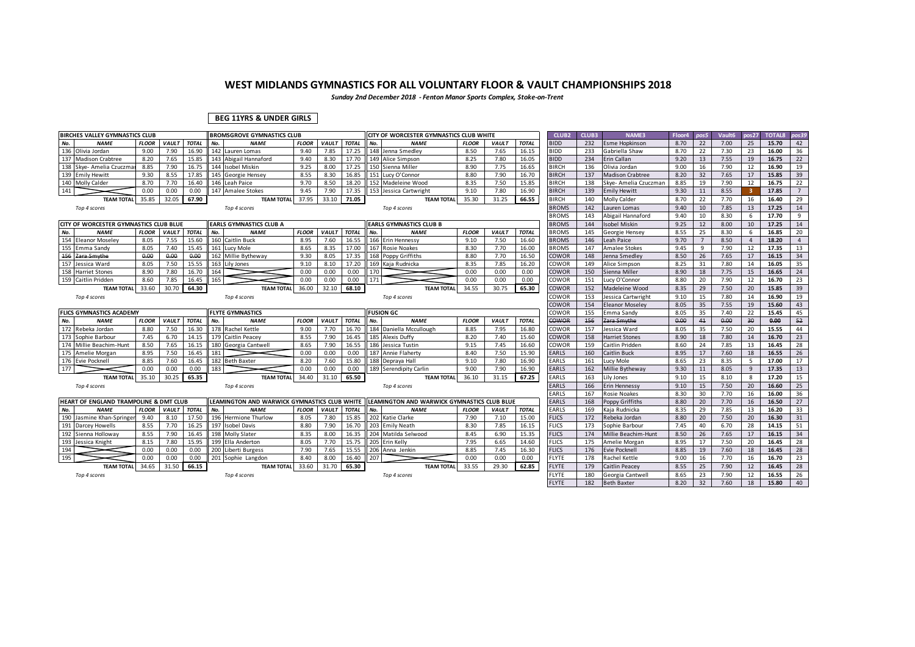# WEST MIDLANDS GYMNASTICS FOR ALL VOLUNTARY FLOOR & VAULT CHAMPIONSHIPS 2018

*Sunday 2nd December 2018 - Fenton Manor Sports Complex, Stoke-on-Trent*

**BEG 11YRS & UNDER GIRLS**

| BIRCHES VALLEY GYMNASTICS CLUB | | | | |
|---|---|---|---|---|
| No. | NAME | FLOOR | VAULT | TOTAL |
| 136 | Olivia Jordan | 9.00 | 7.90 | 16.90 |
| 137 | Madison Crabtree | 8.20 | 7.65 | 15.85 |
| 138 | Skye- Amelia Czuczmar | 8.85 | 7.90 | 16.75 |
| 139 | Emily Hewitt | 9.30 | 8.55 | 17.85 |
| 140 | Molly Calder | 8.70 | 7.70 | 16.40 |
| 141 | | 0.00 | 0.00 | 0.00 |
| | TEAM TOTAL | 35.85 | 32.05 | 67.90 |

*Top 4 scores*

| BROMSGROVE GYMNASTICS CLUB | | | | |
|---|---|---|---|---|
| No. | NAME | FLOOR | VAULT | TOTAL |
| 142 | Lauren Lomas | 9.40 | 7.85 | 17.25 |
| 143 | Abigail Hannaford | 9.40 | 8.30 | 17.70 |
| 144 | Isobel Miskin | 9.25 | 8.00 | 17.25 |
| 145 | Georgie Hensey | 8.55 | 8.30 | 16.85 |
| 146 | Leah Paice | 9.70 | 8.50 | 18.20 |
| 147 | Amalee Stokes | 9.45 | 7.90 | 17.35 |
| | TEAM TOTAL | 37.95 | 33.10 | 71.05 |

*Top 4 scores*

| CITY OF WORCESTER GYMNASTICS CLUB WHITE | | | | |
|---|---|---|---|---|
| No. | NAME | FLOOR | VAULT | TOTAL |
| 148 | Jenna Smedley | 8.50 | 7.65 | 16.15 |
| 149 | Alice Simpson | 8.25 | 7.80 | 16.05 |
| 150 | Sienna Miller | 8.90 | 7.75 | 16.65 |
| 151 | Lucy O'Connor | 8.80 | 7.90 | 16.70 |
| 152 | Madeleine Wood | 8.35 | 7.50 | 15.85 |
| 153 | Jessica Cartwright | 9.10 | 7.80 | 16.90 |
| | TEAM TOTAL | 35.30 | 31.25 | 66.55 |

*Top 4 scores*

| CITY OF WORCESTER GYMNASTICS CLUB BLUE | | | | |
|---|---|---|---|---|
| No. | NAME | FLOOR | VAULT | TOTAL |
| 154 | Eleanor Moseley | 8.05 | 7.55 | 15.60 |
| 155 | Emma Sandy | 8.05 | 7.40 | 15.45 |
| ~~156~~ | ~~Zara Smythe~~ | ~~0.00~~ | ~~0.00~~ | ~~0.00~~ |
| 157 | Jessica Ward | 8.05 | 7.50 | 15.55 |
| 158 | Harriet Stones | 8.90 | 7.80 | 16.70 |
| 159 | Caitlin Pridden | 8.60 | 7.85 | 16.45 |
| | TEAM TOTAL | 33.60 | 30.70 | 64.30 |

*Top 4 scores*

| EARLS GYMNASTICS CLUB A | | | | |
|---|---|---|---|---|
| No. | NAME | FLOOR | VAULT | TOTAL |
| 160 | Caitlin Buck | 8.95 | 7.60 | 16.55 |
| 161 | Lucy Mole | 8.65 | 8.35 | 17.00 |
| 162 | Millie Bytheway | 9.30 | 8.05 | 17.35 |
| 163 | Lily Jones | 9.10 | 8.10 | 17.20 |
| 164 | | 0.00 | 0.00 | 0.00 |
| 165 | | 0.00 | 0.00 | 0.00 |
| | TEAM TOTAL | 36.00 | 32.10 | 68.10 |

*Top 4 scores*

| EARLS GYMNASTICS CLUB B | | | | |
|---|---|---|---|---|
| No. | NAME | FLOOR | VAULT | TOTAL |
| 166 | Erin Hennessy | 9.10 | 7.50 | 16.60 |
| 167 | Rosie Noakes | 8.30 | 7.70 | 16.00 |
| 168 | Poppy Griffiths | 8.80 | 7.70 | 16.50 |
| 169 | Kaja Rudnicka | 8.35 | 7.85 | 16.20 |
| 170 | | 0.00 | 0.00 | 0.00 |
| 171 | | 0.00 | 0.00 | 0.00 |
| | TEAM TOTAL | 34.55 | 30.75 | 65.30 |

*Top 4 scores*

| FLICS GYMNASTICS ACADEMY | | | | |
|---|---|---|---|---|
| No. | NAME | FLOOR | VAULT | TOTAL |
| 172 | Rebeka Jordan | 8.80 | 7.50 | 16.30 |
| 173 | Sophie Barbour | 7.45 | 6.70 | 14.15 |
| 174 | Millie Beachim-Hunt | 8.50 | 7.65 | 16.15 |
| 175 | Amelie Morgan | 8.95 | 7.50 | 16.45 |
| 176 | Evie Pocknell | 8.85 | 7.60 | 16.45 |
| 177 | | 0.00 | 0.00 | 0.00 |
| | TEAM TOTAL | 35.10 | 30.25 | 65.35 |

*Top 4 scores*

| FLYTE GYMNASTICS | | | | |
|---|---|---|---|---|
| No. | NAME | FLOOR | VAULT | TOTAL |
| 178 | Rachel Kettle | 9.00 | 7.70 | 16.70 |
| 179 | Caitlin Peacey | 8.55 | 7.90 | 16.45 |
| 180 | Georgia Cantwell | 8.65 | 7.90 | 16.55 |
| 181 | | 0.00 | 0.00 | 0.00 |
| 182 | Beth Baxter | 8.20 | 7.60 | 15.80 |
| 183 | | 0.00 | 0.00 | 0.00 |
| | TEAM TOTAL | 34.40 | 31.10 | 65.50 |

*Top 4 scores*

| FUSION GC | | | | |
|---|---|---|---|---|
| No. | NAME | FLOOR | VAULT | TOTAL |
| 184 | Daniella Mccullough | 8.85 | 7.95 | 16.80 |
| 185 | Alexis Duffy | 8.20 | 7.40 | 15.60 |
| 186 | Jessica Tustin | 9.15 | 7.45 | 16.60 |
| 187 | Annie Flaherty | 8.40 | 7.50 | 15.90 |
| 188 | Depraya Hall | 9.10 | 7.80 | 16.90 |
| 189 | Serendipity Carlin | 9.00 | 7.90 | 16.90 |
| | TEAM TOTAL | 36.10 | 31.15 | 67.25 |

*Top 4 scores*

| HEART OF ENGLAND TRAMPOLINE & DMT CLUB | | | | |
|---|---|---|---|---|
| No. | NAME | FLOOR | VAULT | TOTAL |
| 190 | Jasmine Khan-Springer | 9.40 | 8.10 | 17.50 |
| 191 | Darcey Howells | 8.55 | 7.70 | 16.25 |
| 192 | Sienna Holloway | 8.55 | 7.90 | 16.45 |
| 193 | Jessica Knight | 8.15 | 7.80 | 15.95 |
| 194 | | 0.00 | 0.00 | 0.00 |
| 195 | | 0.00 | 0.00 | 0.00 |
| | TEAM TOTAL | 34.65 | 31.50 | 66.15 |

*Top 4 scores*

| LEAMINGTON AND WARWICK GYMNASTICS CLUB WHITE | | | | |
|---|---|---|---|---|
| No. | NAME | FLOOR | VAULT | TOTAL |
| 196 | Hermione Thurlow | 8.05 | 7.80 | 15.85 |
| 197 | Isobel Davis | 8.80 | 7.90 | 16.70 |
| 198 | Molly Slater | 8.35 | 8.00 | 16.35 |
| 199 | Ella Anderton | 8.05 | 7.70 | 15.75 |
| 200 | Liberti Burgess | 7.90 | 7.65 | 15.55 |
| 201 | Sophie Langdon | 8.40 | 8.00 | 16.40 |
| | TEAM TOTAL | 33.60 | 31.70 | 65.30 |

*Top 4 scores*

| LEAMINGTON AND WARWICK GYMNASTICS CLUB BLUE | | | | |
|---|---|---|---|---|
| No. | NAME | FLOOR | VAULT | TOTAL |
| 202 | Katie Clarke | 7.90 | 7.10 | 15.00 |
| 203 | Emily Neath | 8.30 | 7.85 | 16.15 |
| 204 | Matilda Selwood | 8.45 | 6.90 | 15.35 |
| 205 | Erin Kelly | 7.95 | 6.65 | 14.60 |
| 206 | Anna Jenkin | 8.85 | 7.45 | 16.30 |
| 207 | | 0.00 | 0.00 | 0.00 |
| | TEAM TOTAL | 33.55 | 29.30 | 62.85 |

*Top 4 scores*

| CLUB2 | CLUB3 | NAME3 | Floor4 | pos5 | Vault6 | pos27 | TOTAL8 | pos39 |
|---|---|---|---|---|---|---|---|---|
| BIDD | 232 | Esme Hopkinson | 8.70 | 22 | 7.00 | 25 | 15.70 | 42 |
| BIDD | 233 | Gabriella Shaw | 8.70 | 22 | 7.30 | 23 | 16.00 | 36 |
| BIDD | 234 | Erin Callan | 9.20 | 13 | 7.55 | 19 | 16.75 | 22 |
| BIRCH | 136 | Olivia Jordan | 9.00 | 16 | 7.90 | 12 | 16.90 | 19 |
| BIRCH | 137 | Madison Crabtree | 8.20 | 32 | 7.65 | 17 | 15.85 | 39 |
| BIRCH | 138 | Skye- Amelia Czuczman | 8.85 | 19 | 7.90 | 12 | 16.75 | 22 |
| BIRCH | 139 | Emily Hewitt | 9.30 | 11 | 8.55 | 3 | 17.85 | 7 |
| BIRCH | 140 | Molly Calder | 8.70 | 22 | 7.70 | 16 | 16.40 | 29 |
| BROMS | 142 | Lauren Lomas | 9.40 | 10 | 7.85 | 13 | 17.25 | 14 |
| BROMS | 143 | Abigail Hannaford | 9.40 | 10 | 8.30 | 6 | 17.70 | 9 |
| BROMS | 144 | Isobel Miskin | 9.25 | 12 | 8.00 | 10 | 17.25 | 14 |
| BROMS | 145 | Georgie Hensey | 8.55 | 25 | 8.30 | 6 | 16.85 | 20 |
| BROMS | 146 | Leah Paice | 9.70 | 7 | 8.50 | 4 | 18.20 | 4 |
| BROMS | 147 | Amalee Stokes | 9.45 | 9 | 7.90 | 12 | 17.35 | 13 |
| COWOR | 148 | Jenna Smedley | 8.50 | 26 | 7.65 | 17 | 16.15 | 34 |
| COWOR | 149 | Alice Simpson | 8.25 | 31 | 7.80 | 14 | 16.05 | 35 |
| COWOR | 150 | Sienna Miller | 8.90 | 18 | 7.75 | 15 | 16.65 | 24 |
| COWOR | 151 | Lucy O'Connor | 8.80 | 20 | 7.90 | 12 | 16.70 | 23 |
| COWOR | 152 | Madeleine Wood | 8.35 | 29 | 7.50 | 20 | 15.85 | 39 |
| COWOR | 153 | Jessica Cartwright | 9.10 | 15 | 7.80 | 14 | 16.90 | 19 |
| COWOR | 154 | Eleanor Moseley | 8.05 | 35 | 7.55 | 19 | 15.60 | 43 |
| COWOR | 155 | Emma Sandy | 8.05 | 35 | 7.40 | 22 | 15.45 | 45 |
| ~~COWOR~~ | ~~156~~ | ~~Zara Smythe~~ | ~~0.00~~ | ~~41~~ | ~~0.00~~ | ~~30~~ | ~~0.00~~ | ~~52~~ |
| COWOR | 157 | Jessica Ward | 8.05 | 35 | 7.50 | 20 | 15.55 | 44 |
| COWOR | 158 | Harriet Stones | 8.90 | 18 | 7.80 | 14 | 16.70 | 23 |
| COWOR | 159 | Caitlin Pridden | 8.60 | 24 | 7.85 | 13 | 16.45 | 28 |
| EARLS | 160 | Caitlin Buck | 8.95 | 17 | 7.60 | 18 | 16.55 | 26 |
| EARLS | 161 | Lucy Mole | 8.65 | 23 | 8.35 | 5 | 17.00 | 17 |
| EARLS | 162 | Millie Bytheway | 9.30 | 11 | 8.05 | 9 | 17.35 | 13 |
| EARLS | 163 | Lily Jones | 9.10 | 15 | 8.10 | 8 | 17.20 | 15 |
| EARLS | 166 | Erin Hennessy | 9.10 | 15 | 7.50 | 20 | 16.60 | 25 |
| EARLS | 167 | Rosie Noakes | 8.30 | 30 | 7.70 | 16 | 16.00 | 36 |
| EARLS | 168 | Poppy Griffiths | 8.80 | 20 | 7.70 | 16 | 16.50 | 27 |
| EARLS | 169 | Kaja Rudnicka | 8.35 | 29 | 7.85 | 13 | 16.20 | 33 |
| FLICS | 172 | Rebeka Jordan | 8.80 | 20 | 7.50 | 20 | 16.30 | 31 |
| FLICS | 173 | Sophie Barbour | 7.45 | 40 | 6.70 | 28 | 14.15 | 51 |
| FLICS | 174 | Millie Beachim-Hunt | 8.50 | 26 | 7.65 | 17 | 16.15 | 34 |
| FLICS | 175 | Amelie Morgan | 8.95 | 17 | 7.50 | 20 | 16.45 | 28 |
| FLICS | 176 | Evie Pocknell | 8.85 | 19 | 7.60 | 18 | 16.45 | 28 |
| FLYTE | 178 | Rachel Kettle | 9.00 | 16 | 7.70 | 16 | 16.70 | 23 |
| FLYTE | 179 | Caitlin Peacey | 8.55 | 25 | 7.90 | 12 | 16.45 | 28 |
| FLYTE | 180 | Georgia Cantwell | 8.65 | 23 | 7.90 | 12 | 16.55 | 26 |
| FLYTE | 182 | Beth Baxter | 8.20 | 32 | 7.60 | 18 | 15.80 | 40 |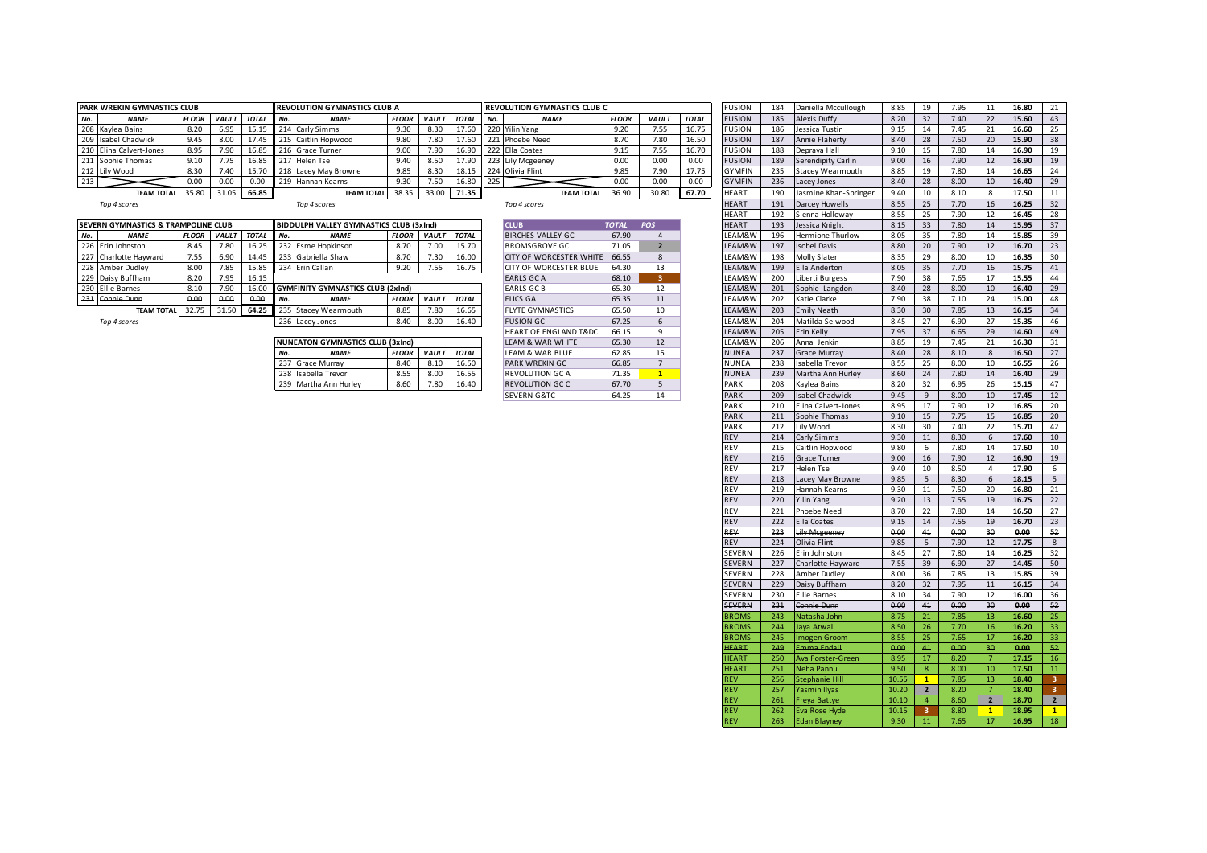## PARK WREKIN GYMNASTICS CLUB

| No. | NAME | FLOOR | VAULT | TOTAL |
|---|---|---|---|---|
| 208 | Kaylea Bains | 8.20 | 6.95 | 15.15 |
| 209 | Isabel Chadwick | 9.45 | 8.00 | 17.45 |
| 210 | Elina Calvert-Jones | 8.95 | 7.90 | 16.85 |
| 211 | Sophie Thomas | 9.10 | 7.75 | 16.85 |
| 212 | Lily Wood | 8.30 | 7.40 | 15.70 |
| 213 | | 0.00 | 0.00 | 0.00 |
| | TEAM TOTAL | 35.80 | 31.05 | 66.85 |

*Top 4 scores*

## REVOLUTION GYMNASTICS CLUB A

| No. | NAME | FLOOR | VAULT | TOTAL |
|---|---|---|---|---|
| 214 | Carly Simms | 9.30 | 8.30 | 17.60 |
| 215 | Caitlin Hopwood | 9.80 | 7.80 | 17.60 |
| 216 | Grace Turner | 9.00 | 7.90 | 16.90 |
| 217 | Helen Tse | 9.40 | 8.50 | 17.90 |
| 218 | Lacey May Browne | 9.85 | 8.30 | 18.15 |
| 219 | Hannah Kearns | 9.30 | 7.50 | 16.80 |
| | TEAM TOTAL | 38.35 | 33.00 | 71.35 |

*Top 4 scores*

## REVOLUTION GYMNASTICS CLUB C

| No. | NAME | FLOOR | VAULT | TOTAL |
|---|---|---|---|---|
| 220 | Yilin Yang | 9.20 | 7.55 | 16.75 |
| 221 | Phoebe Need | 8.70 | 7.80 | 16.50 |
| 222 | Ella Coates | 9.15 | 7.55 | 16.70 |
| ~~223~~ | ~~Lily Mcgeeney~~ | ~~0.00~~ | ~~0.00~~ | ~~0.00~~ |
| 224 | Olivia Flint | 9.85 | 7.90 | 17.75 |
| 225 | | 0.00 | 0.00 | 0.00 |
| | TEAM TOTAL | 36.90 | 30.80 | 67.70 |

*Top 4 scores*

## SEVERN GYMNASTICS & TRAMPOLINE CLUB

| No. | NAME | FLOOR | VAULT | TOTAL |
|---|---|---|---|---|
| 226 | Erin Johnston | 8.45 | 7.80 | 16.25 |
| 227 | Charlotte Hayward | 7.55 | 6.90 | 14.45 |
| 228 | Amber Dudley | 8.00 | 7.85 | 15.85 |
| 229 | Daisy Buffham | 8.20 | 7.95 | 16.15 |
| 230 | Ellie Barnes | 8.10 | 7.90 | 16.00 |
| ~~231~~ | ~~Connie Dunn~~ | ~~0.00~~ | ~~0.00~~ | ~~0.00~~ |
| | TEAM TOTAL | 32.75 | 31.50 | 64.25 |

*Top 4 scores*

## BIDDULPH VALLEY GYMNASTICS CLUB (3xInd)

| No. | NAME | FLOOR | VAULT | TOTAL |
|---|---|---|---|---|
| 232 | Esme Hopkinson | 8.70 | 7.00 | 15.70 |
| 233 | Gabriella Shaw | 8.70 | 7.30 | 16.00 |
| 234 | Erin Callan | 9.20 | 7.55 | 16.75 |

## GYMFINITY GYMNASTICS CLUB (2xInd)

| No. | NAME | FLOOR | VAULT | TOTAL |
|---|---|---|---|---|
| 235 | Stacey Wearmouth | 8.85 | 7.80 | 16.65 |
| 236 | Lacey Jones | 8.40 | 8.00 | 16.40 |

## NUNEATON GYMNASTICS CLUB (3xInd)

| No. | NAME | FLOOR | VAULT | TOTAL |
|---|---|---|---|---|
| 237 | Grace Murray | 8.40 | 8.10 | 16.50 |
| 238 | Isabella Trevor | 8.55 | 8.00 | 16.55 |
| 239 | Martha Ann Hurley | 8.60 | 7.80 | 16.40 |

## Team Results

| CLUB | TOTAL | POS |
|---|---|---|
| BIRCHES VALLEY GC | 67.90 | 4 |
| BROMSGROVE GC | 71.05 | 2 |
| CITY OF WORCESTER WHITE | 66.55 | 8 |
| CITY OF WORCESTER BLUE | 64.30 | 13 |
| EARLS GC A | 68.10 | 3 |
| EARLS GC B | 65.30 | 12 |
| FLICS GA | 65.35 | 11 |
| FLYTE GYMNASTICS | 65.50 | 10 |
| FUSION GC | 67.25 | 6 |
| HEART OF ENGLAND T&DC | 66.15 | 9 |
| LEAM & WAR WHITE | 65.30 | 12 |
| LEAM & WAR BLUE | 62.85 | 15 |
| PARK WREKIN GC | 66.85 | 7 |
| REVOLUTION GC A | 71.35 | 1 |
| REVOLUTION GC C | 67.70 | 5 |
| SEVERN G&TC | 64.25 | 14 |

## Individual Results

| Club | No. | Name | Floor | Pos | Vault | Pos | Total | Pos |
|---|---|---|---|---|---|---|---|---|
| FUSION | 184 | Daniella Mccullough | 8.85 | 19 | 7.95 | 11 | 16.80 | 21 |
| FUSION | 185 | Alexis Duffy | 8.20 | 32 | 7.40 | 22 | 15.60 | 43 |
| FUSION | 186 | Jessica Tustin | 9.15 | 14 | 7.45 | 21 | 16.60 | 25 |
| FUSION | 187 | Annie Flaherty | 8.40 | 28 | 7.50 | 20 | 15.90 | 38 |
| FUSION | 188 | Depraya Hall | 9.10 | 15 | 7.80 | 14 | 16.90 | 19 |
| FUSION | 189 | Serendipity Carlin | 9.00 | 16 | 7.90 | 12 | 16.90 | 19 |
| GYMFIN | 235 | Stacey Wearmouth | 8.85 | 19 | 7.80 | 14 | 16.65 | 24 |
| GYMFIN | 236 | Lacey Jones | 8.40 | 28 | 8.00 | 10 | 16.40 | 29 |
| HEART | 190 | Jasmine Khan-Springer | 9.40 | 10 | 8.10 | 8 | 17.50 | 11 |
| HEART | 191 | Darcey Howells | 8.55 | 25 | 7.70 | 16 | 16.25 | 32 |
| HEART | 192 | Sienna Holloway | 8.55 | 25 | 7.90 | 12 | 16.45 | 28 |
| HEART | 193 | Jessica Knight | 8.15 | 33 | 7.80 | 14 | 15.95 | 37 |
| LEAM&W | 196 | Hermione Thurlow | 8.05 | 35 | 7.80 | 14 | 15.85 | 39 |
| LEAM&W | 197 | Isobel Davis | 8.80 | 20 | 7.90 | 12 | 16.70 | 23 |
| LEAM&W | 198 | Molly Slater | 8.35 | 29 | 8.00 | 10 | 16.35 | 30 |
| LEAM&W | 199 | Ella Anderton | 8.05 | 35 | 7.70 | 16 | 15.75 | 41 |
| LEAM&W | 200 | Liberti Burgess | 7.90 | 38 | 7.65 | 17 | 15.55 | 44 |
| LEAM&W | 201 | Sophie Langdon | 8.40 | 28 | 8.00 | 10 | 16.40 | 29 |
| LEAM&W | 202 | Katie Clarke | 7.90 | 38 | 7.10 | 24 | 15.00 | 48 |
| LEAM&W | 203 | Emily Neath | 8.30 | 30 | 7.85 | 13 | 16.15 | 34 |
| LEAM&W | 204 | Matilda Selwood | 8.45 | 27 | 6.90 | 27 | 15.35 | 46 |
| LEAM&W | 205 | Erin Kelly | 7.95 | 37 | 6.65 | 29 | 14.60 | 49 |
| LEAM&W | 206 | Anna Jenkin | 8.85 | 19 | 7.45 | 21 | 16.30 | 31 |
| NUNEA | 237 | Grace Murray | 8.40 | 28 | 8.10 | 8 | 16.50 | 27 |
| NUNEA | 238 | Isabella Trevor | 8.55 | 25 | 8.00 | 10 | 16.55 | 26 |
| NUNEA | 239 | Martha Ann Hurley | 8.60 | 24 | 7.80 | 14 | 16.40 | 29 |
| PARK | 208 | Kaylea Bains | 8.20 | 32 | 6.95 | 26 | 15.15 | 47 |
| PARK | 209 | Isabel Chadwick | 9.45 | 9 | 8.00 | 10 | 17.45 | 12 |
| PARK | 210 | Elina Calvert-Jones | 8.95 | 17 | 7.90 | 12 | 16.85 | 20 |
| PARK | 211 | Sophie Thomas | 9.10 | 15 | 7.75 | 15 | 16.85 | 20 |
| PARK | 212 | Lily Wood | 8.30 | 30 | 7.40 | 22 | 15.70 | 42 |
| REV | 214 | Carly Simms | 9.30 | 11 | 8.30 | 6 | 17.60 | 10 |
| REV | 215 | Caitlin Hopwood | 9.80 | 6 | 7.80 | 14 | 17.60 | 10 |
| REV | 216 | Grace Turner | 9.00 | 16 | 7.90 | 12 | 16.90 | 19 |
| REV | 217 | Helen Tse | 9.40 | 10 | 8.50 | 4 | 17.90 | 6 |
| REV | 218 | Lacey May Browne | 9.85 | 5 | 8.30 | 6 | 18.15 | 5 |
| REV | 219 | Hannah Kearns | 9.30 | 11 | 7.50 | 20 | 16.80 | 21 |
| REV | 220 | Yilin Yang | 9.20 | 13 | 7.55 | 19 | 16.75 | 22 |
| REV | 221 | Phoebe Need | 8.70 | 22 | 7.80 | 14 | 16.50 | 27 |
| REV | 222 | Ella Coates | 9.15 | 14 | 7.55 | 19 | 16.70 | 23 |
| ~~REV~~ | ~~223~~ | ~~Lily Mcgeeney~~ | ~~0.00~~ | ~~41~~ | ~~0.00~~ | ~~30~~ | ~~0.00~~ | ~~52~~ |
| REV | 224 | Olivia Flint | 9.85 | 5 | 7.90 | 12 | 17.75 | 8 |
| SEVERN | 226 | Erin Johnston | 8.45 | 27 | 7.80 | 14 | 16.25 | 32 |
| SEVERN | 227 | Charlotte Hayward | 7.55 | 39 | 6.90 | 27 | 14.45 | 50 |
| SEVERN | 228 | Amber Dudley | 8.00 | 36 | 7.85 | 13 | 15.85 | 39 |
| SEVERN | 229 | Daisy Buffham | 8.20 | 32 | 7.95 | 11 | 16.15 | 34 |
| SEVERN | 230 | Ellie Barnes | 8.10 | 34 | 7.90 | 12 | 16.00 | 36 |
| ~~SEVERN~~ | ~~231~~ | ~~Connie Dunn~~ | ~~0.00~~ | ~~41~~ | ~~0.00~~ | ~~30~~ | ~~0.00~~ | ~~52~~ |
| BROMS | 243 | Natasha John | 8.75 | 21 | 7.85 | 13 | 16.60 | 25 |
| BROMS | 244 | Jaya Atwal | 8.50 | 26 | 7.70 | 16 | 16.20 | 33 |
| BROMS | 245 | Imogen Groom | 8.55 | 25 | 7.65 | 17 | 16.20 | 33 |
| ~~HEART~~ | ~~249~~ | ~~Emma Endall~~ | ~~0.00~~ | ~~41~~ | ~~0.00~~ | ~~30~~ | ~~0.00~~ | ~~52~~ |
| HEART | 250 | Ava Forster-Green | 8.95 | 17 | 8.20 | 7 | 17.15 | 16 |
| HEART | 251 | Neha Pannu | 9.50 | 8 | 8.00 | 10 | 17.50 | 11 |
| REV | 256 | Stephanie Hill | 10.55 | 1 | 7.85 | 13 | 18.40 | 3 |
| REV | 257 | Yasmin Ilyas | 10.20 | 2 | 8.20 | 7 | 18.40 | 3 |
| REV | 261 | Freya Battye | 10.10 | 4 | 8.60 | 2 | 18.70 | 2 |
| REV | 262 | Eva Rose Hyde | 10.15 | 3 | 8.80 | 1 | 18.95 | 1 |
| REV | 263 | Edan Blayney | 9.30 | 11 | 7.65 | 17 | 16.95 | 18 |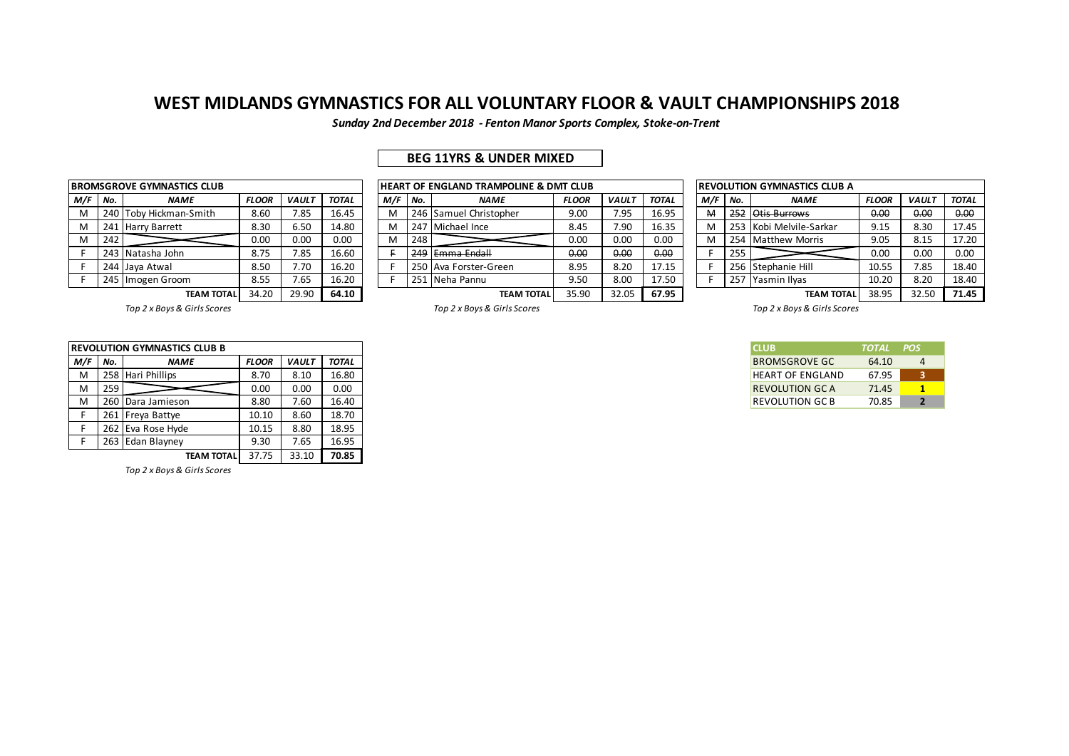# WEST MIDLANDS GYMNASTICS FOR ALL VOLUNTARY FLOOR & VAULT CHAMPIONSHIPS 2018

***Sunday 2nd December 2018 - Fenton Manor Sports Complex, Stoke-on-Trent***

## BEG 11YRS & UNDER MIXED

**BROMSGROVE GYMNASTICS CLUB**

| M/F | No. | NAME | FLOOR | VAULT | TOTAL |
|---|---|---|---|---|---|
| M | 240 | Toby Hickman-Smith | 8.60 | 7.85 | 16.45 |
| M | 241 | Harry Barrett | 8.30 | 6.50 | 14.80 |
| M | 242 | | 0.00 | 0.00 | 0.00 |
| F | 243 | Natasha John | 8.75 | 7.85 | 16.60 |
| F | 244 | Jaya Atwal | 8.50 | 7.70 | 16.20 |
| F | 245 | Imogen Groom | 8.55 | 7.65 | 16.20 |
| | | **TEAM TOTAL** | 34.20 | 29.90 | **64.10** |

*Top 2 x Boys & Girls Scores*

**HEART OF ENGLAND TRAMPOLINE & DMT CLUB**

| M/F | No. | NAME | FLOOR | VAULT | TOTAL |
|---|---|---|---|---|---|
| M | 246 | Samuel Christopher | 9.00 | 7.95 | 16.95 |
| M | 247 | Michael Ince | 8.45 | 7.90 | 16.35 |
| M | 248 | | 0.00 | 0.00 | 0.00 |
| ~~F~~ | ~~249~~ | ~~Emma Endall~~ | ~~0.00~~ | ~~0.00~~ | ~~0.00~~ |
| F | 250 | Ava Forster-Green | 8.95 | 8.20 | 17.15 |
| F | 251 | Neha Pannu | 9.50 | 8.00 | 17.50 |
| | | **TEAM TOTAL** | 35.90 | 32.05 | **67.95** |

*Top 2 x Boys & Girls Scores*

**REVOLUTION GYMNASTICS CLUB A**

| M/F | No. | NAME | FLOOR | VAULT | TOTAL |
|---|---|---|---|---|---|
| ~~M~~ | ~~252~~ | ~~Otis Burrows~~ | ~~0.00~~ | ~~0.00~~ | ~~0.00~~ |
| M | 253 | Kobi Melvile-Sarkar | 9.15 | 8.30 | 17.45 |
| M | 254 | Matthew Morris | 9.05 | 8.15 | 17.20 |
| F | 255 | | 0.00 | 0.00 | 0.00 |
| F | 256 | Stephanie Hill | 10.55 | 7.85 | 18.40 |
| F | 257 | Yasmin Ilyas | 10.20 | 8.20 | 18.40 |
| | | **TEAM TOTAL** | 38.95 | 32.50 | **71.45** |

*Top 2 x Boys & Girls Scores*

**REVOLUTION GYMNASTICS CLUB B**

| M/F | No. | NAME | FLOOR | VAULT | TOTAL |
|---|---|---|---|---|---|
| M | 258 | Hari Phillips | 8.70 | 8.10 | 16.80 |
| M | 259 | | 0.00 | 0.00 | 0.00 |
| M | 260 | Dara Jamieson | 8.80 | 7.60 | 16.40 |
| F | 261 | Freya Battye | 10.10 | 8.60 | 18.70 |
| F | 262 | Eva Rose Hyde | 10.15 | 8.80 | 18.95 |
| F | 263 | Edan Blayney | 9.30 | 7.65 | 16.95 |
| | | **TEAM TOTAL** | 37.75 | 33.10 | **70.85** |

*Top 2 x Boys & Girls Scores*

| CLUB | TOTAL | POS |
|---|---|---|
| BROMSGROVE GC | 64.10 | 4 |
| HEART OF ENGLAND | 67.95 | 3 |
| REVOLUTION GC A | 71.45 | 1 |
| REVOLUTION GC B | 70.85 | 2 |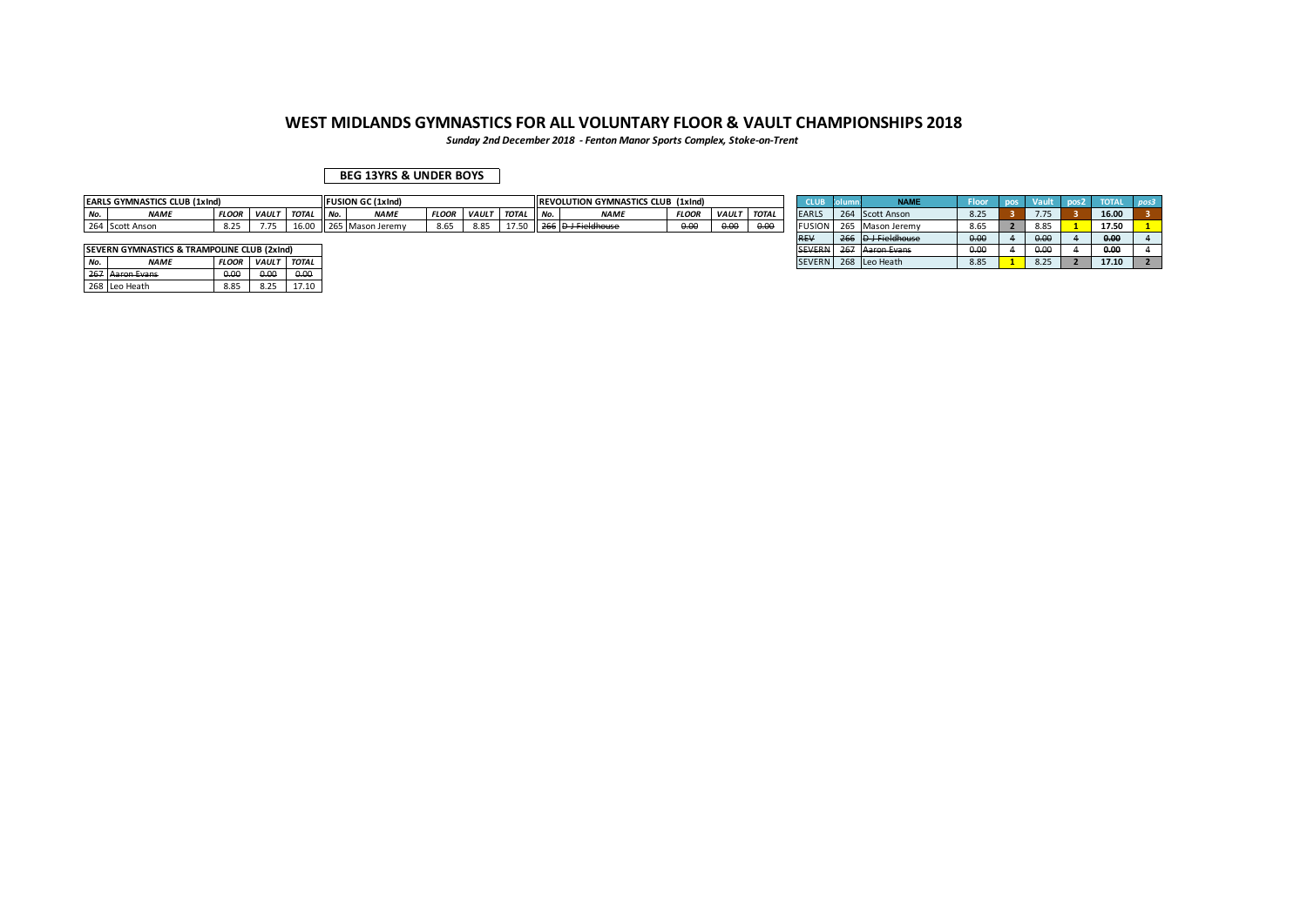# WEST MIDLANDS GYMNASTICS FOR ALL VOLUNTARY FLOOR & VAULT CHAMPIONSHIPS 2018

*Sunday 2nd December 2018 - Fenton Manor Sports Complex, Stoke-on-Trent*

**BEG 13YRS & UNDER BOYS**

| EARLS GYMNASTICS CLUB (1xInd) | | | | |
|---|---|---|---|---|
| ***No.*** | ***NAME*** | ***FLOOR*** | ***VAULT*** | ***TOTAL*** |
| 264 | Scott Anson | 8.25 | 7.75 | 16.00 |

| FUSION GC (1xInd) | | | | |
|---|---|---|---|---|
| ***No.*** | ***NAME*** | ***FLOOR*** | ***VAULT*** | ***TOTAL*** |
| 265 | Mason Jeremy | 8.65 | 8.85 | 17.50 |

| REVOLUTION GYMNASTICS CLUB (1xInd) | | | | |
|---|---|---|---|---|
| ***No.*** | ***NAME*** | ***FLOOR*** | ***VAULT*** | ***TOTAL*** |
| ~~266~~ | ~~D J Fieldhouse~~ | ~~0.00~~ | ~~0.00~~ | ~~0.00~~ |

| SEVERN GYMNASTICS & TRAMPOLINE CLUB (2xInd) | | | | |
|---|---|---|---|---|
| ***No.*** | ***NAME*** | ***FLOOR*** | ***VAULT*** | ***TOTAL*** |
| ~~267~~ | ~~Aaron Evans~~ | ~~0.00~~ | ~~0.00~~ | ~~0.00~~ |
| 268 | Leo Heath | 8.85 | 8.25 | 17.10 |

| CLUB | Column | NAME | Floor | pos | Vault | pos2 | TOTAL | *pos3* |
|---|---|---|---|---|---|---|---|---|
| EARLS | 264 | Scott Anson | 8.25 | 3 | 7.75 | 3 | **16.00** | 3 |
| FUSION | 265 | Mason Jeremy | 8.65 | 2 | 8.85 | 1 | **17.50** | 1 |
| ~~REV~~ | ~~266~~ | ~~D J Fieldhouse~~ | ~~0.00~~ | 4 | ~~0.00~~ | 4 | ~~**0.00**~~ | 4 |
| ~~SEVERN~~ | ~~267~~ | ~~Aaron Evans~~ | ~~0.00~~ | 4 | ~~0.00~~ | 4 | ~~**0.00**~~ | 4 |
| SEVERN | 268 | Leo Heath | 8.85 | 1 | 8.25 | 2 | **17.10** | 2 |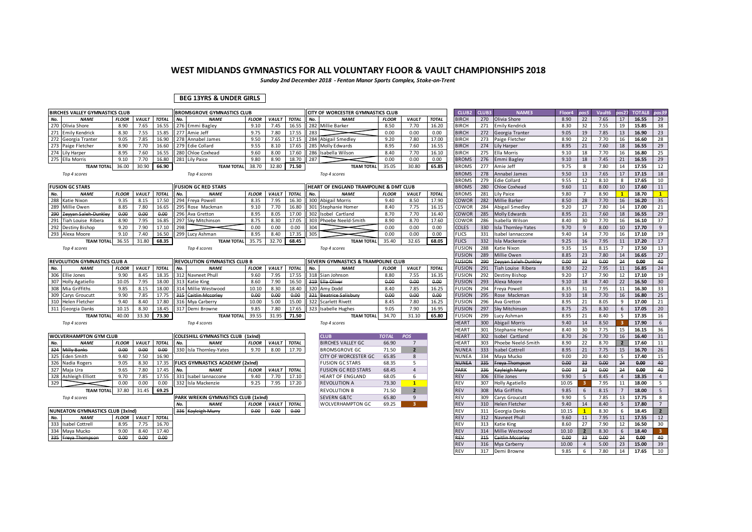# WEST MIDLANDS GYMNASTICS FOR ALL VOLUNTARY FLOOR & VAULT CHAMPIONSHIPS 2018

*Sunday 2nd December 2018 - Fenton Manor Sports Complex, Stoke-on-Trent*

**BEG 13YRS & UNDER GIRLS**

| BIRCHES VALLEY GYMNASTICS CLUB | | | | |
|---|---|---|---|---|
| **No.** | **NAME** | **FLOOR** | **VAULT** | **TOTAL** |
| 270 | Olivia Shore | 8.90 | 7.65 | 16.55 |
| 271 | Emily Kendrick | 8.30 | 7.55 | 15.85 |
| 272 | Georgia Tranter | 9.05 | 7.85 | 16.90 |
| 273 | Paige Fletcher | 8.90 | 7.70 | 16.60 |
| 274 | Lily Harper | 8.95 | 7.60 | 16.55 |
| 275 | Ella Morris | 9.10 | 7.70 | 16.80 |
| | **TEAM TOTAL** | 36.00 | 30.90 | **66.90** |

*Top 4 scores*

| BROMSGROVE GYMNASTICS CLUB | | | | |
|---|---|---|---|---|
| **No.** | **NAME** | **FLOOR** | **VAULT** | **TOTAL** |
| 276 | Emmi Bagley | 9.10 | 7.45 | 16.55 |
| 277 | Amie Jeff | 9.75 | 7.80 | 17.55 |
| 278 | Annabel James | 9.50 | 7.65 | 17.15 |
| 279 | Edie Collard | 9.55 | 8.10 | 17.65 |
| 280 | Chloe Coxhead | 9.60 | 8.00 | 17.60 |
| 281 | Lily Paice | 9.80 | 8.90 | 18.70 |
| | **TEAM TOTAL** | 38.70 | 32.80 | **71.50** |

*Top 4 scores*

| CITY OF WORCESTER GYMNASTICS CLUB | | | | |
|---|---|---|---|---|
| **No.** | **NAME** | **FLOOR** | **VAULT** | **TOTAL** |
| 282 | Millie Barker | 8.50 | 7.70 | 16.20 |
| 283 | | 0.00 | 0.00 | 0.00 |
| 284 | Abigail Smedley | 9.20 | 7.80 | 17.00 |
| 285 | Molly Edwards | 8.95 | 7.60 | 16.55 |
| 286 | Isabella Wilson | 8.40 | 7.70 | 16.10 |
| 287 | | 0.00 | 0.00 | 0.00 |
| | **TEAM TOTAL** | 35.05 | 30.80 | **65.85** |

*Top 4 scores*

| FUSION GC STARS | | | | |
|---|---|---|---|---|
| **No.** | **NAME** | **FLOOR** | **VAULT** | **TOTAL** |
| 288 | Katie Nixon | 9.35 | 8.15 | 17.50 |
| 289 | Millie Owen | 8.85 | 7.80 | 16.65 |
| 290 | ~~Zeyyan Saleh-Dunkley~~ | ~~0.00~~ | ~~0.00~~ | ~~0.00~~ |
| 291 | Tiah Louise Ribera | 8.90 | 7.95 | 16.85 |
| 292 | Destiny Bishop | 9.20 | 7.90 | 17.10 |
| 293 | Alexa Moore | 9.10 | 7.40 | 16.50 |
| | **TEAM TOTAL** | 36.55 | 31.80 | **68.35** |

*Top 4 scores*

| FUSION GC RED STARS | | | | |
|---|---|---|---|---|
| **No.** | **NAME** | **FLOOR** | **VAULT** | **TOTAL** |
| 294 | Freya Powell | 8.35 | 7.95 | 16.30 |
| 295 | Rose Mackman | 9.10 | 7.70 | 16.80 |
| 296 | Ava Gretton | 8.95 | 8.05 | 17.00 |
| 297 | Sky Mitchinson | 8.75 | 8.30 | 17.05 |
| 298 | | 0.00 | 0.00 | 0.00 |
| 299 | Lucy Ashman | 8.95 | 8.40 | 17.35 |
| | **TEAM TOTAL** | 35.75 | 32.70 | **68.45** |

*Top 4 scores*

| HEART OF ENGLAND TRAMPOLINE & DMT CLUB | | | | |
|---|---|---|---|---|
| **No.** | **NAME** | **FLOOR** | **VAULT** | **TOTAL** |
| 300 | Abigail Morris | 9.40 | 8.50 | 17.90 |
| 301 | Stephanie Homer | 8.40 | 7.75 | 16.15 |
| 302 | Isobel Cartland | 8.70 | 7.70 | 16.40 |
| 303 | Phoebe Neeld-Smith | 8.90 | 8.70 | 17.60 |
| 304 | | 0.00 | 0.00 | 0.00 |
| 305 | | 0.00 | 0.00 | 0.00 |
| | **TEAM TOTAL** | 35.40 | 32.65 | **68.05** |

*Top 4 scores*

| REVOLUTION GYMNASTICS CLUB A | | | | |
|---|---|---|---|---|
| **No.** | **NAME** | **FLOOR** | **VAULT** | **TOTAL** |
| 306 | Ellie Jones | 9.90 | 8.45 | 18.35 |
| 307 | Holly Agatiello | 10.05 | 7.95 | 18.00 |
| 308 | Mia Griffiths | 9.85 | 8.15 | 18.00 |
| 309 | Carys Groucutt | 9.90 | 7.85 | 17.75 |
| 310 | Helen Fletcher | 9.40 | 8.40 | 17.80 |
| 311 | Georgia Danks | 10.15 | 8.30 | 18.45 |
| | **TEAM TOTAL** | 40.00 | 33.30 | **73.30** |

*Top 4 scores*

| REVOLUTION GYMNASTICS CLUB B | | | | |
|---|---|---|---|---|
| **No.** | **NAME** | **FLOOR** | **VAULT** | **TOTAL** |
| 312 | Navneet Phull | 9.60 | 7.95 | 17.55 |
| 313 | Katie King | 8.60 | 7.90 | 16.50 |
| 314 | Millie Westwood | 10.10 | 8.30 | 18.40 |
| 315 | ~~Caitlin Mccorley~~ | ~~0.00~~ | ~~0.00~~ | ~~0.00~~ |
| 316 | Mya Carberry | 10.00 | 5.00 | 15.00 |
| 317 | Demi Browne | 9.85 | 7.80 | 17.65 |
| | **TEAM TOTAL** | 39.55 | 31.95 | **71.50** |

*Top 4 scores*

| SEVERN GYMNASTICS & TRAMPOLINE CLUB | | | | |
|---|---|---|---|---|
| **No.** | **NAME** | **FLOOR** | **VAULT** | **TOTAL** |
| 318 | Sian Johnson | 8.80 | 7.55 | 16.35 |
| 319 | ~~Ella Oliver~~ | ~~0.00~~ | ~~0.00~~ | ~~0.00~~ |
| 320 | Amy Dodd | 8.40 | 7.85 | 16.25 |
| 321 | ~~Beatrice Salisbury~~ | ~~0.00~~ | ~~0.00~~ | ~~0.00~~ |
| 322 | Scarlett Rivett | 8.45 | 7.80 | 16.25 |
| 323 | Isabelle Hughes | 9.05 | 7.90 | 16.95 |
| | **TEAM TOTAL** | 34.70 | 31.10 | **65.80** |

*Top 4 scores*

| WOLVERHAMPTON GYM CLUB | | | | |
|---|---|---|---|---|
| **No.** | **NAME** | **FLOOR** | **VAULT** | **TOTAL** |
| 324 | ~~Milly Banks~~ | ~~0.00~~ | ~~0.00~~ | ~~0.00~~ |
| 325 | Eden Smith | 9.40 | 7.50 | 16.90 |
| 326 | Nadia Rogers | 9.05 | 8.30 | 17.35 |
| 327 | Maja Ura | 9.65 | 7.80 | 17.45 |
| 328 | Ashleigh Elliott | 9.70 | 7.85 | 17.55 |
| 329 | | 0.00 | 0.00 | 0.00 |
| | **TEAM TOTAL** | 37.80 | 31.45 | **69.25** |

*Top 4 scores*

| COLESHILL GYMNASTICS CLUB (1xInd) | | | | |
|---|---|---|---|---|
| **No.** | **NAME** | **FLOOR** | **VAULT** | **TOTAL** |
| 330 | Isla Thornley-Yates | 9.70 | 8.00 | 17.70 |

| FLICS GYMNASTICS ACADEMY (2xInd) | | | | |
|---|---|---|---|---|
| **No.** | **NAME** | **FLOOR** | **VAULT** | **TOTAL** |
| 331 | Isabel Iannaccone | 9.40 | 7.70 | 17.10 |
| 332 | Isla Mackenzie | 9.25 | 7.95 | 17.20 |

| PARK WREKIN GYMNASTICS CLUB (1xInd) | | | | |
|---|---|---|---|---|
| **No.** | **NAME** | **FLOOR** | **VAULT** | **TOTAL** |
| 336 | ~~Kayleigh Murry~~ | ~~0.00~~ | ~~0.00~~ | ~~0.00~~ |

| NUNEATON GYMNASTICS CLUB (3xInd) | | | | |
|---|---|---|---|---|
| **No.** | **NAME** | **FLOOR** | **VAULT** | **TOTAL** |
| 333 | Isabel Cottrell | 8.95 | 7.75 | 16.70 |
| 334 | Maya Mucko | 9.00 | 8.40 | 17.40 |
| 335 | ~~Freya Thompson~~ | ~~0.00~~ | ~~0.00~~ | ~~0.00~~ |

| CLUB | TOTAL | POS |
|---|---|---|
| BIRCHES VALLEY GC | 66.90 | 7 |
| BROMSGROVE GC | 71.50 | 2 |
| CITY OF WORCESTER GC | 65.85 | 8 |
| FUSION GC STARS | 68.35 | 5 |
| FUSION GC RED STARS | 68.45 | 4 |
| HEART OF ENGLAND | 68.05 | 6 |
| REVOLUTION A | 73.30 | 1 |
| REVOLUTION B | 71.50 | 2 |
| SEVERN G&TC | 65.80 | 9 |
| WOLVERHAMPTON GC | 69.25 | 3 |

| CLUB2 | CLUB3 | NAME3 | Floor4 | pos5 | Vault6 | pos27 | TOTAL8 | pos39 |
|---|---|---|---|---|---|---|---|---|
| BIRCH | 270 | Olivia Shore | 8.90 | 22 | 7.65 | 17 | 16.55 | 29 |
| BIRCH | 271 | Emily Kendrick | 8.30 | 32 | 7.55 | 19 | 15.85 | 38 |
| BIRCH | 272 | Georgia Tranter | 9.05 | 19 | 7.85 | 13 | 16.90 | 23 |
| BIRCH | 273 | Paige Fletcher | 8.90 | 22 | 7.70 | 16 | 16.60 | 28 |
| BIRCH | 274 | Lily Harper | 8.95 | 21 | 7.60 | 18 | 16.55 | 29 |
| BIRCH | 275 | Ella Morris | 9.10 | 18 | 7.70 | 16 | 16.80 | 25 |
| BROMS | 276 | Emmi Bagley | 9.10 | 18 | 7.45 | 21 | 16.55 | 29 |
| BROMS | 277 | Amie Jeff | 9.75 | 8 | 7.80 | 14 | 17.55 | 12 |
| BROMS | 278 | Annabel James | 9.50 | 13 | 7.65 | 17 | 17.15 | 18 |
| BROMS | 279 | Edie Collard | 9.55 | 12 | 8.10 | 8 | 17.65 | 10 |
| BROMS | 280 | Chloe Coxhead | 9.60 | 11 | 8.00 | 10 | 17.60 | 11 |
| BROMS | 281 | Lily Paice | 9.80 | 7 | 8.90 | 1 | 18.70 | 1 |
| COWOR | 282 | Millie Barker | 8.50 | 28 | 7.70 | 16 | 16.20 | 35 |
| COWOR | 284 | Abigail Smedley | 9.20 | 17 | 7.80 | 14 | 17.00 | 21 |
| COWOR | 285 | Molly Edwards | 8.95 | 21 | 7.60 | 18 | 16.55 | 29 |
| COWOR | 286 | Isabella Wilson | 8.40 | 30 | 7.70 | 16 | 16.10 | 37 |
| COLES | 330 | Isla Thornley-Yates | 9.70 | 9 | 8.00 | 10 | 17.70 | 9 |
| FLICS | 331 | Isabel Iannaccone | 9.40 | 14 | 7.70 | 16 | 17.10 | 19 |
| FLICS | 332 | Isla Mackenzie | 9.25 | 16 | 7.95 | 11 | 17.20 | 17 |
| FUSION | 288 | Katie Nixon | 9.35 | 15 | 8.15 | 7 | 17.50 | 13 |
| FUSION | 289 | Millie Owen | 8.85 | 23 | 7.80 | 14 | 16.65 | 27 |
| ~~FUSION~~ | ~~290~~ | ~~Zeyyan Saleh-Dunkley~~ | ~~0.00~~ | ~~33~~ | ~~0.00~~ | ~~24~~ | ~~0.00~~ | ~~40~~ |
| FUSION | 291 | Tiah Louise Ribera | 8.90 | 22 | 7.95 | 11 | 16.85 | 24 |
| FUSION | 292 | Destiny Bishop | 9.20 | 17 | 7.90 | 12 | 17.10 | 19 |
| FUSION | 293 | Alexa Moore | 9.10 | 18 | 7.40 | 22 | 16.50 | 30 |
| FUSION | 294 | Freya Powell | 8.35 | 31 | 7.95 | 11 | 16.30 | 33 |
| FUSION | 295 | Rose Mackman | 9.10 | 18 | 7.70 | 16 | 16.80 | 25 |
| FUSION | 296 | Ava Gretton | 8.95 | 21 | 8.05 | 9 | 17.00 | 21 |
| FUSION | 297 | Sky Mitchinson | 8.75 | 25 | 8.30 | 6 | 17.05 | 20 |
| FUSION | 299 | Lucy Ashman | 8.95 | 21 | 8.40 | 5 | 17.35 | 16 |
| HEART | 300 | Abigail Morris | 9.40 | 14 | 8.50 | 3 | 17.90 | 6 |
| HEART | 301 | Stephanie Homer | 8.40 | 30 | 7.75 | 15 | 16.15 | 36 |
| HEART | 302 | Isobel Cartland | 8.70 | 26 | 7.70 | 16 | 16.40 | 31 |
| HEART | 303 | Phoebe Neeld-Smith | 8.90 | 22 | 8.70 | 2 | 17.60 | 11 |
| NUNEA | 333 | Isabel Cottrell | 8.95 | 21 | 7.75 | 15 | 16.70 | 26 |
| NUNEA | 334 | Maya Mucko | 9.00 | 20 | 8.40 | 5 | 17.40 | 15 |
| ~~NUNEA~~ | ~~335~~ | ~~Freya Thompson~~ | ~~0.00~~ | ~~33~~ | ~~0.00~~ | ~~24~~ | ~~0.00~~ | ~~40~~ |
| ~~PARK~~ | ~~336~~ | ~~Kayleigh Murry~~ | ~~0.00~~ | ~~33~~ | ~~0.00~~ | ~~24~~ | ~~0.00~~ | ~~40~~ |
| REV | 306 | Ellie Jones | 9.90 | 5 | 8.45 | 4 | 18.35 | 4 |
| REV | 307 | Holly Agatiello | 10.05 | 3 | 7.95 | 11 | 18.00 | 5 |
| REV | 308 | Mia Griffiths | 9.85 | 6 | 8.15 | 7 | 18.00 | 5 |
| REV | 309 | Carys Groucutt | 9.90 | 5 | 7.85 | 13 | 17.75 | 8 |
| REV | 310 | Helen Fletcher | 9.40 | 14 | 8.40 | 5 | 17.80 | 7 |
| REV | 311 | Georgia Danks | 10.15 | 1 | 8.30 | 6 | 18.45 | 2 |
| REV | 312 | Navneet Phull | 9.60 | 11 | 7.95 | 11 | 17.55 | 12 |
| REV | 313 | Katie King | 8.60 | 27 | 7.90 | 12 | 16.50 | 30 |
| REV | 314 | Millie Westwood | 10.10 | 2 | 8.30 | 6 | 18.40 | 3 |
| ~~REV~~ | ~~315~~ | ~~Caitlin Mccorley~~ | ~~0.00~~ | ~~33~~ | ~~0.00~~ | ~~24~~ | ~~0.00~~ | ~~40~~ |
| REV | 316 | Mya Carberry | 10.00 | 4 | 5.00 | 23 | 15.00 | 39 |
| REV | 317 | Demi Browne | 9.85 | 6 | 7.80 | 14 | 17.65 | 10 |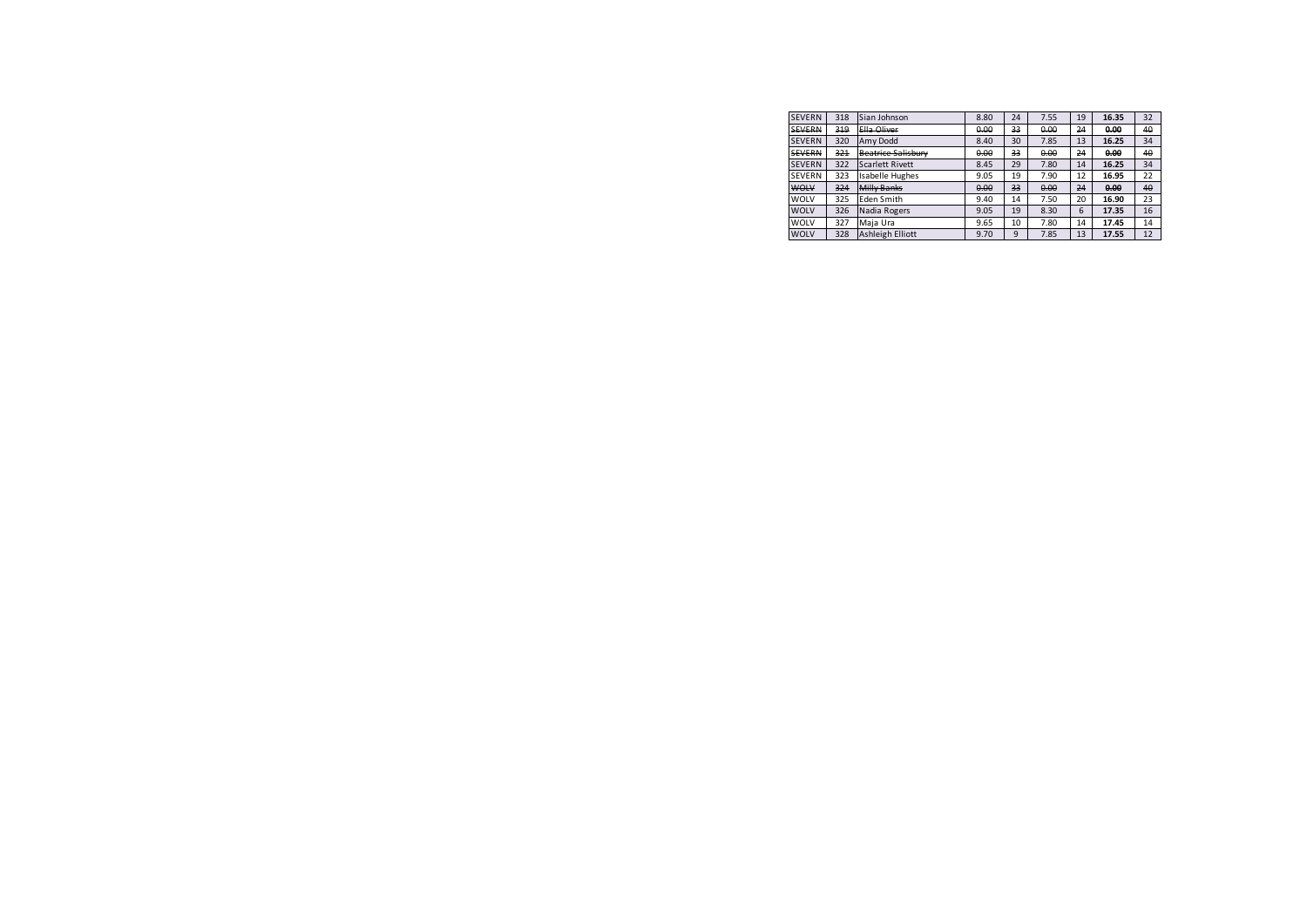| | | | | | | | | | |
|---|---|---|---|---|---|---|---|---|---|
| SEVERN | 318 | Sian Johnson | 8.80 | 24 | 7.55 | 19 | **16.35** | 32 |
| ~~SEVERN~~ | ~~319~~ | ~~Ella Oliver~~ | ~~0.00~~ | ~~33~~ | ~~0.00~~ | ~~24~~ | ~~**0.00**~~ | ~~40~~ |
| SEVERN | 320 | Amy Dodd | 8.40 | 30 | 7.85 | 13 | **16.25** | 34 |
| ~~SEVERN~~ | ~~321~~ | ~~Beatrice Salisbury~~ | ~~0.00~~ | ~~33~~ | ~~0.00~~ | ~~24~~ | ~~**0.00**~~ | ~~40~~ |
| SEVERN | 322 | Scarlett Rivett | 8.45 | 29 | 7.80 | 14 | **16.25** | 34 |
| SEVERN | 323 | Isabelle Hughes | 9.05 | 19 | 7.90 | 12 | **16.95** | 22 |
| ~~WOLV~~ | ~~324~~ | ~~Milly Banks~~ | ~~0.00~~ | ~~33~~ | ~~0.00~~ | ~~24~~ | ~~**0.00**~~ | ~~40~~ |
| WOLV | 325 | Eden Smith | 9.40 | 14 | 7.50 | 20 | **16.90** | 23 |
| WOLV | 326 | Nadia Rogers | 9.05 | 19 | 8.30 | 6 | **17.35** | 16 |
| WOLV | 327 | Maja Ura | 9.65 | 10 | 7.80 | 14 | **17.45** | 14 |
| WOLV | 328 | Ashleigh Elliott | 9.70 | 9 | 7.85 | 13 | **17.55** | 12 |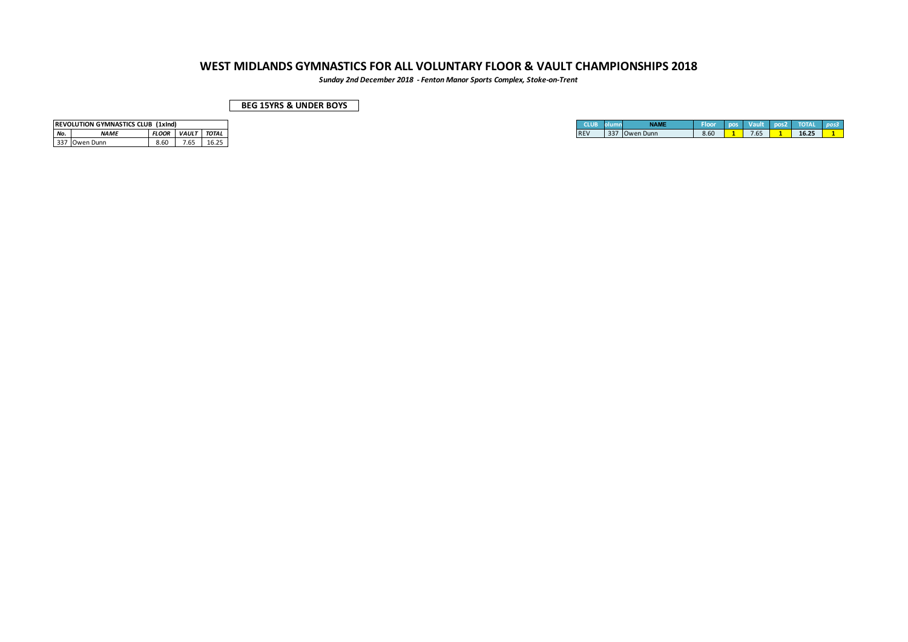# WEST MIDLANDS GYMNASTICS FOR ALL VOLUNTARY FLOOR & VAULT CHAMPIONSHIPS 2018

***Sunday 2nd December 2018 - Fenton Manor Sports Complex, Stoke-on-Trent***

**BEG 15YRS & UNDER BOYS**

| REVOLUTION GYMNASTICS CLUB (1xInd) | | | | |
|---|---|---|---|---|
| ***No.*** | ***NAME*** | ***FLOOR*** | ***VAULT*** | ***TOTAL*** |
| 337 | Owen Dunn | 8.60 | 7.65 | 16.25 |

| CLUB | olumn | NAME | Floor | pos | Vault | pos2 | TOTAL | *pos3* |
|---|---|---|---|---|---|---|---|---|
| REV | 337 | Owen Dunn | 8.60 | **1** | 7.65 | **1** | **16.25** | **1** |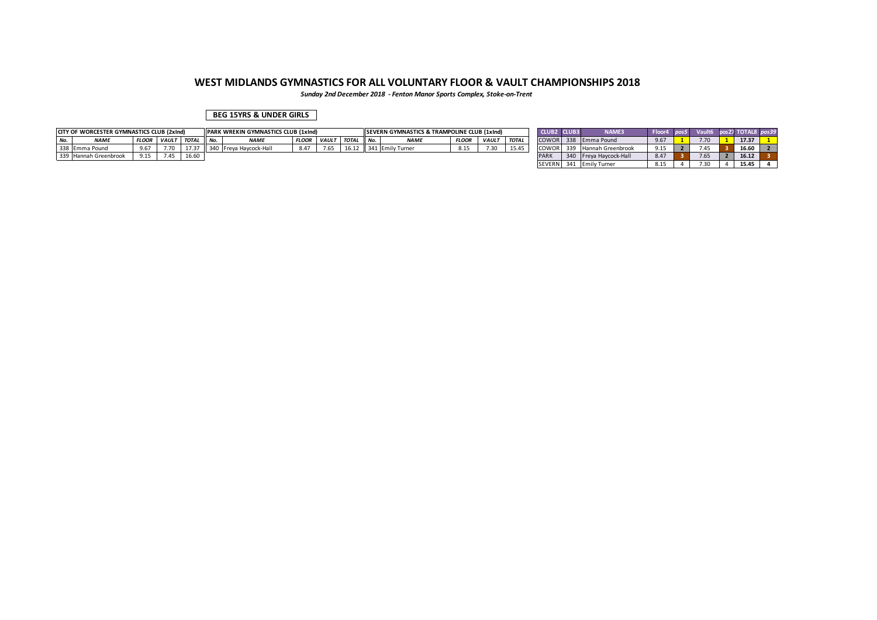# WEST MIDLANDS GYMNASTICS FOR ALL VOLUNTARY FLOOR & VAULT CHAMPIONSHIPS 2018

***Sunday 2nd December 2018 - Fenton Manor Sports Complex, Stoke-on-Trent***

**BEG 15YRS & UNDER GIRLS**

| CITY OF WORCESTER GYMNASTICS CLUB (2xInd) | | | | |
|---|---|---|---|---|
| ***No.*** | ***NAME*** | ***FLOOR*** | ***VAULT*** | ***TOTAL*** |
| 338 | Emma Pound | 9.67 | 7.70 | 17.37 |
| 339 | Hannah Greenbrook | 9.15 | 7.45 | 16.60 |

| PARK WREKIN GYMNASTICS CLUB (1xInd) | | | | |
|---|---|---|---|---|
| ***No.*** | ***NAME*** | ***FLOOR*** | ***VAULT*** | ***TOTAL*** |
| 340 | Freya Haycock-Hall | 8.47 | 7.65 | 16.12 |

| SEVERN GYMNASTICS & TRAMPOLINE CLUB (1xInd) | | | | |
|---|---|---|---|---|
| ***No.*** | ***NAME*** | ***FLOOR*** | ***VAULT*** | ***TOTAL*** |
| 341 | Emily Turner | 8.15 | 7.30 | 15.45 |

| CLUB2 | CLUB3 | NAME3 | Floor4 | pos5 | Vault6 | pos27 | TOTAL8 | pos39 |
|---|---|---|---|---|---|---|---|---|
| COWOR | 338 | Emma Pound | 9.67 | 1 | 7.70 | 1 | **17.37** | 1 |
| COWOR | 339 | Hannah Greenbrook | 9.15 | 2 | 7.45 | 3 | **16.60** | 2 |
| PARK | 340 | Freya Haycock-Hall | 8.47 | 3 | 7.65 | 2 | **16.12** | 3 |
| SEVERN | 341 | Emily Turner | 8.15 | 4 | 7.30 | 4 | **15.45** | 4 |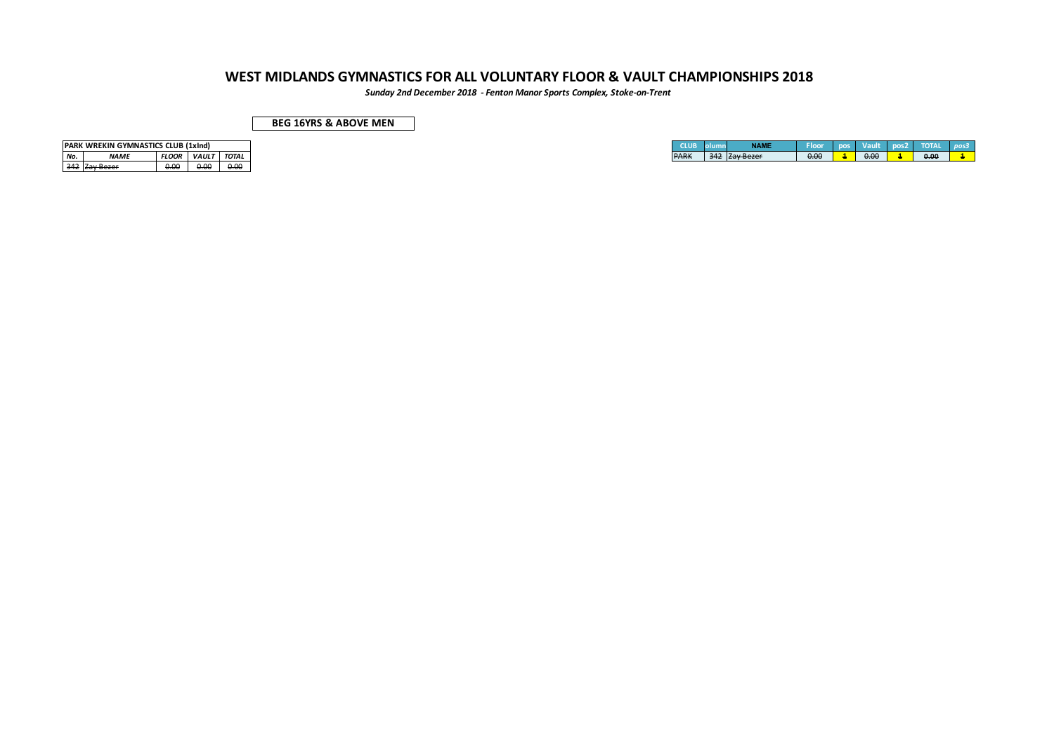# WEST MIDLANDS GYMNASTICS FOR ALL VOLUNTARY FLOOR & VAULT CHAMPIONSHIPS 2018

***Sunday 2nd December 2018 - Fenton Manor Sports Complex, Stoke-on-Trent***

**BEG 16YRS & ABOVE MEN**

| PARK WREKIN GYMNASTICS CLUB (1xInd) | | | | |
|---|---|---|---|---|
| *No.* | *NAME* | *FLOOR* | *VAULT* | *TOTAL* |
| ~~342~~ | ~~Zay Bezer~~ | ~~0.00~~ | ~~0.00~~ | ~~0.00~~ |

| CLUB | olumn | NAME | Floor | pos | Vault | pos2 | TOTAL | *pos3* |
|---|---|---|---|---|---|---|---|---|
| ~~PARK~~ | ~~342~~ | ~~Zay Bezer~~ | ~~0.00~~ | ~~1~~ | ~~0.00~~ | ~~1~~ | ~~0.00~~ | ~~1~~ |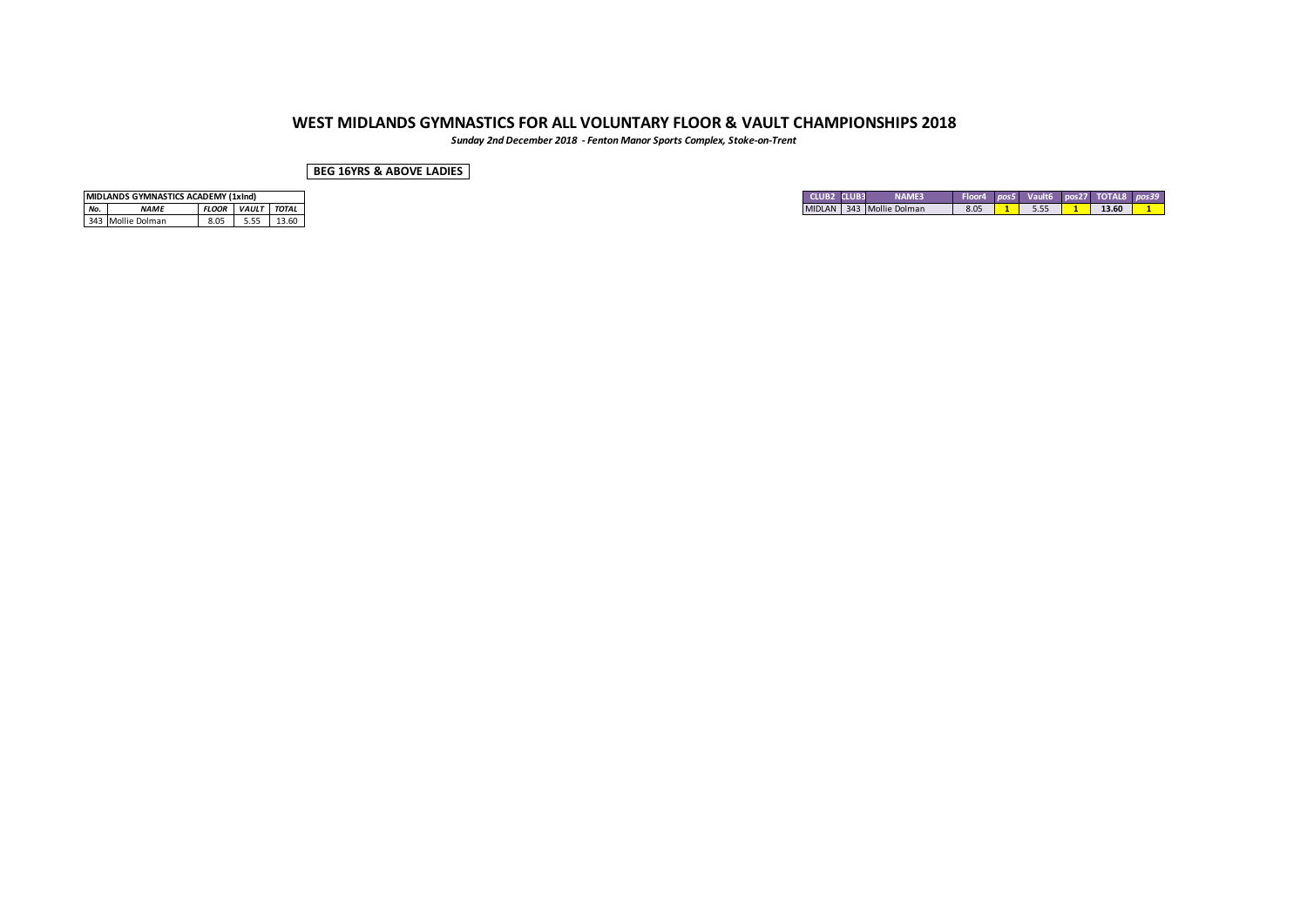# WEST MIDLANDS GYMNASTICS FOR ALL VOLUNTARY FLOOR & VAULT CHAMPIONSHIPS 2018

***Sunday 2nd December 2018 - Fenton Manor Sports Complex, Stoke-on-Trent***

**BEG 16YRS & ABOVE LADIES**

| MIDLANDS GYMNASTICS ACADEMY (1xInd) | | | | |
|---|---|---|---|---|
| ***No.*** | ***NAME*** | ***FLOOR*** | ***VAULT*** | ***TOTAL*** |
| 343 | Mollie Dolman | 8.05 | 5.55 | 13.60 |

| CLUB2 | CLUB3 | NAME3 | Floor4 | *pos5* | Vault6 | pos27 | TOTAL8 | *pos39* |
|---|---|---|---|---|---|---|---|---|
| MIDLAN | 343 | Mollie Dolman | 8.05 | **1** | 5.55 | **1** | **13.60** | **1** |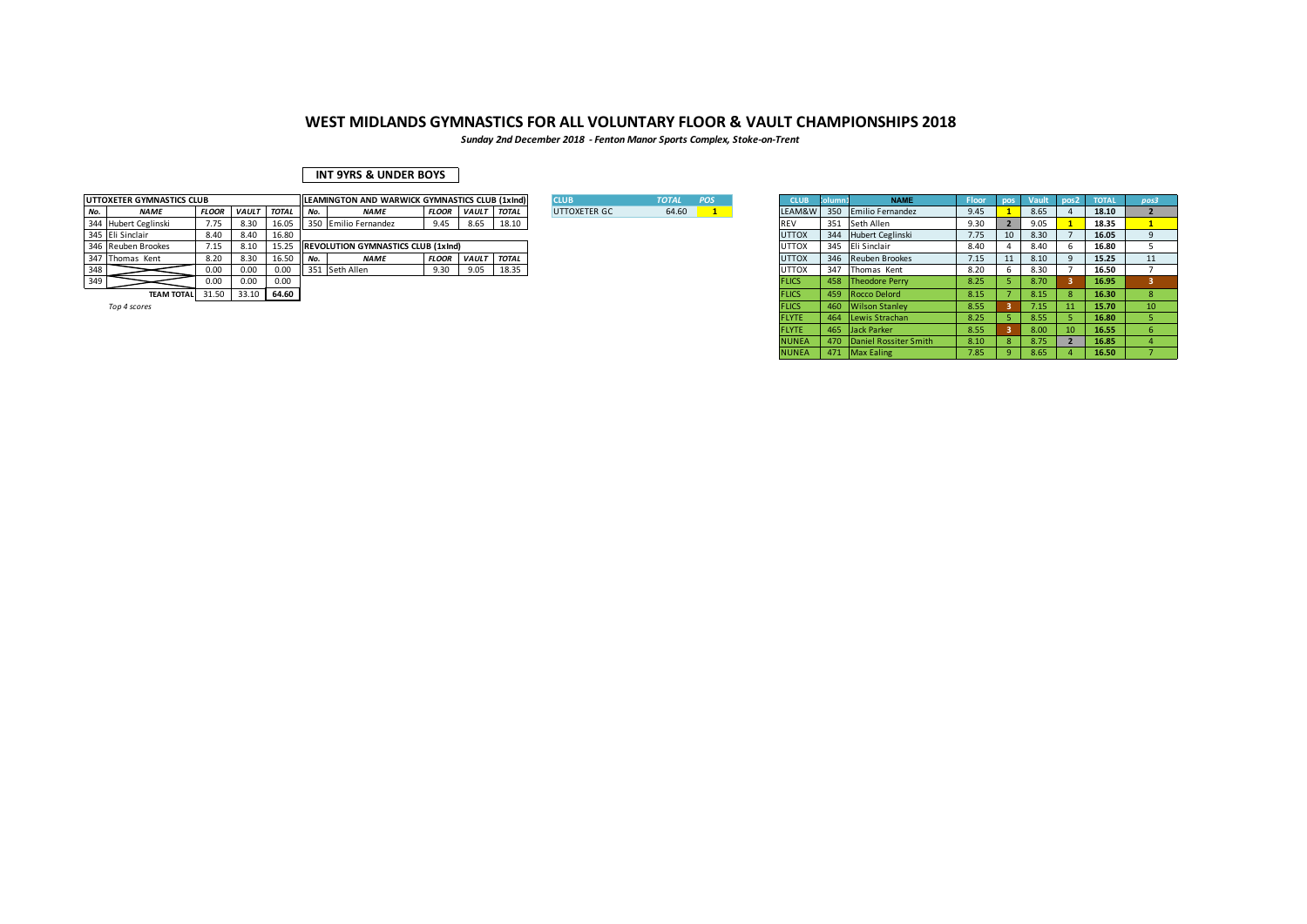# WEST MIDLANDS GYMNASTICS FOR ALL VOLUNTARY FLOOR & VAULT CHAMPIONSHIPS 2018

*Sunday 2nd December 2018 - Fenton Manor Sports Complex, Stoke-on-Trent*

## INT 9YRS & UNDER BOYS

| UTTOXETER GYMNASTICS CLUB | | | | |
|---|---|---|---|---|
| *No.* | *NAME* | *FLOOR* | *VAULT* | *TOTAL* |
| 344 | Hubert Ceglinski | 7.75 | 8.30 | 16.05 |
| 345 | Eli Sinclair | 8.40 | 8.40 | 16.80 |
| 346 | Reuben Brookes | 7.15 | 8.10 | 15.25 |
| 347 | Thomas Kent | 8.20 | 8.30 | 16.50 |
| 348 | | 0.00 | 0.00 | 0.00 |
| 349 | | 0.00 | 0.00 | 0.00 |
| | **TEAM TOTAL** | 31.50 | 33.10 | **64.60** |

*Top 4 scores*

| LEAMINGTON AND WARWICK GYMNASTICS CLUB (1xInd) | | | | |
|---|---|---|---|---|
| *No.* | *NAME* | *FLOOR* | *VAULT* | *TOTAL* |
| 350 | Emilio Fernandez | 9.45 | 8.65 | 18.10 |

| REVOLUTION GYMNASTICS CLUB (1xInd) | | | | |
|---|---|---|---|---|
| *No.* | *NAME* | *FLOOR* | *VAULT* | *TOTAL* |
| 351 | Seth Allen | 9.30 | 9.05 | 18.35 |

| CLUB | *TOTAL* | *POS* |
|---|---|---|
| UTTOXETER GC | 64.60 | 1 |

| CLUB | Column1 | NAME | Floor | pos | Vault | pos2 | TOTAL | pos3 |
|---|---|---|---|---|---|---|---|---|
| LEAM&W | 350 | Emilio Fernandez | 9.45 | 1 | 8.65 | 4 | 18.10 | 2 |
| REV | 351 | Seth Allen | 9.30 | 2 | 9.05 | 1 | 18.35 | 1 |
| UTTOX | 344 | Hubert Ceglinski | 7.75 | 10 | 8.30 | 7 | 16.05 | 9 |
| UTTOX | 345 | Eli Sinclair | 8.40 | 4 | 8.40 | 6 | 16.80 | 5 |
| UTTOX | 346 | Reuben Brookes | 7.15 | 11 | 8.10 | 9 | 15.25 | 11 |
| UTTOX | 347 | Thomas Kent | 8.20 | 6 | 8.30 | 7 | 16.50 | 7 |
| FLICS | 458 | Theodore Perry | 8.25 | 5 | 8.70 | 3 | 16.95 | 3 |
| FLICS | 459 | Rocco Delord | 8.15 | 7 | 8.15 | 8 | 16.30 | 8 |
| FLICS | 460 | Wilson Stanley | 8.55 | 3 | 7.15 | 11 | 15.70 | 10 |
| FLYTE | 464 | Lewis Strachan | 8.25 | 5 | 8.55 | 5 | 16.80 | 5 |
| FLYTE | 465 | Jack Parker | 8.55 | 3 | 8.00 | 10 | 16.55 | 6 |
| NUNEA | 470 | Daniel Rossiter Smith | 8.10 | 8 | 8.75 | 2 | 16.85 | 4 |
| NUNEA | 471 | Max Ealing | 7.85 | 9 | 8.65 | 4 | 16.50 | 7 |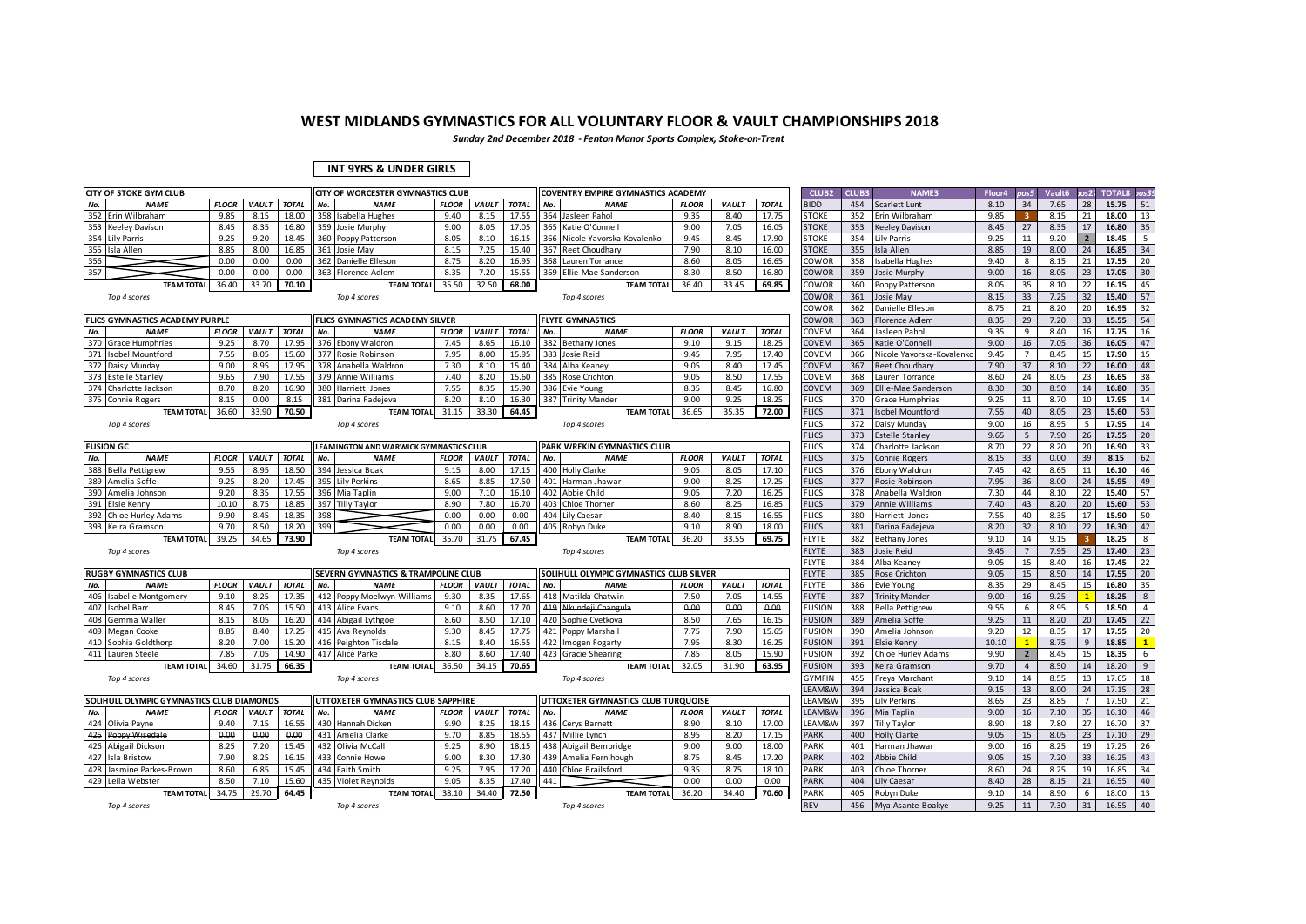# WEST MIDLANDS GYMNASTICS FOR ALL VOLUNTARY FLOOR & VAULT CHAMPIONSHIPS 2018

*Sunday 2nd December 2018 - Fenton Manor Sports Complex, Stoke-on-Trent*

**INT 9YRS & UNDER GIRLS**

### CITY OF STOKE GYM CLUB

| No. | NAME | FLOOR | VAULT | TOTAL |
|---|---|---|---|---|
| 352 | Erin Wilbraham | 9.85 | 8.15 | 18.00 |
| 353 | Keeley Davison | 8.45 | 8.35 | 16.80 |
| 354 | Lily Parris | 9.25 | 9.20 | 18.45 |
| 355 | Isla Allen | 8.85 | 8.00 | 16.85 |
| 356 | | 0.00 | 0.00 | 0.00 |
| 357 | | 0.00 | 0.00 | 0.00 |
| | TEAM TOTAL | 36.40 | 33.70 | 70.10 |

*Top 4 scores*

### CITY OF WORCESTER GYMNASTICS CLUB

| No. | NAME | FLOOR | VAULT | TOTAL |
|---|---|---|---|---|
| 358 | Isabella Hughes | 9.40 | 8.15 | 17.55 |
| 359 | Josie Murphy | 9.00 | 8.05 | 17.05 |
| 360 | Poppy Patterson | 8.05 | 8.10 | 16.15 |
| 361 | Josie May | 8.15 | 7.25 | 15.40 |
| 362 | Danielle Elleson | 8.75 | 8.20 | 16.95 |
| 363 | Florence Adlem | 8.35 | 7.20 | 15.55 |
| | TEAM TOTAL | 35.50 | 32.50 | 68.00 |

*Top 4 scores*

### COVENTRY EMPIRE GYMNASTICS ACADEMY

| No. | NAME | FLOOR | VAULT | TOTAL |
|---|---|---|---|---|
| 364 | Jasleen Pahol | 9.35 | 8.40 | 17.75 |
| 365 | Katie O'Connell | 9.00 | 7.05 | 16.05 |
| 366 | Nicole Yavorska-Kovalenko | 9.45 | 8.45 | 17.90 |
| 367 | Reet Choudhary | 7.90 | 8.10 | 16.00 |
| 368 | Lauren Torrance | 8.60 | 8.05 | 16.65 |
| 369 | Ellie-Mae Sanderson | 8.30 | 8.50 | 16.80 |
| | TEAM TOTAL | 36.40 | 33.45 | 69.85 |

*Top 4 scores*

### FLICS GYMNASTICS ACADEMY PURPLE

| No. | NAME | FLOOR | VAULT | TOTAL |
|---|---|---|---|---|
| 370 | Grace Humphries | 9.25 | 8.70 | 17.95 |
| 371 | Isobel Mountford | 7.55 | 8.05 | 15.60 |
| 372 | Daisy Munday | 9.00 | 8.95 | 17.95 |
| 373 | Estelle Stanley | 9.65 | 7.90 | 17.55 |
| 374 | Charlotte Jackson | 8.70 | 8.20 | 16.90 |
| 375 | Connie Rogers | 8.15 | 0.00 | 8.15 |
| | TEAM TOTAL | 36.60 | 33.90 | 70.50 |

*Top 4 scores*

### FLICS GYMNASTICS ACADEMY SILVER

| No. | NAME | FLOOR | VAULT | TOTAL |
|---|---|---|---|---|
| 376 | Ebony Waldron | 7.45 | 8.65 | 16.10 |
| 377 | Rosie Robinson | 7.95 | 8.00 | 15.95 |
| 378 | Anabella Waldron | 7.30 | 8.10 | 15.40 |
| 379 | Annie Williams | 7.40 | 8.20 | 15.60 |
| 380 | Harriett Jones | 7.55 | 8.35 | 15.90 |
| 381 | Darina Fadejeva | 8.20 | 8.10 | 16.30 |
| | TEAM TOTAL | 31.15 | 33.30 | 64.45 |

*Top 4 scores*

### FLYTE GYMNASTICS

| No. | NAME | FLOOR | VAULT | TOTAL |
|---|---|---|---|---|
| 382 | Bethany Jones | 9.10 | 9.15 | 18.25 |
| 383 | Josie Reid | 9.45 | 7.95 | 17.40 |
| 384 | Alba Keaney | 9.05 | 8.40 | 17.45 |
| 385 | Rose Crichton | 9.05 | 8.50 | 17.55 |
| 386 | Evie Young | 8.35 | 8.45 | 16.80 |
| 387 | Trinity Mander | 9.00 | 9.25 | 18.25 |
| | TEAM TOTAL | 36.65 | 35.35 | 72.00 |

*Top 4 scores*

### FUSION GC

| No. | NAME | FLOOR | VAULT | TOTAL |
|---|---|---|---|---|
| 388 | Bella Pettigrew | 9.55 | 8.95 | 18.50 |
| 389 | Amelia Soffe | 9.25 | 8.20 | 17.45 |
| 390 | Amelia Johnson | 9.20 | 8.35 | 17.55 |
| 391 | Elsie Kenny | 10.10 | 8.75 | 18.85 |
| 392 | Chloe Hurley Adams | 9.90 | 8.45 | 18.35 |
| 393 | Keira Gramson | 9.70 | 8.50 | 18.20 |
| | TEAM TOTAL | 39.25 | 34.65 | 73.90 |

*Top 4 scores*

### LEAMINGTON AND WARWICK GYMNASTICS CLUB

| No. | NAME | FLOOR | VAULT | TOTAL |
|---|---|---|---|---|
| 394 | Jessica Boak | 9.15 | 8.00 | 17.15 |
| 395 | Lily Perkins | 8.65 | 8.85 | 17.50 |
| 396 | Mia Taplin | 9.00 | 7.10 | 16.10 |
| 397 | Tilly Taylor | 8.90 | 7.80 | 16.70 |
| 398 | | 0.00 | 0.00 | 0.00 |
| 399 | | 0.00 | 0.00 | 0.00 |
| | TEAM TOTAL | 35.70 | 31.75 | 67.45 |

*Top 4 scores*

### PARK WREKIN GYMNASTICS CLUB

| No. | NAME | FLOOR | VAULT | TOTAL |
|---|---|---|---|---|
| 400 | Holly Clarke | 9.05 | 8.05 | 17.10 |
| 401 | Harman Jhawar | 9.00 | 8.25 | 17.25 |
| 402 | Abbie Child | 9.05 | 7.20 | 16.25 |
| 403 | Chloe Thorner | 8.60 | 8.25 | 16.85 |
| 404 | Lily Caesar | 8.40 | 8.15 | 16.55 |
| 405 | Robyn Duke | 9.10 | 8.90 | 18.00 |
| | TEAM TOTAL | 36.20 | 33.55 | 69.75 |

*Top 4 scores*

### RUGBY GYMNASTICS CLUB

| No. | NAME | FLOOR | VAULT | TOTAL |
|---|---|---|---|---|
| 406 | Isabelle Montgomery | 9.10 | 8.25 | 17.35 |
| 407 | Isobel Barr | 8.45 | 7.05 | 15.50 |
| 408 | Gemma Waller | 8.15 | 8.05 | 16.20 |
| 409 | Megan Cooke | 8.85 | 8.40 | 17.25 |
| 410 | Sophia Goldthorp | 8.20 | 7.00 | 15.20 |
| 411 | Lauren Steele | 7.85 | 7.05 | 14.90 |
| | TEAM TOTAL | 34.60 | 31.75 | 66.35 |

*Top 4 scores*

### SEVERN GYMNASTICS & TRAMPOLINE CLUB

| No. | NAME | FLOOR | VAULT | TOTAL |
|---|---|---|---|---|
| 412 | Poppy Moelwyn-Williams | 9.30 | 8.35 | 17.65 |
| 413 | Alice Evans | 9.10 | 8.60 | 17.70 |
| 414 | Abigail Lythgoe | 8.60 | 8.50 | 17.10 |
| 415 | Ava Reynolds | 9.30 | 8.45 | 17.75 |
| 416 | Peighton Tisdale | 8.15 | 8.40 | 16.55 |
| 417 | Alice Parke | 8.80 | 8.60 | 17.40 |
| | TEAM TOTAL | 36.50 | 34.15 | 70.65 |

*Top 4 scores*

### SOLIHULL OLYMPIC GYMNASTICS CLUB SILVER

| No. | NAME | FLOOR | VAULT | TOTAL |
|---|---|---|---|---|
| 418 | Matilda Chatwin | 7.50 | 7.05 | 14.55 |
| 419 | ~~Nkundeji Changula~~ | ~~0.00~~ | ~~0.00~~ | ~~0.00~~ |
| 420 | Sophie Cvetkova | 8.50 | 7.65 | 16.15 |
| 421 | Poppy Marshall | 7.75 | 7.90 | 15.65 |
| 422 | Imogen Fogarty | 7.95 | 8.30 | 16.25 |
| 423 | Gracie Shearing | 7.85 | 8.05 | 15.90 |
| | TEAM TOTAL | 32.05 | 31.90 | 63.95 |

*Top 4 scores*

### SOLIHULL OLYMPIC GYMNASTICS CLUB DIAMONDS

| No. | NAME | FLOOR | VAULT | TOTAL |
|---|---|---|---|---|
| 424 | Olivia Payne | 9.40 | 7.15 | 16.55 |
| 425 | ~~Poppy Wisedale~~ | ~~0.00~~ | ~~0.00~~ | ~~0.00~~ |
| 426 | Abigail Dickson | 8.25 | 7.20 | 15.45 |
| 427 | Isla Bristow | 7.90 | 8.25 | 16.15 |
| 428 | Jasmine Parkes-Brown | 8.60 | 6.85 | 15.45 |
| 429 | Leila Webster | 8.50 | 7.10 | 15.60 |
| | TEAM TOTAL | 34.75 | 29.70 | 64.45 |

*Top 4 scores*

### UTTOXETER GYMNASTICS CLUB SAPPHIRE

| No. | NAME | FLOOR | VAULT | TOTAL |
|---|---|---|---|---|
| 430 | Hannah Dicken | 9.90 | 8.25 | 18.15 |
| 431 | Amelia Clarke | 9.70 | 8.85 | 18.55 |
| 432 | Olivia McCall | 9.25 | 8.90 | 18.15 |
| 433 | Connie Howe | 9.00 | 8.30 | 17.30 |
| 434 | Faith Smith | 9.25 | 7.95 | 17.20 |
| 435 | Violet Reynolds | 9.05 | 8.35 | 17.40 |
| | TEAM TOTAL | 38.10 | 34.40 | 72.50 |

*Top 4 scores*

### UTTOXETER GYMNASTICS CLUB TURQUOISE

| No. | NAME | FLOOR | VAULT | TOTAL |
|---|---|---|---|---|
| 436 | Cerys Barnett | 8.90 | 8.10 | 17.00 |
| 437 | Millie Lynch | 8.95 | 8.20 | 17.15 |
| 438 | Abigail Bembridge | 9.00 | 9.00 | 18.00 |
| 439 | Amelia Fernihough | 8.75 | 8.45 | 17.20 |
| 440 | Chloe Brailsford | 9.35 | 8.75 | 18.10 |
| 441 | | 0.00 | 0.00 | 0.00 |
| | TEAM TOTAL | 36.20 | 34.40 | 70.60 |

*Top 4 scores*

### Individual Results

| CLUB2 | CLUB3 | NAME3 | Floor4 | pos5 | Vault6 | pos2 | TOTAL8 | pos39 |
|---|---|---|---|---|---|---|---|---|
| BIDD | 454 | Scarlett Lunt | 8.10 | 34 | 7.65 | 28 | 15.75 | 51 |
| STOKE | 352 | Erin Wilbraham | 9.85 | 3 | 8.15 | 21 | 18.00 | 13 |
| STOKE | 353 | Keeley Davison | 8.45 | 27 | 8.35 | 17 | 16.80 | 35 |
| STOKE | 354 | Lily Parris | 9.25 | 11 | 9.20 | 2 | 18.45 | 5 |
| STOKE | 355 | Isla Allen | 8.85 | 19 | 8.00 | 24 | 16.85 | 34 |
| COWOR | 358 | Isabella Hughes | 9.40 | 8 | 8.15 | 21 | 17.55 | 20 |
| COWOR | 359 | Josie Murphy | 9.00 | 16 | 8.05 | 23 | 17.05 | 30 |
| COWOR | 360 | Poppy Patterson | 8.05 | 35 | 8.10 | 22 | 16.15 | 45 |
| COWOR | 361 | Josie May | 8.15 | 33 | 7.25 | 32 | 15.40 | 57 |
| COWOR | 362 | Danielle Elleson | 8.75 | 21 | 8.20 | 20 | 16.95 | 32 |
| COWOR | 363 | Florence Adlem | 8.35 | 29 | 7.20 | 33 | 15.55 | 54 |
| COVEM | 364 | Jasleen Pahol | 9.35 | 9 | 8.40 | 16 | 17.75 | 16 |
| COVEM | 365 | Katie O'Connell | 9.00 | 16 | 7.05 | 36 | 16.05 | 47 |
| COVEM | 366 | Nicole Yavorska-Kovalenko | 9.45 | 7 | 8.45 | 15 | 17.90 | 15 |
| COVEM | 367 | Reet Choudhary | 7.90 | 37 | 8.10 | 22 | 16.00 | 48 |
| COVEM | 368 | Lauren Torrance | 8.60 | 24 | 8.05 | 23 | 16.65 | 38 |
| COVEM | 369 | Ellie-Mae Sanderson | 8.30 | 30 | 8.50 | 14 | 16.80 | 35 |
| FLICS | 370 | Grace Humphries | 9.25 | 11 | 8.70 | 10 | 17.95 | 14 |
| FLICS | 371 | Isobel Mountford | 7.55 | 40 | 8.05 | 23 | 15.60 | 53 |
| FLICS | 372 | Daisy Munday | 9.00 | 16 | 8.95 | 5 | 17.95 | 14 |
| FLICS | 373 | Estelle Stanley | 9.65 | 5 | 7.90 | 26 | 17.55 | 20 |
| FLICS | 374 | Charlotte Jackson | 8.70 | 22 | 8.20 | 20 | 16.90 | 33 |
| FLICS | 375 | Connie Rogers | 8.15 | 33 | 0.00 | 39 | 8.15 | 62 |
| FLICS | 376 | Ebony Waldron | 7.45 | 42 | 8.65 | 11 | 16.10 | 46 |
| FLICS | 377 | Rosie Robinson | 7.95 | 36 | 8.00 | 24 | 15.95 | 49 |
| FLICS | 378 | Anabella Waldron | 7.30 | 44 | 8.10 | 22 | 15.40 | 57 |
| FLICS | 379 | Annie Williams | 7.40 | 43 | 8.20 | 20 | 15.60 | 53 |
| FLICS | 380 | Harriett Jones | 7.55 | 40 | 8.35 | 17 | 15.90 | 50 |
| FLICS | 381 | Darina Fadejeva | 8.20 | 32 | 8.10 | 22 | 16.30 | 42 |
| FLYTE | 382 | Bethany Jones | 9.10 | 14 | 9.15 | 3 | 18.25 | 8 |
| FLYTE | 383 | Josie Reid | 9.45 | 7 | 7.95 | 25 | 17.40 | 23 |
| FLYTE | 384 | Alba Keaney | 9.05 | 15 | 8.40 | 16 | 17.45 | 22 |
| FLYTE | 385 | Rose Crichton | 9.05 | 15 | 8.50 | 14 | 17.55 | 20 |
| FLYTE | 386 | Evie Young | 8.35 | 29 | 8.45 | 15 | 16.80 | 35 |
| FLYTE | 387 | Trinity Mander | 9.00 | 16 | 9.25 | 1 | 18.25 | 8 |
| FUSION | 388 | Bella Pettigrew | 9.55 | 6 | 8.95 | 5 | 18.50 | 4 |
| FUSION | 389 | Amelia Soffe | 9.25 | 11 | 8.20 | 20 | 17.45 | 22 |
| FUSION | 390 | Amelia Johnson | 9.20 | 12 | 8.35 | 17 | 17.55 | 20 |
| FUSION | 391 | Elsie Kenny | 10.10 | 1 | 8.75 | 9 | 18.85 | 1 |
| FUSION | 392 | Chloe Hurley Adams | 9.90 | 2 | 8.45 | 15 | 18.35 | 6 |
| FUSION | 393 | Keira Gramson | 9.70 | 4 | 8.50 | 14 | 18.20 | 9 |
| GYMFIN | 455 | Freya Marchant | 9.10 | 14 | 8.55 | 13 | 17.65 | 18 |
| LEAM&W | 394 | Jessica Boak | 9.15 | 13 | 8.00 | 24 | 17.15 | 28 |
| LEAM&W | 395 | Lily Perkins | 8.65 | 23 | 8.85 | 7 | 17.50 | 21 |
| LEAM&W | 396 | Mia Taplin | 9.00 | 16 | 7.10 | 35 | 16.10 | 46 |
| LEAM&W | 397 | Tilly Taylor | 8.90 | 18 | 7.80 | 27 | 16.70 | 37 |
| PARK | 400 | Holly Clarke | 9.05 | 15 | 8.05 | 23 | 17.10 | 29 |
| PARK | 401 | Harman Jhawar | 9.00 | 16 | 8.25 | 19 | 17.25 | 26 |
| PARK | 402 | Abbie Child | 9.05 | 15 | 7.20 | 33 | 16.25 | 43 |
| PARK | 403 | Chloe Thorner | 8.60 | 24 | 8.25 | 19 | 16.85 | 34 |
| PARK | 404 | Lily Caesar | 8.40 | 28 | 8.15 | 21 | 16.55 | 40 |
| PARK | 405 | Robyn Duke | 9.10 | 14 | 8.90 | 6 | 18.00 | 13 |
| REV | 456 | Mya Asante-Boakye | 9.25 | 11 | 7.30 | 31 | 16.55 | 40 |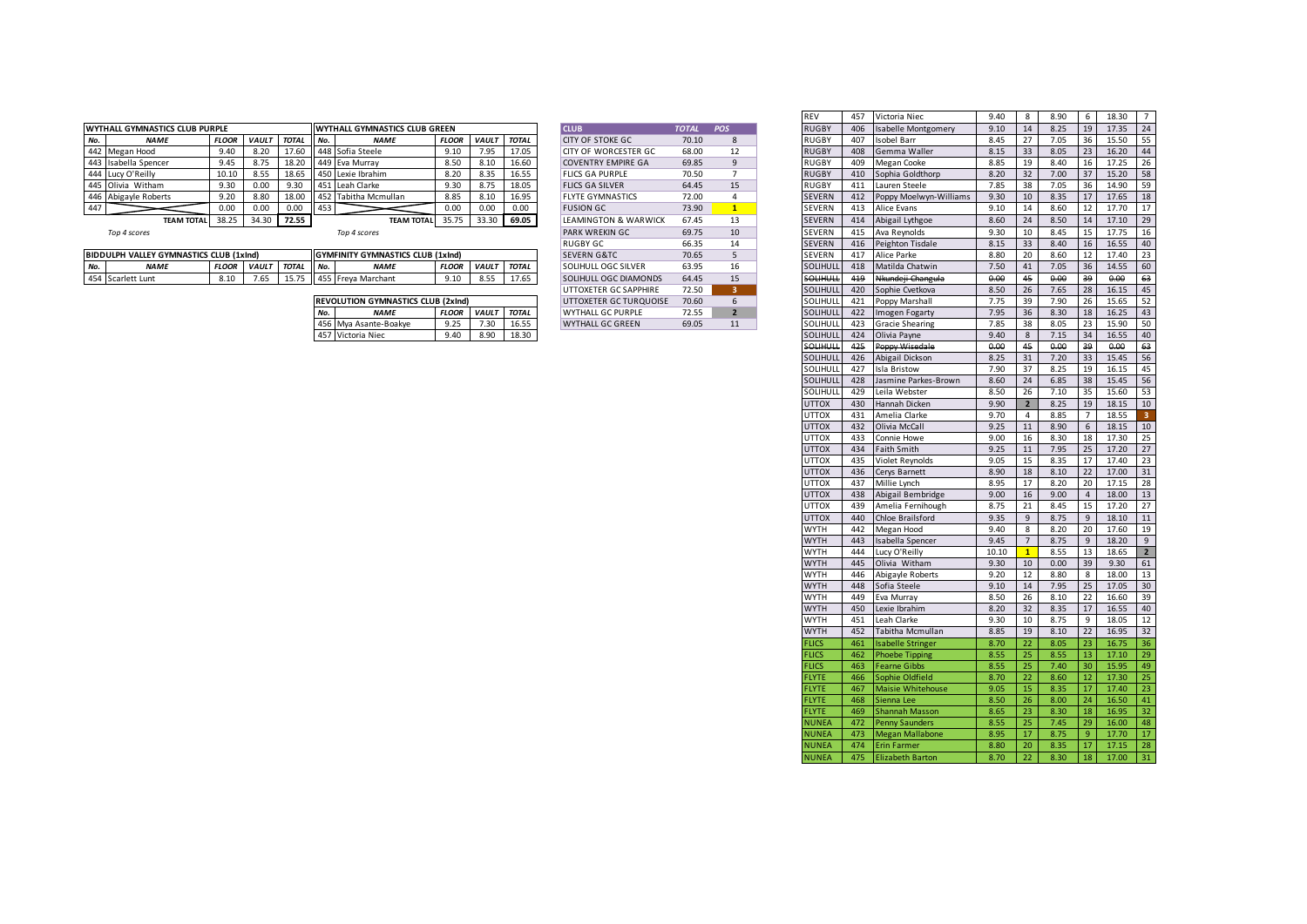| WYTHALL GYMNASTICS CLUB PURPLE | | | | |
|---|---|---|---|---|
| No. | NAME | FLOOR | VAULT | TOTAL |
| 442 | Megan Hood | 9.40 | 8.20 | 17.60 |
| 443 | Isabella Spencer | 9.45 | 8.75 | 18.20 |
| 444 | Lucy O'Reilly | 10.10 | 8.55 | 18.65 |
| 445 | Olivia Witham | 9.30 | 0.00 | 9.30 |
| 446 | Abigayle Roberts | 9.20 | 8.80 | 18.00 |
| 447 | | 0.00 | 0.00 | 0.00 |
| | TEAM TOTAL | 38.25 | 34.30 | 72.55 |

*Top 4 scores*

| WYTHALL GYMNASTICS CLUB GREEN | | | | |
|---|---|---|---|---|
| No. | NAME | FLOOR | VAULT | TOTAL |
| 448 | Sofia Steele | 9.10 | 7.95 | 17.05 |
| 449 | Eva Murray | 8.50 | 8.10 | 16.60 |
| 450 | Lexie Ibrahim | 8.20 | 8.35 | 16.55 |
| 451 | Leah Clarke | 9.30 | 8.75 | 18.05 |
| 452 | Tabitha Mcmullan | 8.85 | 8.10 | 16.95 |
| 453 | | 0.00 | 0.00 | 0.00 |
| | TEAM TOTAL | 35.75 | 33.30 | 69.05 |

*Top 4 scores*

| BIDDULPH VALLEY GYMNASTICS CLUB (1xInd) | | | | |
|---|---|---|---|---|
| No. | NAME | FLOOR | VAULT | TOTAL |
| 454 | Scarlett Lunt | 8.10 | 7.65 | 15.75 |

| GYMFINITY GYMNASTICS CLUB (1xInd) | | | | |
|---|---|---|---|---|
| No. | NAME | FLOOR | VAULT | TOTAL |
| 455 | Freya Marchant | 9.10 | 8.55 | 17.65 |

| REVOLUTION GYMNASTICS CLUB (2xInd) | | | | |
|---|---|---|---|---|
| No. | NAME | FLOOR | VAULT | TOTAL |
| 456 | Mya Asante-Boakye | 9.25 | 7.30 | 16.55 |
| 457 | Victoria Niec | 9.40 | 8.90 | 18.30 |

| CLUB | TOTAL | POS |
|---|---|---|
| CITY OF STOKE GC | 70.10 | 8 |
| CITY OF WORCESTER GC | 68.00 | 12 |
| COVENTRY EMPIRE GA | 69.85 | 9 |
| FLICS GA PURPLE | 70.50 | 7 |
| FLICS GA SILVER | 64.45 | 15 |
| FLYTE GYMNASTICS | 72.00 | 4 |
| FUSION GC | 73.90 | 1 |
| LEAMINGTON & WARWICK | 67.45 | 13 |
| PARK WREKIN GC | 69.75 | 10 |
| RUGBY GC | 66.35 | 14 |
| SEVERN G&TC | 70.65 | 5 |
| SOLIHULL OGC SILVER | 63.95 | 16 |
| SOLIHULL OGC DIAMONDS | 64.45 | 15 |
| UTTOXETER GC SAPPHIRE | 72.50 | 3 |
| UTTOXETER GC TURQUOISE | 70.60 | 6 |
| WYTHALL GC PURPLE | 72.55 | 2 |
| WYTHALL GC GREEN | 69.05 | 11 |

| Club | No. | Name | Floor | Pos | Vault | Pos | Total | Pos |
|---|---|---|---|---|---|---|---|---|
| REV | 457 | Victoria Niec | 9.40 | 8 | 8.90 | 6 | 18.30 | 7 |
| RUGBY | 406 | Isabelle Montgomery | 9.10 | 14 | 8.25 | 19 | 17.35 | 24 |
| RUGBY | 407 | Isobel Barr | 8.45 | 27 | 7.05 | 36 | 15.50 | 55 |
| RUGBY | 408 | Gemma Waller | 8.15 | 33 | 8.05 | 23 | 16.20 | 44 |
| RUGBY | 409 | Megan Cooke | 8.85 | 19 | 8.40 | 16 | 17.25 | 26 |
| RUGBY | 410 | Sophia Goldthorp | 8.20 | 32 | 7.00 | 37 | 15.20 | 58 |
| RUGBY | 411 | Lauren Steele | 7.85 | 38 | 7.05 | 36 | 14.90 | 59 |
| SEVERN | 412 | Poppy Moelwyn-Williams | 9.30 | 10 | 8.35 | 17 | 17.65 | 18 |
| SEVERN | 413 | Alice Evans | 9.10 | 14 | 8.60 | 12 | 17.70 | 17 |
| SEVERN | 414 | Abigail Lythgoe | 8.60 | 24 | 8.50 | 14 | 17.10 | 29 |
| SEVERN | 415 | Ava Reynolds | 9.30 | 10 | 8.45 | 15 | 17.75 | 16 |
| SEVERN | 416 | Peighton Tisdale | 8.15 | 33 | 8.40 | 16 | 16.55 | 40 |
| SEVERN | 417 | Alice Parke | 8.80 | 20 | 8.60 | 12 | 17.40 | 23 |
| SOLIHULL | 418 | Matilda Chatwin | 7.50 | 41 | 7.05 | 36 | 14.55 | 60 |
| ~~SOLIHULL~~ | ~~419~~ | ~~Nkundeji Changula~~ | ~~0.00~~ | ~~45~~ | ~~0.00~~ | ~~39~~ | ~~0.00~~ | ~~63~~ |
| SOLIHULL | 420 | Sophie Cvetkova | 8.50 | 26 | 7.65 | 28 | 16.15 | 45 |
| SOLIHULL | 421 | Poppy Marshall | 7.75 | 39 | 7.90 | 26 | 15.65 | 52 |
| SOLIHULL | 422 | Imogen Fogarty | 7.95 | 36 | 8.30 | 18 | 16.25 | 43 |
| SOLIHULL | 423 | Gracie Shearing | 7.85 | 38 | 8.05 | 23 | 15.90 | 50 |
| SOLIHULL | 424 | Olivia Payne | 9.40 | 8 | 7.15 | 34 | 16.55 | 40 |
| ~~SOLIHULL~~ | ~~425~~ | ~~Poppy Wisedale~~ | ~~0.00~~ | ~~45~~ | ~~0.00~~ | ~~39~~ | ~~0.00~~ | ~~63~~ |
| SOLIHULL | 426 | Abigail Dickson | 8.25 | 31 | 7.20 | 33 | 15.45 | 56 |
| SOLIHULL | 427 | Isla Bristow | 7.90 | 37 | 8.25 | 19 | 16.15 | 45 |
| SOLIHULL | 428 | Jasmine Parkes-Brown | 8.60 | 24 | 6.85 | 38 | 15.45 | 56 |
| SOLIHULL | 429 | Leila Webster | 8.50 | 26 | 7.10 | 35 | 15.60 | 53 |
| UTTOX | 430 | Hannah Dicken | 9.90 | 2 | 8.25 | 19 | 18.15 | 10 |
| UTTOX | 431 | Amelia Clarke | 9.70 | 4 | 8.85 | 7 | 18.55 | 3 |
| UTTOX | 432 | Olivia McCall | 9.25 | 11 | 8.90 | 6 | 18.15 | 10 |
| UTTOX | 433 | Connie Howe | 9.00 | 16 | 8.30 | 18 | 17.30 | 25 |
| UTTOX | 434 | Faith Smith | 9.25 | 11 | 7.95 | 25 | 17.20 | 27 |
| UTTOX | 435 | Violet Reynolds | 9.05 | 15 | 8.35 | 17 | 17.40 | 23 |
| UTTOX | 436 | Cerys Barnett | 8.90 | 18 | 8.10 | 22 | 17.00 | 31 |
| UTTOX | 437 | Millie Lynch | 8.95 | 17 | 8.20 | 20 | 17.15 | 28 |
| UTTOX | 438 | Abigail Bembridge | 9.00 | 16 | 9.00 | 4 | 18.00 | 13 |
| UTTOX | 439 | Amelia Fernihough | 8.75 | 21 | 8.45 | 15 | 17.20 | 27 |
| UTTOX | 440 | Chloe Brailsford | 9.35 | 9 | 8.75 | 9 | 18.10 | 11 |
| WYTH | 442 | Megan Hood | 9.40 | 8 | 8.20 | 20 | 17.60 | 19 |
| WYTH | 443 | Isabella Spencer | 9.45 | 7 | 8.75 | 9 | 18.20 | 9 |
| WYTH | 444 | Lucy O'Reilly | 10.10 | 1 | 8.55 | 13 | 18.65 | 2 |
| WYTH | 445 | Olivia Witham | 9.30 | 10 | 0.00 | 39 | 9.30 | 61 |
| WYTH | 446 | Abigayle Roberts | 9.20 | 12 | 8.80 | 8 | 18.00 | 13 |
| WYTH | 448 | Sofia Steele | 9.10 | 14 | 7.95 | 25 | 17.05 | 30 |
| WYTH | 449 | Eva Murray | 8.50 | 26 | 8.10 | 22 | 16.60 | 39 |
| WYTH | 450 | Lexie Ibrahim | 8.20 | 32 | 8.35 | 17 | 16.55 | 40 |
| WYTH | 451 | Leah Clarke | 9.30 | 10 | 8.75 | 9 | 18.05 | 12 |
| WYTH | 452 | Tabitha Mcmullan | 8.85 | 19 | 8.10 | 22 | 16.95 | 32 |
| FLICS | 461 | Isabelle Stringer | 8.70 | 22 | 8.05 | 23 | 16.75 | 36 |
| FLICS | 462 | Phoebe Tipping | 8.55 | 25 | 8.55 | 13 | 17.10 | 29 |
| FLICS | 463 | Fearne Gibbs | 8.55 | 25 | 7.40 | 30 | 15.95 | 49 |
| FLYTE | 466 | Sophie Oldfield | 8.70 | 22 | 8.60 | 12 | 17.30 | 25 |
| FLYTE | 467 | Maisie Whitehouse | 9.05 | 15 | 8.35 | 17 | 17.40 | 23 |
| FLYTE | 468 | Sienna Lee | 8.50 | 26 | 8.00 | 24 | 16.50 | 41 |
| FLYTE | 469 | Shannah Masson | 8.65 | 23 | 8.30 | 18 | 16.95 | 32 |
| NUNEA | 472 | Penny Saunders | 8.55 | 25 | 7.45 | 29 | 16.00 | 48 |
| NUNEA | 473 | Megan Mallabone | 8.95 | 17 | 8.75 | 9 | 17.70 | 17 |
| NUNEA | 474 | Erin Farmer | 8.80 | 20 | 8.35 | 17 | 17.15 | 28 |
| NUNEA | 475 | Elizabeth Barton | 8.70 | 22 | 8.30 | 18 | 17.00 | 31 |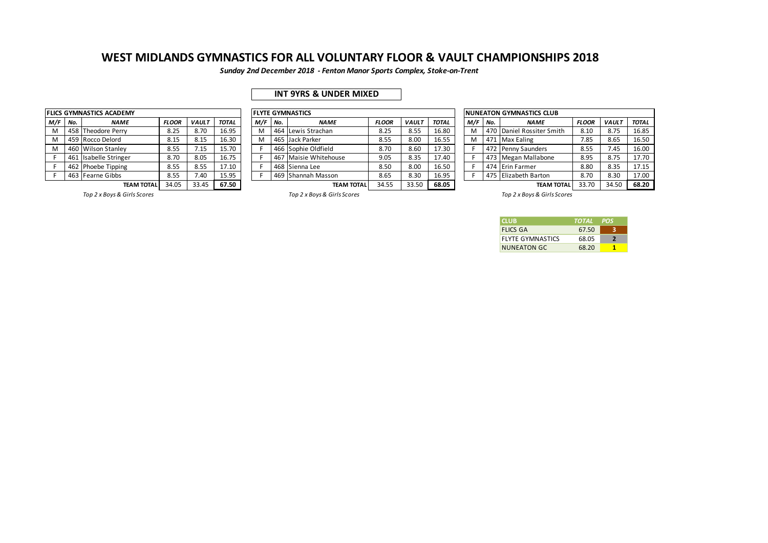# WEST MIDLANDS GYMNASTICS FOR ALL VOLUNTARY FLOOR & VAULT CHAMPIONSHIPS 2018

***Sunday 2nd December 2018 - Fenton Manor Sports Complex, Stoke-on-Trent***

## INT 9YRS & UNDER MIXED

| FLICS GYMNASTICS ACADEMY | | | | | |
|---|---|---|---|---|---|
| ***M/F*** | ***No.*** | ***NAME*** | ***FLOOR*** | ***VAULT*** | ***TOTAL*** |
| M | 458 | Theodore Perry | 8.25 | 8.70 | 16.95 |
| M | 459 | Rocco Delord | 8.15 | 8.15 | 16.30 |
| M | 460 | Wilson Stanley | 8.55 | 7.15 | 15.70 |
| F | 461 | Isabelle Stringer | 8.70 | 8.05 | 16.75 |
| F | 462 | Phoebe Tipping | 8.55 | 8.55 | 17.10 |
| F | 463 | Fearne Gibbs | 8.55 | 7.40 | 15.95 |
| | | **TEAM TOTAL** | 34.05 | 33.45 | **67.50** |

*Top 2 x Boys & Girls Scores*

| FLYTE GYMNASTICS | | | | | |
|---|---|---|---|---|---|
| ***M/F*** | ***No.*** | ***NAME*** | ***FLOOR*** | ***VAULT*** | ***TOTAL*** |
| M | 464 | Lewis Strachan | 8.25 | 8.55 | 16.80 |
| M | 465 | Jack Parker | 8.55 | 8.00 | 16.55 |
| F | 466 | Sophie Oldfield | 8.70 | 8.60 | 17.30 |
| F | 467 | Maisie Whitehouse | 9.05 | 8.35 | 17.40 |
| F | 468 | Sienna Lee | 8.50 | 8.00 | 16.50 |
| F | 469 | Shannah Masson | 8.65 | 8.30 | 16.95 |
| | | **TEAM TOTAL** | 34.55 | 33.50 | **68.05** |

*Top 2 x Boys & Girls Scores*

| NUNEATON GYMNASTICS CLUB | | | | | |
|---|---|---|---|---|---|
| ***M/F*** | ***No.*** | ***NAME*** | ***FLOOR*** | ***VAULT*** | ***TOTAL*** |
| M | 470 | Daniel Rossiter Smith | 8.10 | 8.75 | 16.85 |
| M | 471 | Max Ealing | 7.85 | 8.65 | 16.50 |
| F | 472 | Penny Saunders | 8.55 | 7.45 | 16.00 |
| F | 473 | Megan Mallabone | 8.95 | 8.75 | 17.70 |
| F | 474 | Erin Farmer | 8.80 | 8.35 | 17.15 |
| F | 475 | Elizabeth Barton | 8.70 | 8.30 | 17.00 |
| | | **TEAM TOTAL** | 33.70 | 34.50 | **68.20** |

*Top 2 x Boys & Girls Scores*

| CLUB | *TOTAL* | *POS* |
|---|---|---|
| FLICS GA | 67.50 | **3** |
| FLYTE GYMNASTICS | 68.05 | **2** |
| NUNEATON GC | 68.20 | **1** |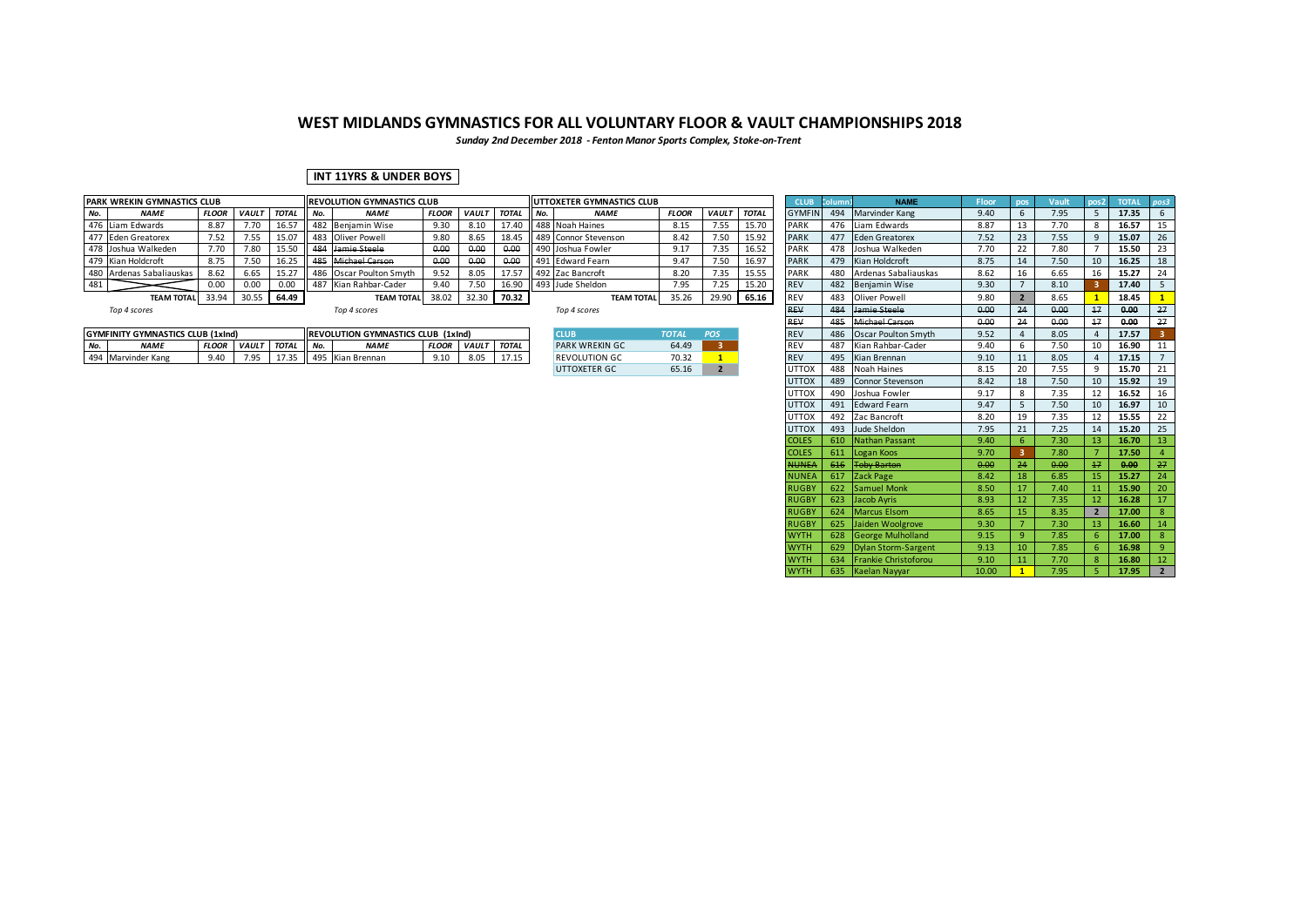# WEST MIDLANDS GYMNASTICS FOR ALL VOLUNTARY FLOOR & VAULT CHAMPIONSHIPS 2018

*Sunday 2nd December 2018 - Fenton Manor Sports Complex, Stoke-on-Trent*

## INT 11YRS & UNDER BOYS

| PARK WREKIN GYMNASTICS CLUB | | | | |
|---|---|---|---|---|
| No. | NAME | FLOOR | VAULT | TOTAL |
| 476 | Liam Edwards | 8.87 | 7.70 | 16.57 |
| 477 | Eden Greatorex | 7.52 | 7.55 | 15.07 |
| 478 | Joshua Walkeden | 7.70 | 7.80 | 15.50 |
| 479 | Kian Holdcroft | 8.75 | 7.50 | 16.25 |
| 480 | Ardenas Sabaliauskas | 8.62 | 6.65 | 15.27 |
| 481 | | 0.00 | 0.00 | 0.00 |
| | TEAM TOTAL | 33.94 | 30.55 | **64.49** |

*Top 4 scores*

| REVOLUTION GYMNASTICS CLUB | | | | |
|---|---|---|---|---|
| No. | NAME | FLOOR | VAULT | TOTAL |
| 482 | Benjamin Wise | 9.30 | 8.10 | 17.40 |
| 483 | Oliver Powell | 9.80 | 8.65 | 18.45 |
| ~~484~~ | ~~Jamie Steele~~ | ~~0.00~~ | ~~0.00~~ | ~~0.00~~ |
| ~~485~~ | ~~Michael Carson~~ | ~~0.00~~ | ~~0.00~~ | ~~0.00~~ |
| 486 | Oscar Poulton Smyth | 9.52 | 8.05 | 17.57 |
| 487 | Kian Rahbar-Cader | 9.40 | 7.50 | 16.90 |
| | TEAM TOTAL | 38.02 | 32.30 | **70.32** |

*Top 4 scores*

| UTTOXETER GYMNASTICS CLUB | | | | |
|---|---|---|---|---|
| No. | NAME | FLOOR | VAULT | TOTAL |
| 488 | Noah Haines | 8.15 | 7.55 | 15.70 |
| 490 | Joshua Fowler | 9.17 | 7.35 | 16.52 |
| 491 | Edward Fearn | 9.47 | 7.50 | 16.97 |
| 492 | Zac Bancroft | 8.20 | 7.35 | 15.55 |
| 493 | Jude Sheldon | 7.95 | 7.25 | 15.20 |
| | TEAM TOTAL | 35.26 | 29.90 | **65.16** |

*Top 4 scores*

| GYMFINITY GYMNASTICS CLUB (1xInd) | | | | |
|---|---|---|---|---|
| No. | NAME | FLOOR | VAULT | TOTAL |
| 494 | Marvinder Kang | 9.40 | 7.95 | 17.35 |

| REVOLUTION GYMNASTICS CLUB (1xInd) | | | | |
|---|---|---|---|---|
| No. | NAME | FLOOR | VAULT | TOTAL |
| 495 | Kian Brennan | 9.10 | 8.05 | 17.15 |

| CLUB | TOTAL | POS |
|---|---|---|
| PARK WREKIN GC | 64.49 | 3 |
| REVOLUTION GC | 70.32 | 1 |
| UTTOXETER GC | 65.16 | 2 |

| CLUB | Column1 | NAME | Floor | pos | Vault | pos2 | TOTAL | pos3 |
|---|---|---|---|---|---|---|---|---|
| GYMFIN | 494 | Marvinder Kang | 9.40 | 6 | 7.95 | 5 | **17.35** | 6 |
| PARK | 476 | Liam Edwards | 8.87 | 13 | 7.70 | 8 | **16.57** | 15 |
| PARK | 477 | Eden Greatorex | 7.52 | 23 | 7.55 | 9 | **15.07** | 26 |
| PARK | 478 | Joshua Walkeden | 7.70 | 22 | 7.80 | 7 | **15.50** | 23 |
| PARK | 479 | Kian Holdcroft | 8.75 | 14 | 7.50 | 10 | **16.25** | 18 |
| PARK | 480 | Ardenas Sabaliauskas | 8.62 | 16 | 6.65 | 16 | **15.27** | 24 |
| REV | 482 | Benjamin Wise | 9.30 | 7 | 8.10 | 3 | **17.40** | 5 |
| REV | 483 | Oliver Powell | 9.80 | 2 | 8.65 | 1 | **18.45** | 1 |
| ~~REV~~ | ~~484~~ | ~~Jamie Steele~~ | ~~0.00~~ | ~~24~~ | ~~0.00~~ | ~~17~~ | ~~**0.00**~~ | ~~27~~ |
| ~~REV~~ | ~~485~~ | ~~Michael Carson~~ | ~~0.00~~ | ~~24~~ | ~~0.00~~ | ~~17~~ | ~~**0.00**~~ | ~~27~~ |
| REV | 486 | Oscar Poulton Smyth | 9.52 | 4 | 8.05 | 4 | **17.57** | 3 |
| REV | 487 | Kian Rahbar-Cader | 9.40 | 6 | 7.50 | 10 | **16.90** | 11 |
| REV | 495 | Kian Brennan | 9.10 | 11 | 8.05 | 4 | **17.15** | 7 |
| UTTOX | 488 | Noah Haines | 8.15 | 20 | 7.55 | 9 | **15.70** | 21 |
| UTTOX | 489 | Connor Stevenson | 8.42 | 18 | 7.50 | 10 | **15.92** | 19 |
| UTTOX | 490 | Joshua Fowler | 9.17 | 8 | 7.35 | 12 | **16.52** | 16 |
| UTTOX | 491 | Edward Fearn | 9.47 | 5 | 7.50 | 10 | **16.97** | 10 |
| UTTOX | 492 | Zac Bancroft | 8.20 | 19 | 7.35 | 12 | **15.55** | 22 |
| UTTOX | 493 | Jude Sheldon | 7.95 | 21 | 7.25 | 14 | **15.20** | 25 |
| COLES | 610 | Nathan Passant | 9.40 | 6 | 7.30 | 13 | **16.70** | 13 |
| COLES | 611 | Logan Koos | 9.70 | 3 | 7.80 | 7 | **17.50** | 4 |
| ~~NUNEA~~ | ~~616~~ | ~~Toby Barton~~ | ~~0.00~~ | ~~24~~ | ~~0.00~~ | ~~17~~ | ~~**0.00**~~ | ~~27~~ |
| NUNEA | 617 | Zack Page | 8.42 | 18 | 6.85 | 15 | **15.27** | 24 |
| RUGBY | 622 | Samuel Monk | 8.50 | 17 | 7.40 | 11 | **15.90** | 20 |
| RUGBY | 623 | Jacob Ayris | 8.93 | 12 | 7.35 | 12 | **16.28** | 17 |
| RUGBY | 624 | Marcus Elsom | 8.65 | 15 | 8.35 | 2 | **17.00** | 8 |
| RUGBY | 625 | Jaiden Woolgrove | 9.30 | 7 | 7.30 | 13 | **16.60** | 14 |
| WYTH | 628 | George Mulholland | 9.15 | 9 | 7.85 | 6 | **17.00** | 8 |
| WYTH | 629 | Dylan Storm-Sargent | 9.13 | 10 | 7.85 | 6 | **16.98** | 9 |
| WYTH | 634 | Frankie Christoforou | 9.10 | 11 | 7.70 | 8 | **16.80** | 12 |
| WYTH | 635 | Kaelan Nayyar | 10.00 | 1 | 7.95 | 5 | **17.95** | 2 |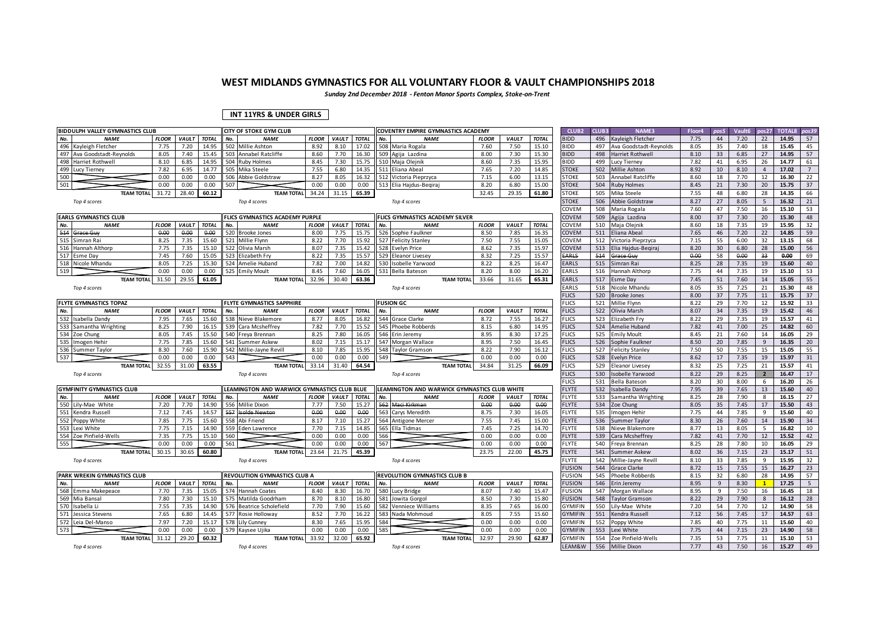# WEST MIDLANDS GYMNASTICS FOR ALL VOLUNTARY FLOOR & VAULT CHAMPIONSHIPS 2018

*Sunday 2nd December 2018 - Fenton Manor Sports Complex, Stoke-on-Trent*

**INT 11YRS & UNDER GIRLS**

### BIDDULPH VALLEY GYMNASTICS CLUB

| No. | NAME | FLOOR | VAULT | TOTAL |
|---|---|---|---|---|
| 496 | Kayleigh Fletcher | 7.75 | 7.20 | 14.95 |
| 497 | Ava Goodstadt-Reynolds | 8.05 | 7.40 | 15.45 |
| 498 | Harriet Rothwell | 8.10 | 6.85 | 14.95 |
| 499 | Lucy Tierney | 7.82 | 6.95 | 14.77 |
| 500 | | 0.00 | 0.00 | 0.00 |
| 501 | | 0.00 | 0.00 | 0.00 |
| | TEAM TOTAL | 31.72 | 28.40 | 60.12 |

Top 4 scores

### CITY OF STOKE GYM CLUB

| No. | NAME | FLOOR | VAULT | TOTAL |
|---|---|---|---|---|
| 502 | Millie Ashton | 8.92 | 8.10 | 17.02 |
| 503 | Annabel Ratcliffe | 8.60 | 7.70 | 16.30 |
| 504 | Ruby Holmes | 8.45 | 7.30 | 15.75 |
| 505 | Mika Steele | 7.55 | 6.80 | 14.35 |
| 506 | Abbie Goldstraw | 8.27 | 8.05 | 16.32 |
| 507 | | 0.00 | 0.00 | 0.00 |
| | TEAM TOTAL | 34.24 | 31.15 | 65.39 |

Top 4 scores

### COVENTRY EMPIRE GYMNASTICS ACADEMY

| No. | NAME | FLOOR | VAULT | TOTAL |
|---|---|---|---|---|
| 508 | Maria Rogala | 7.60 | 7.50 | 15.10 |
| 509 | Agija Lazdina | 8.00 | 7.30 | 15.30 |
| 510 | Maja Olejnik | 8.60 | 7.35 | 15.95 |
| 511 | Eliana Abeal | 7.65 | 7.20 | 14.85 |
| 512 | Victoria Pieprzyca | 7.15 | 6.00 | 13.15 |
| 513 | Elia Hajdus-Beqiraj | 8.20 | 6.80 | 15.00 |
| | | 32.45 | 29.35 | 61.80 |

Top 4 scores

### EARLS GYMNASTICS CLUB

| No. | NAME | FLOOR | VAULT | TOTAL |
|---|---|---|---|---|
| ~~514~~ | ~~Grace Guy~~ | ~~0.00~~ | ~~0.00~~ | ~~0.00~~ |
| 515 | Simran Rai | 8.25 | 7.35 | 15.60 |
| 516 | Hannah Althorp | 7.75 | 7.35 | 15.10 |
| 517 | Esme Day | 7.45 | 7.60 | 15.05 |
| 518 | Nicole Mhandu | 8.05 | 7.25 | 15.30 |
| 519 | | 0.00 | 0.00 | 0.00 |
| | TEAM TOTAL | 31.50 | 29.55 | 61.05 |

Top 4 scores

### FLICS GYMNASTICS ACADEMY PURPLE

| No. | NAME | FLOOR | VAULT | TOTAL |
|---|---|---|---|---|
| 520 | Brooke Jones | 8.00 | 7.75 | 15.75 |
| 521 | Millie Flynn | 8.22 | 7.70 | 15.92 |
| 522 | Olivia Marsh | 8.07 | 7.35 | 15.42 |
| 523 | Elizabeth Fry | 8.22 | 7.35 | 15.57 |
| 524 | Amelie Huband | 7.82 | 7.00 | 14.82 |
| 525 | Emily Moult | 8.45 | 7.60 | 16.05 |
| | TEAM TOTAL | 32.96 | 30.40 | 63.36 |

Top 4 scores

### FLICS GYMNASTICS ACADEMY SILVER

| No. | NAME | FLOOR | VAULT | TOTAL |
|---|---|---|---|---|
| 526 | Sophie Faulkner | 8.50 | 7.85 | 16.35 |
| 527 | Felicity Stanley | 7.50 | 7.55 | 15.05 |
| 528 | Evelyn Price | 8.62 | 7.35 | 15.97 |
| 529 | Eleanor Livesey | 8.32 | 7.25 | 15.57 |
| 530 | Isobelle Yarwood | 8.22 | 8.25 | 16.47 |
| 531 | Bella Bateson | 8.20 | 8.00 | 16.20 |
| | TEAM TOTAL | 33.66 | 31.65 | 65.31 |

Top 4 scores

### FLYTE GYMNASTICS TOPAZ

| No. | NAME | FLOOR | VAULT | TOTAL |
|---|---|---|---|---|
| 532 | Isabella Dandy | 7.95 | 7.65 | 15.60 |
| 533 | Samantha Wrighting | 8.25 | 7.90 | 16.15 |
| 534 | Zoe Chung | 8.05 | 7.45 | 15.50 |
| 535 | Imogen Hehir | 7.75 | 7.85 | 15.60 |
| 536 | Summer Taylor | 8.30 | 7.60 | 15.90 |
| 537 | | 0.00 | 0.00 | 0.00 |
| | TEAM TOTAL | 32.55 | 31.00 | 63.55 |

Top 4 scores

### FLYTE GYMNASTICS SAPPHIRE

| No. | NAME | FLOOR | VAULT | TOTAL |
|---|---|---|---|---|
| 538 | Nieve Blakemore | 8.77 | 8.05 | 16.82 |
| 539 | Cara Mcsheffrey | 7.82 | 7.70 | 15.52 |
| 540 | Freya Brennan | 8.25 | 7.80 | 16.05 |
| 541 | Summer Askew | 8.02 | 7.15 | 15.17 |
| 542 | Millie-Jayne Revill | 8.10 | 7.85 | 15.95 |
| 543 | | 0.00 | 0.00 | 0.00 |
| | TEAM TOTAL | 33.14 | 31.40 | 64.54 |

Top 4 scores

### FUSION GC

| No. | NAME | FLOOR | VAULT | TOTAL |
|---|---|---|---|---|
| 544 | Grace Clarke | 8.72 | 7.55 | 16.27 |
| 545 | Phoebe Robberds | 8.15 | 6.80 | 14.95 |
| 546 | Erin Jeremy | 8.95 | 8.30 | 17.25 |
| 547 | Morgan Wallace | 8.95 | 7.50 | 16.45 |
| 548 | Taylor Gramson | 8.22 | 7.90 | 16.12 |
| 549 | | 0.00 | 0.00 | 0.00 |
| | TEAM TOTAL | 34.84 | 31.25 | 66.09 |

Top 4 scores

### GYMFINITY GYMNASTICS CLUB

| No. | NAME | FLOOR | VAULT | TOTAL |
|---|---|---|---|---|
| 550 | Lily-Mae White | 7.20 | 7.70 | 14.90 |
| 551 | Kendra Russell | 7.12 | 7.45 | 14.57 |
| 552 | Poppy White | 7.85 | 7.75 | 15.60 |
| 553 | Lexi White | 7.75 | 7.15 | 14.90 |
| 554 | Zoe Pinfield-Wells | 7.35 | 7.75 | 15.10 |
| 555 | | 0.00 | 0.00 | 0.00 |
| | TEAM TOTAL | 30.15 | 30.65 | 60.80 |

Top 4 scores

### LEAMINGTON AND WARWICK GYMNASTICS CLUB BLUE

| No. | NAME | FLOOR | VAULT | TOTAL |
|---|---|---|---|---|
| 556 | Millie Dixon | 7.77 | 7.50 | 15.27 |
| ~~557~~ | ~~Isolde Newton~~ | ~~0.00~~ | ~~0.00~~ | ~~0.00~~ |
| 558 | Abi Friend | 8.17 | 7.10 | 15.27 |
| 559 | Eden Lawrence | 7.70 | 7.15 | 14.85 |
| 560 | | 0.00 | 0.00 | 0.00 |
| 561 | | 0.00 | 0.00 | 0.00 |
| | TEAM TOTAL | 23.64 | 21.75 | 45.39 |

Top 4 scores

### LEAMINGTON AND WARWICK GYMNASTICS CLUB WHITE

| No. | NAME | FLOOR | VAULT | TOTAL |
|---|---|---|---|---|
| ~~562~~ | ~~Maci Kirkman~~ | ~~0.00~~ | ~~0.00~~ | ~~0.00~~ |
| 563 | Carys Meredith | 8.75 | 7.30 | 16.05 |
| 564 | Antigone Mercer | 7.55 | 7.45 | 15.00 |
| 565 | Ella Tidmas | 7.45 | 7.25 | 14.70 |
| 566 | | 0.00 | 0.00 | 0.00 |
| 567 | | 0.00 | 0.00 | 0.00 |
| | TEAM TOTAL | 23.75 | 22.00 | 45.75 |

Top 4 scores

### PARK WREKIN GYMNASTICS CLUB

| No. | NAME | FLOOR | VAULT | TOTAL |
|---|---|---|---|---|
| 568 | Emma Makepeace | 7.70 | 7.35 | 15.05 |
| 569 | Mia Bansal | 7.80 | 7.30 | 15.10 |
| 570 | Isabella Li | 7.55 | 7.35 | 14.90 |
| 571 | Jessica Stevens | 7.65 | 6.80 | 14.45 |
| 572 | Leia Del-Manso | 7.97 | 7.20 | 15.17 |
| 573 | | 0.00 | 0.00 | 0.00 |
| | TEAM TOTAL | 31.12 | 29.20 | 60.32 |

Top 4 scores

### REVOLUTION GYMNASTICS CLUB A

| No. | NAME | FLOOR | VAULT | TOTAL |
|---|---|---|---|---|
| 574 | Hannah Coates | 8.40 | 8.30 | 16.70 |
| 575 | Matilda Goodrham | 8.70 | 8.10 | 16.80 |
| 576 | Beatrice Scholefield | 7.70 | 7.90 | 15.60 |
| 577 | Rosie Holloway | 8.52 | 7.70 | 16.22 |
| 578 | Lily Cunney | 8.30 | 7.65 | 15.95 |
| 579 | Kaysee Ujika | 0.00 | 0.00 | 0.00 |
| | TEAM TOTAL | 33.92 | 32.00 | 65.92 |

Top 4 scores

### REVOLUTION GYMNASTICS CLUB B

| No. | NAME | FLOOR | VAULT | TOTAL |
|---|---|---|---|---|
| 580 | Lucy Bridge | 8.07 | 7.40 | 15.47 |
| 581 | Jowita Gorgol | 8.50 | 7.30 | 15.80 |
| 582 | Venniece Williams | 8.35 | 7.65 | 16.00 |
| 583 | Nada Mohmoud | 8.05 | 7.55 | 15.60 |
| 584 | | 0.00 | 0.00 | 0.00 |
| 585 | | 0.00 | 0.00 | 0.00 |
| | TEAM TOTAL | 32.97 | 29.90 | 62.87 |

Top 4 scores

### INDIVIDUAL RESULTS

| CLUB2 | CLUB3 | NAME3 | Floor4 | pos5 | Vault6 | pos27 | TOTAL8 | pos39 |
|---|---|---|---|---|---|---|---|---|
| BIDD | 496 | Kayleigh Fletcher | 7.75 | 44 | 7.20 | 22 | 14.95 | 57 |
| BIDD | 497 | Ava Goodstadt-Reynolds | 8.05 | 35 | 7.40 | 18 | 15.45 | 45 |
| BIDD | 498 | Harriet Rothwell | 8.10 | 33 | 6.85 | 27 | 14.95 | 57 |
| BIDD | 499 | Lucy Tierney | 7.82 | 41 | 6.95 | 26 | 14.77 | 61 |
| STOKE | 502 | Millie Ashton | 8.92 | 10 | 8.10 | 4 | 17.02 | 7 |
| STOKE | 503 | Annabel Ratcliffe | 8.60 | 18 | 7.70 | 12 | 16.30 | 22 |
| STOKE | 504 | Ruby Holmes | 8.45 | 21 | 7.30 | 20 | 15.75 | 37 |
| STOKE | 505 | Mika Steele | 7.55 | 48 | 6.80 | 28 | 14.35 | 66 |
| STOKE | 506 | Abbie Goldstraw | 8.27 | 27 | 8.05 | 5 | 16.32 | 21 |
| COVEM | 508 | Maria Rogala | 7.60 | 47 | 7.50 | 16 | 15.10 | 53 |
| COVEM | 509 | Agija Lazdina | 8.00 | 37 | 7.30 | 20 | 15.30 | 48 |
| COVEM | 510 | Maja Olejnik | 8.60 | 18 | 7.35 | 19 | 15.95 | 32 |
| COVEM | 511 | Eliana Abeal | 7.65 | 46 | 7.20 | 22 | 14.85 | 59 |
| COVEM | 512 | Victoria Pieprzyca | 7.15 | 55 | 6.00 | 32 | 13.15 | 68 |
| COVEM | 513 | Elia Hajdus-Beqiraj | 8.20 | 30 | 6.80 | 28 | 15.00 | 56 |
| ~~EARLS~~ | ~~514~~ | ~~Grace Guy~~ | ~~0.00~~ | 58 | ~~0.00~~ | 33 | ~~0.00~~ | 69 |
| EARLS | 515 | Simran Rai | 8.25 | 28 | 7.35 | 19 | 15.60 | 40 |
| EARLS | 516 | Hannah Althorp | 7.75 | 44 | 7.35 | 19 | 15.10 | 53 |
| EARLS | 517 | Esme Day | 7.45 | 51 | 7.60 | 14 | 15.05 | 55 |
| EARLS | 518 | Nicole Mhandu | 8.05 | 35 | 7.25 | 21 | 15.30 | 48 |
| FLICS | 520 | Brooke Jones | 8.00 | 37 | 7.75 | 11 | 15.75 | 37 |
| FLICS | 521 | Millie Flynn | 8.22 | 29 | 7.70 | 12 | 15.92 | 33 |
| FLICS | 522 | Olivia Marsh | 8.07 | 34 | 7.35 | 19 | 15.42 | 46 |
| FLICS | 523 | Elizabeth Fry | 8.22 | 29 | 7.35 | 19 | 15.57 | 41 |
| FLICS | 524 | Amelie Huband | 7.82 | 41 | 7.00 | 25 | 14.82 | 60 |
| FLICS | 525 | Emily Moult | 8.45 | 21 | 7.60 | 14 | 16.05 | 29 |
| FLICS | 526 | Sophie Faulkner | 8.50 | 20 | 7.85 | 9 | 16.35 | 20 |
| FLICS | 527 | Felicity Stanley | 7.50 | 50 | 7.55 | 15 | 15.05 | 55 |
| FLICS | 528 | Evelyn Price | 8.62 | 17 | 7.35 | 19 | 15.97 | 31 |
| FLICS | 529 | Eleanor Livesey | 8.32 | 25 | 7.25 | 21 | 15.57 | 41 |
| FLICS | 530 | Isobelle Yarwood | 8.22 | 29 | 8.25 | 2 | 16.47 | 17 |
| FLICS | 531 | Bella Bateson | 8.20 | 30 | 8.00 | 6 | 16.20 | 26 |
| FLYTE | 532 | Isabella Dandy | 7.95 | 39 | 7.65 | 13 | 15.60 | 40 |
| FLYTE | 533 | Samantha Wrighting | 8.25 | 28 | 7.90 | 8 | 16.15 | 27 |
| FLYTE | 534 | Zoe Chung | 8.05 | 35 | 7.45 | 17 | 15.50 | 43 |
| FLYTE | 535 | Imogen Hehir | 7.75 | 44 | 7.85 | 9 | 15.60 | 40 |
| FLYTE | 536 | Summer Taylor | 8.30 | 26 | 7.60 | 14 | 15.90 | 34 |
| FLYTE | 538 | Nieve Blakemore | 8.77 | 13 | 8.05 | 5 | 16.82 | 10 |
| FLYTE | 539 | Cara Mcsheffrey | 7.82 | 41 | 7.70 | 12 | 15.52 | 42 |
| FLYTE | 540 | Freya Brennan | 8.25 | 28 | 7.80 | 10 | 16.05 | 29 |
| FLYTE | 541 | Summer Askew | 8.02 | 36 | 7.15 | 23 | 15.17 | 51 |
| FLYTE | 542 | Millie-Jayne Revill | 8.10 | 33 | 7.85 | 9 | 15.95 | 32 |
| FUSION | 544 | Grace Clarke | 8.72 | 15 | 7.55 | 15 | 16.27 | 23 |
| FUSION | 545 | Phoebe Robberds | 8.15 | 32 | 6.80 | 28 | 14.95 | 57 |
| FUSION | 546 | Erin Jeremy | 8.95 | 9 | 8.30 | 1 | 17.25 | 5 |
| FUSION | 547 | Morgan Wallace | 8.95 | 9 | 7.50 | 16 | 16.45 | 18 |
| FUSION | 548 | Taylor Gramson | 8.22 | 29 | 7.90 | 8 | 16.12 | 28 |
| GYMIFIN | 550 | Lily-Mae White | 7.20 | 54 | 7.70 | 12 | 14.90 | 58 |
| GYMIFIN | 551 | Kendra Russell | 7.12 | 56 | 7.45 | 17 | 14.57 | 63 |
| GYMIFIN | 552 | Poppy White | 7.85 | 40 | 7.75 | 11 | 15.60 | 40 |
| GYMIFIN | 553 | Lexi White | 7.75 | 44 | 7.15 | 23 | 14.90 | 58 |
| GYMIFIN | 554 | Zoe Pinfield-Wells | 7.35 | 53 | 7.75 | 11 | 15.10 | 53 |
| LEAM&W | 556 | Millie Dixon | 7.77 | 43 | 7.50 | 16 | 15.27 | 49 |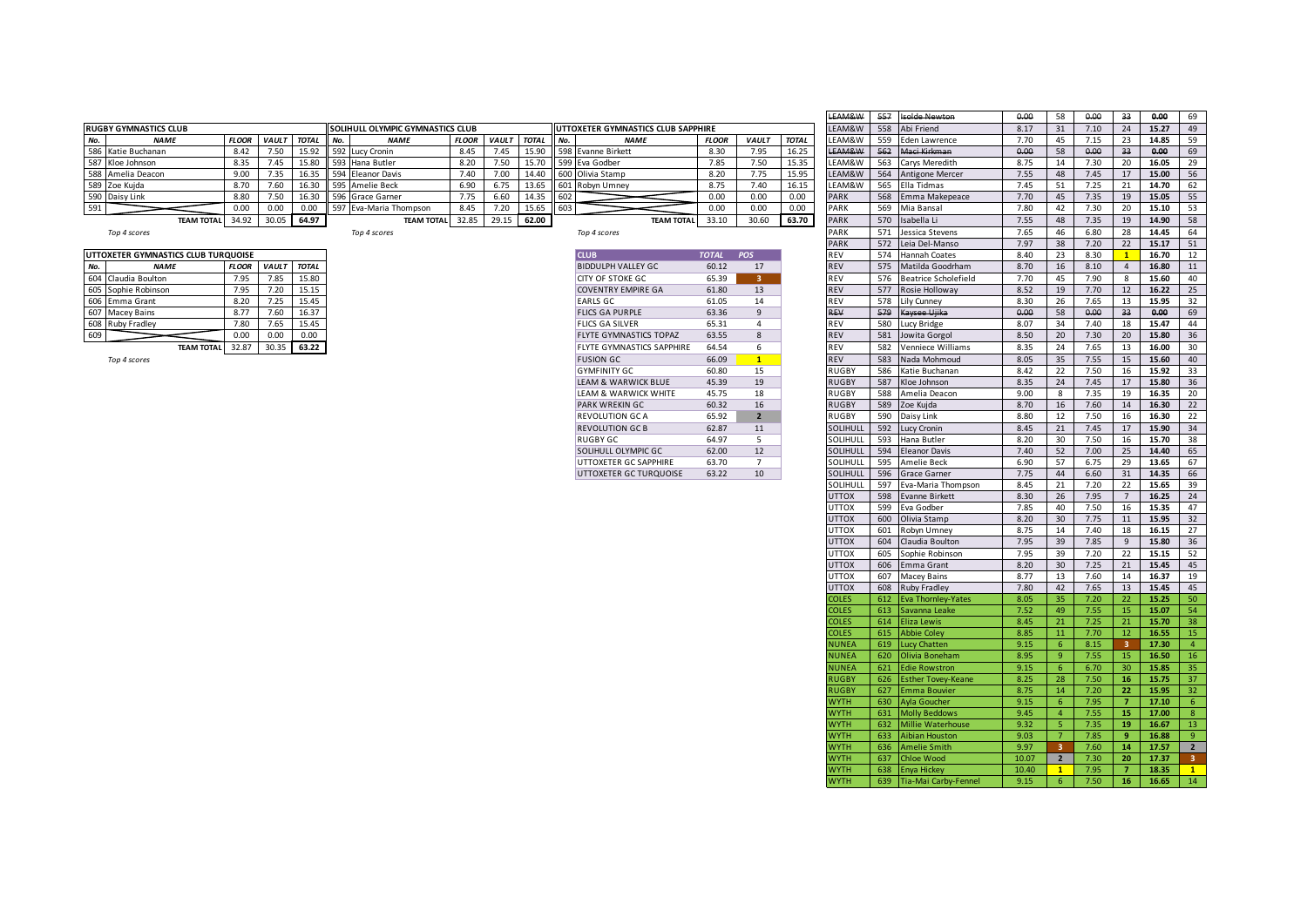## RUGBY GYMNASTICS CLUB

| No. | NAME | FLOOR | VAULT | TOTAL |
|---|---|---|---|---|
| 586 | Katie Buchanan | 8.42 | 7.50 | 15.92 |
| 587 | Kloe Johnson | 8.35 | 7.45 | 15.80 |
| 588 | Amelia Deacon | 9.00 | 7.35 | 16.35 |
| 589 | Zoe Kujda | 8.70 | 7.60 | 16.30 |
| 590 | Daisy Link | 8.80 | 7.50 | 16.30 |
| 591 | | 0.00 | 0.00 | 0.00 |
| | **TEAM TOTAL** | 34.92 | 30.05 | **64.97** |

*Top 4 scores*

## SOLIHULL OLYMPIC GYMNASTICS CLUB

| No. | NAME | FLOOR | VAULT | TOTAL |
|---|---|---|---|---|
| 592 | Lucy Cronin | 8.45 | 7.45 | 15.90 |
| 593 | Hana Butler | 8.20 | 7.50 | 15.70 |
| 594 | Eleanor Davis | 7.40 | 7.00 | 14.40 |
| 595 | Amelie Beck | 6.90 | 6.75 | 13.65 |
| 596 | Grace Garner | 7.75 | 6.60 | 14.35 |
| 597 | Eva-Maria Thompson | 8.45 | 7.20 | 15.65 |
| | **TEAM TOTAL** | 32.85 | 29.15 | **62.00** |

*Top 4 scores*

## UTTOXETER GYMNASTICS CLUB SAPPHIRE

| No. | NAME | FLOOR | VAULT | TOTAL |
|---|---|---|---|---|
| 598 | Evanne Birkett | 8.30 | 7.95 | 16.25 |
| 599 | Eva Godber | 7.85 | 7.50 | 15.35 |
| 600 | Olivia Stamp | 8.20 | 7.75 | 15.95 |
| 601 | Robyn Umney | 8.75 | 7.40 | 16.15 |
| 602 | | 0.00 | 0.00 | 0.00 |
| 603 | | 0.00 | 0.00 | 0.00 |
| | **TEAM TOTAL** | 33.10 | 30.60 | **63.70** |

*Top 4 scores*

## UTTOXETER GYMNASTICS CLUB TURQUOISE

| No. | NAME | FLOOR | VAULT | TOTAL |
|---|---|---|---|---|
| 604 | Claudia Boulton | 7.95 | 7.85 | 15.80 |
| 605 | Sophie Robinson | 7.95 | 7.20 | 15.15 |
| 606 | Emma Grant | 8.20 | 7.25 | 15.45 |
| 607 | Macey Bains | 8.77 | 7.60 | 16.37 |
| 608 | Ruby Fradley | 7.80 | 7.65 | 15.45 |
| 609 | | 0.00 | 0.00 | 0.00 |
| | **TEAM TOTAL** | 32.87 | 30.35 | **63.22** |

*Top 4 scores*

| CLUB | TOTAL | POS |
|---|---|---|
| BIDDULPH VALLEY GC | 60.12 | 17 |
| CITY OF STOKE GC | 65.39 | 3 |
| COVENTRY EMPIRE GA | 61.80 | 13 |
| EARLS GC | 61.05 | 14 |
| FLICS GA PURPLE | 63.36 | 9 |
| FLICS GA SILVER | 65.31 | 4 |
| FLYTE GYMNASTICS TOPAZ | 63.55 | 8 |
| FLYTE GYMNASTICS SAPPHIRE | 64.54 | 6 |
| FUSION GC | 66.09 | 1 |
| GYMFINITY GC | 60.80 | 15 |
| LEAM & WARWICK BLUE | 45.39 | 19 |
| LEAM & WARWICK WHITE | 45.75 | 18 |
| PARK WREKIN GC | 60.32 | 16 |
| REVOLUTION GC A | 65.92 | 2 |
| REVOLUTION GC B | 62.87 | 11 |
| RUGBY GC | 64.97 | 5 |
| SOLIHULL OLYMPIC GC | 62.00 | 12 |
| UTTOXETER GC SAPPHIRE | 63.70 | 7 |
| UTTOXETER GC TURQUOISE | 63.22 | 10 |

| Club | No. | Name | Floor | Pos | Vault | Pos | Total | Pos |
|---|---|---|---|---|---|---|---|---|
| ~~LEAM&W~~ | ~~557~~ | ~~Isolde Newton~~ | ~~0.00~~ | 58 | ~~0.00~~ | 33 | ~~0.00~~ | 69 |
| LEAM&W | 558 | Abi Friend | 8.17 | 31 | 7.10 | 24 | 15.27 | 49 |
| LEAM&W | 559 | Eden Lawrence | 7.70 | 45 | 7.15 | 23 | 14.85 | 59 |
| ~~LEAM&W~~ | ~~562~~ | ~~Maci Kirkman~~ | ~~0.00~~ | 58 | ~~0.00~~ | 33 | ~~0.00~~ | 69 |
| LEAM&W | 563 | Carys Meredith | 8.75 | 14 | 7.30 | 20 | 16.05 | 29 |
| LEAM&W | 564 | Antigone Mercer | 7.55 | 48 | 7.45 | 17 | 15.00 | 56 |
| LEAM&W | 565 | Ella Tidmas | 7.45 | 51 | 7.25 | 21 | 14.70 | 62 |
| PARK | 568 | Emma Makepeace | 7.70 | 45 | 7.35 | 19 | 15.05 | 55 |
| PARK | 569 | Mia Bansal | 7.80 | 42 | 7.30 | 20 | 15.10 | 53 |
| PARK | 570 | Isabella Li | 7.55 | 48 | 7.35 | 19 | 14.90 | 58 |
| PARK | 571 | Jessica Stevens | 7.65 | 46 | 6.80 | 28 | 14.45 | 64 |
| PARK | 572 | Leia Del-Manso | 7.97 | 38 | 7.20 | 22 | 15.17 | 51 |
| REV | 574 | Hannah Coates | 8.40 | 23 | 8.30 | 1 | 16.70 | 12 |
| REV | 575 | Matilda Goodrham | 8.70 | 16 | 8.10 | 4 | 16.80 | 11 |
| REV | 576 | Beatrice Scholefield | 7.70 | 45 | 7.90 | 8 | 15.60 | 40 |
| REV | 577 | Rosie Holloway | 8.52 | 19 | 7.70 | 12 | 16.22 | 25 |
| REV | 578 | Lily Cunney | 8.30 | 26 | 7.65 | 13 | 15.95 | 32 |
| ~~REV~~ | ~~579~~ | ~~Kaysee Ujika~~ | ~~0.00~~ | 58 | ~~0.00~~ | 33 | ~~0.00~~ | 69 |
| REV | 580 | Lucy Bridge | 8.07 | 34 | 7.40 | 18 | 15.47 | 44 |
| REV | 581 | Jowita Gorgol | 8.50 | 20 | 7.30 | 20 | 15.80 | 36 |
| REV | 582 | Venniece Williams | 8.35 | 24 | 7.65 | 13 | 16.00 | 30 |
| REV | 583 | Nada Mohmoud | 8.05 | 35 | 7.55 | 15 | 15.60 | 40 |
| RUGBY | 586 | Katie Buchanan | 8.42 | 22 | 7.50 | 16 | 15.92 | 33 |
| RUGBY | 587 | Kloe Johnson | 8.35 | 24 | 7.45 | 17 | 15.80 | 36 |
| RUGBY | 588 | Amelia Deacon | 9.00 | 8 | 7.35 | 19 | 16.35 | 20 |
| RUGBY | 589 | Zoe Kujda | 8.70 | 16 | 7.60 | 14 | 16.30 | 22 |
| RUGBY | 590 | Daisy Link | 8.80 | 12 | 7.50 | 16 | 16.30 | 22 |
| SOLIHULL | 592 | Lucy Cronin | 8.45 | 21 | 7.45 | 17 | 15.90 | 34 |
| SOLIHULL | 593 | Hana Butler | 8.20 | 30 | 7.50 | 16 | 15.70 | 38 |
| SOLIHULL | 594 | Eleanor Davis | 7.40 | 52 | 7.00 | 25 | 14.40 | 65 |
| SOLIHULL | 595 | Amelie Beck | 6.90 | 57 | 6.75 | 29 | 13.65 | 67 |
| SOLIHULL | 596 | Grace Garner | 7.75 | 44 | 6.60 | 31 | 14.35 | 66 |
| SOLIHULL | 597 | Eva-Maria Thompson | 8.45 | 21 | 7.20 | 22 | 15.65 | 39 |
| UTTOX | 598 | Evanne Birkett | 8.30 | 26 | 7.95 | 7 | 16.25 | 24 |
| UTTOX | 599 | Eva Godber | 7.85 | 40 | 7.50 | 16 | 15.35 | 47 |
| UTTOX | 600 | Olivia Stamp | 8.20 | 30 | 7.75 | 11 | 15.95 | 32 |
| UTTOX | 601 | Robyn Umney | 8.75 | 14 | 7.40 | 18 | 16.15 | 27 |
| UTTOX | 604 | Claudia Boulton | 7.95 | 39 | 7.85 | 9 | 15.80 | 36 |
| UTTOX | 605 | Sophie Robinson | 7.95 | 39 | 7.20 | 22 | 15.15 | 52 |
| UTTOX | 606 | Emma Grant | 8.20 | 30 | 7.25 | 21 | 15.45 | 45 |
| UTTOX | 607 | Macey Bains | 8.77 | 13 | 7.60 | 14 | 16.37 | 19 |
| UTTOX | 608 | Ruby Fradley | 7.80 | 42 | 7.65 | 13 | 15.45 | 45 |
| COLES | 612 | Eva Thornley-Yates | 8.05 | 35 | 7.20 | 22 | 15.25 | 50 |
| COLES | 613 | Savanna Leake | 7.52 | 49 | 7.55 | 15 | 15.07 | 54 |
| COLES | 614 | Eliza Lewis | 8.45 | 21 | 7.25 | 21 | 15.70 | 38 |
| COLES | 615 | Abbie Coley | 8.85 | 11 | 7.70 | 12 | 16.55 | 15 |
| NUNEA | 619 | Lucy Chatten | 9.15 | 6 | 8.15 | 3 | 17.30 | 4 |
| NUNEA | 620 | Olivia Boneham | 8.95 | 9 | 7.55 | 15 | 16.50 | 16 |
| NUNEA | 621 | Edie Rowstron | 9.15 | 6 | 6.70 | 30 | 15.85 | 35 |
| RUGBY | 626 | Esther Tovey-Keane | 8.25 | 28 | 7.50 | 16 | 15.75 | 37 |
| RUGBY | 627 | Emma Bouvier | 8.75 | 14 | 7.20 | 22 | 15.95 | 32 |
| WYTH | 630 | Ayla Goucher | 9.15 | 6 | 7.95 | 7 | 17.10 | 6 |
| WYTH | 631 | Molly Beddows | 9.45 | 4 | 7.55 | 15 | 17.00 | 8 |
| WYTH | 632 | Millie Waterhouse | 9.32 | 5 | 7.35 | 19 | 16.67 | 13 |
| WYTH | 633 | Aibian Houston | 9.03 | 7 | 7.85 | 9 | 16.88 | 9 |
| WYTH | 636 | Amelie Smith | 9.97 | 3 | 7.60 | 14 | 17.57 | 2 |
| WYTH | 637 | Chloe Wood | 10.07 | 2 | 7.30 | 20 | 17.37 | 3 |
| WYTH | 638 | Enya Hickey | 10.40 | 1 | 7.95 | 7 | 18.35 | 1 |
| WYTH | 639 | Tia-Mai Carby-Fennel | 9.15 | 6 | 7.50 | 16 | 16.65 | 14 |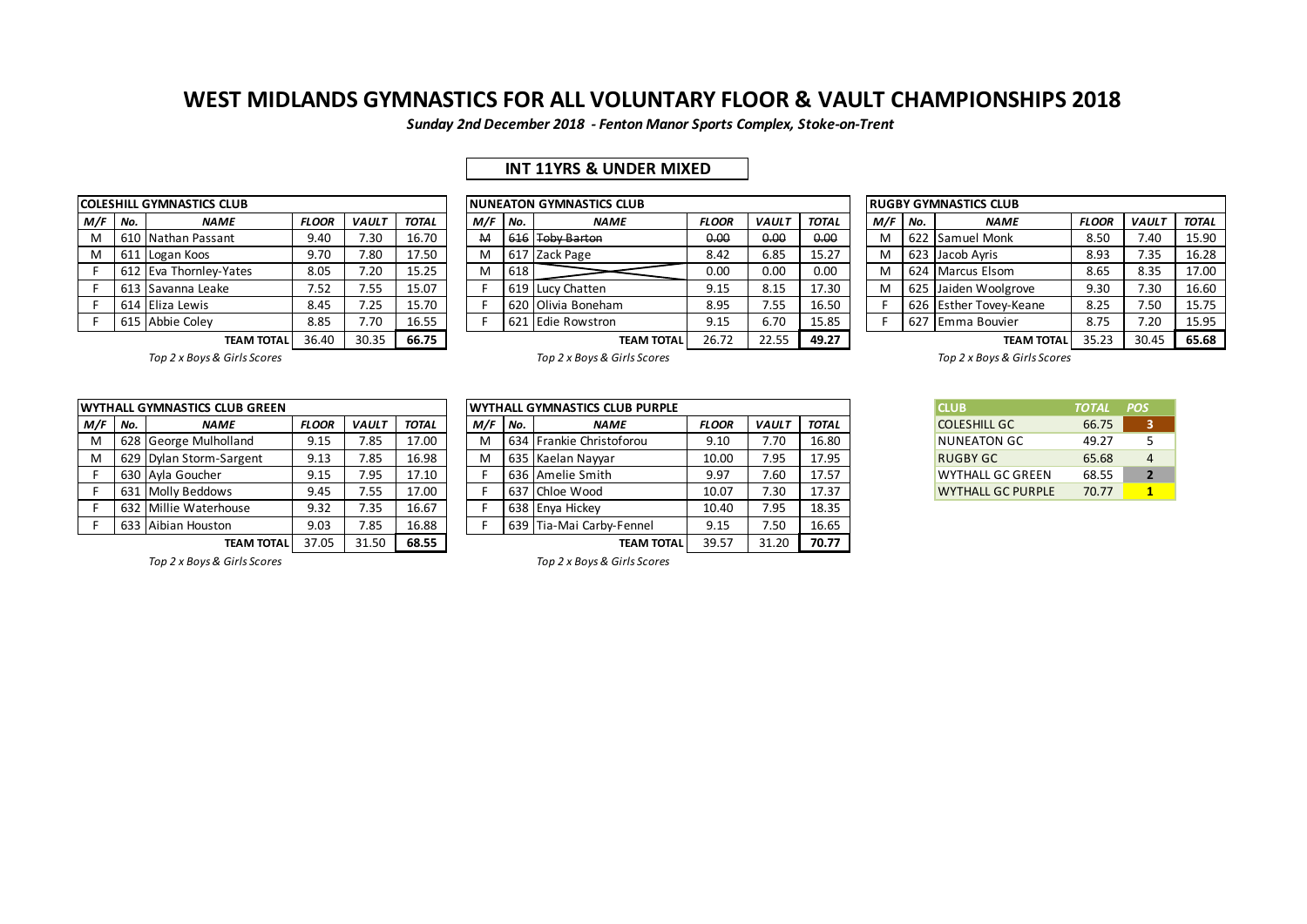# WEST MIDLANDS GYMNASTICS FOR ALL VOLUNTARY FLOOR & VAULT CHAMPIONSHIPS 2018

***Sunday 2nd December 2018 - Fenton Manor Sports Complex, Stoke-on-Trent***

## INT 11YRS & UNDER MIXED

| COLESHILL GYMNASTICS CLUB | | | | | |
|---|---|---|---|---|---|
| **M/F** | **No.** | **NAME** | **FLOOR** | **VAULT** | **TOTAL** |
| M | 610 | Nathan Passant | 9.40 | 7.30 | 16.70 |
| M | 611 | Logan Koos | 9.70 | 7.80 | 17.50 |
| F | 612 | Eva Thornley-Yates | 8.05 | 7.20 | 15.25 |
| F | 613 | Savanna Leake | 7.52 | 7.55 | 15.07 |
| F | 614 | Eliza Lewis | 8.45 | 7.25 | 15.70 |
| F | 615 | Abbie Coley | 8.85 | 7.70 | 16.55 |
| | | **TEAM TOTAL** | 36.40 | 30.35 | **66.75** |

*Top 2 x Boys & Girls Scores*

| NUNEATON GYMNASTICS CLUB | | | | | |
|---|---|---|---|---|---|
| **M/F** | **No.** | **NAME** | **FLOOR** | **VAULT** | **TOTAL** |
| ~~M~~ | ~~616~~ | ~~Toby Barton~~ | ~~0.00~~ | ~~0.00~~ | ~~0.00~~ |
| M | 617 | Zack Page | 8.42 | 6.85 | 15.27 |
| M | 618 | | 0.00 | 0.00 | 0.00 |
| F | 619 | Lucy Chatten | 9.15 | 8.15 | 17.30 |
| F | 620 | Olivia Boneham | 8.95 | 7.55 | 16.50 |
| F | 621 | Edie Rowstron | 9.15 | 6.70 | 15.85 |
| | | **TEAM TOTAL** | 26.72 | 22.55 | **49.27** |

*Top 2 x Boys & Girls Scores*

| RUGBY GYMNASTICS CLUB | | | | | |
|---|---|---|---|---|---|
| **M/F** | **No.** | **NAME** | **FLOOR** | **VAULT** | **TOTAL** |
| M | 622 | Samuel Monk | 8.50 | 7.40 | 15.90 |
| M | 623 | Jacob Ayris | 8.93 | 7.35 | 16.28 |
| M | 624 | Marcus Elsom | 8.65 | 8.35 | 17.00 |
| M | 625 | Jaiden Woolgrove | 9.30 | 7.30 | 16.60 |
| F | 626 | Esther Tovey-Keane | 8.25 | 7.50 | 15.75 |
| F | 627 | Emma Bouvier | 8.75 | 7.20 | 15.95 |
| | | **TEAM TOTAL** | 35.23 | 30.45 | **65.68** |

*Top 2 x Boys & Girls Scores*

| WYTHALL GYMNASTICS CLUB GREEN | | | | | |
|---|---|---|---|---|---|
| **M/F** | **No.** | **NAME** | **FLOOR** | **VAULT** | **TOTAL** |
| M | 628 | George Mulholland | 9.15 | 7.85 | 17.00 |
| M | 629 | Dylan Storm-Sargent | 9.13 | 7.85 | 16.98 |
| F | 630 | Ayla Goucher | 9.15 | 7.95 | 17.10 |
| F | 631 | Molly Beddows | 9.45 | 7.55 | 17.00 |
| F | 632 | Millie Waterhouse | 9.32 | 7.35 | 16.67 |
| F | 633 | Aibian Houston | 9.03 | 7.85 | 16.88 |
| | | **TEAM TOTAL** | 37.05 | 31.50 | **68.55** |

*Top 2 x Boys & Girls Scores*

| WYTHALL GYMNASTICS CLUB PURPLE | | | | | |
|---|---|---|---|---|---|
| **M/F** | **No.** | **NAME** | **FLOOR** | **VAULT** | **TOTAL** |
| M | 634 | Frankie Christoforou | 9.10 | 7.70 | 16.80 |
| M | 635 | Kaelan Nayyar | 10.00 | 7.95 | 17.95 |
| F | 636 | Amelie Smith | 9.97 | 7.60 | 17.57 |
| F | 637 | Chloe Wood | 10.07 | 7.30 | 17.37 |
| F | 638 | Enya Hickey | 10.40 | 7.95 | 18.35 |
| F | 639 | Tia-Mai Carby-Fennel | 9.15 | 7.50 | 16.65 |
| | | **TEAM TOTAL** | 39.57 | 31.20 | **70.77** |

*Top 2 x Boys & Girls Scores*

| CLUB | TOTAL | POS |
|---|---|---|
| COLESHILL GC | 66.75 | 3 |
| NUNEATON GC | 49.27 | 5 |
| RUGBY GC | 65.68 | 4 |
| WYTHALL GC GREEN | 68.55 | 2 |
| WYTHALL GC PURPLE | 70.77 | 1 |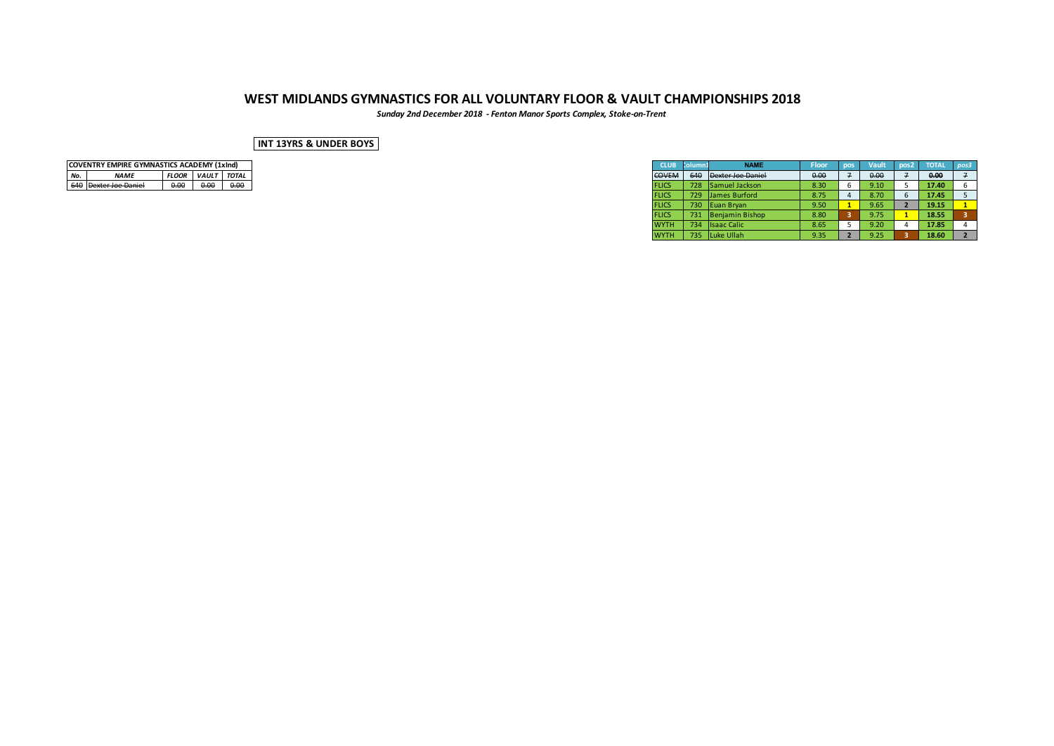# WEST MIDLANDS GYMNASTICS FOR ALL VOLUNTARY FLOOR & VAULT CHAMPIONSHIPS 2018

*Sunday 2nd December 2018 - Fenton Manor Sports Complex, Stoke-on-Trent*

**INT 13YRS & UNDER BOYS**

| COVENTRY EMPIRE GYMNASTICS ACADEMY (1xInd) | | | | |
|---|---|---|---|---|
| *No.* | *NAME* | *FLOOR* | *VAULT* | *TOTAL* |
| ~~640~~ | ~~Dexter Joe Daniel~~ | ~~0.00~~ | ~~0.00~~ | ~~0.00~~ |

| CLUB | Column1 | NAME | Floor | pos | Vault | pos2 | TOTAL | pos3 |
|---|---|---|---|---|---|---|---|---|
| ~~COVEM~~ | ~~640~~ | ~~Dexter Joe Daniel~~ | ~~0.00~~ | ~~7~~ | ~~0.00~~ | ~~7~~ | ~~**0.00**~~ | ~~7~~ |
| FLICS | 728 | Samuel Jackson | 8.30 | 6 | 9.10 | 5 | **17.40** | 6 |
| FLICS | 729 | James Burford | 8.75 | 4 | 8.70 | 6 | **17.45** | 5 |
| FLICS | 730 | Euan Bryan | 9.50 | **1** | 9.65 | **2** | **19.15** | **1** |
| FLICS | 731 | Benjamin Bishop | 8.80 | **3** | 9.75 | **1** | **18.55** | **3** |
| WYTH | 734 | Isaac Calic | 8.65 | 5 | 9.20 | 4 | **17.85** | 4 |
| WYTH | 735 | Luke Ullah | 9.35 | **2** | 9.25 | **3** | **18.60** | **2** |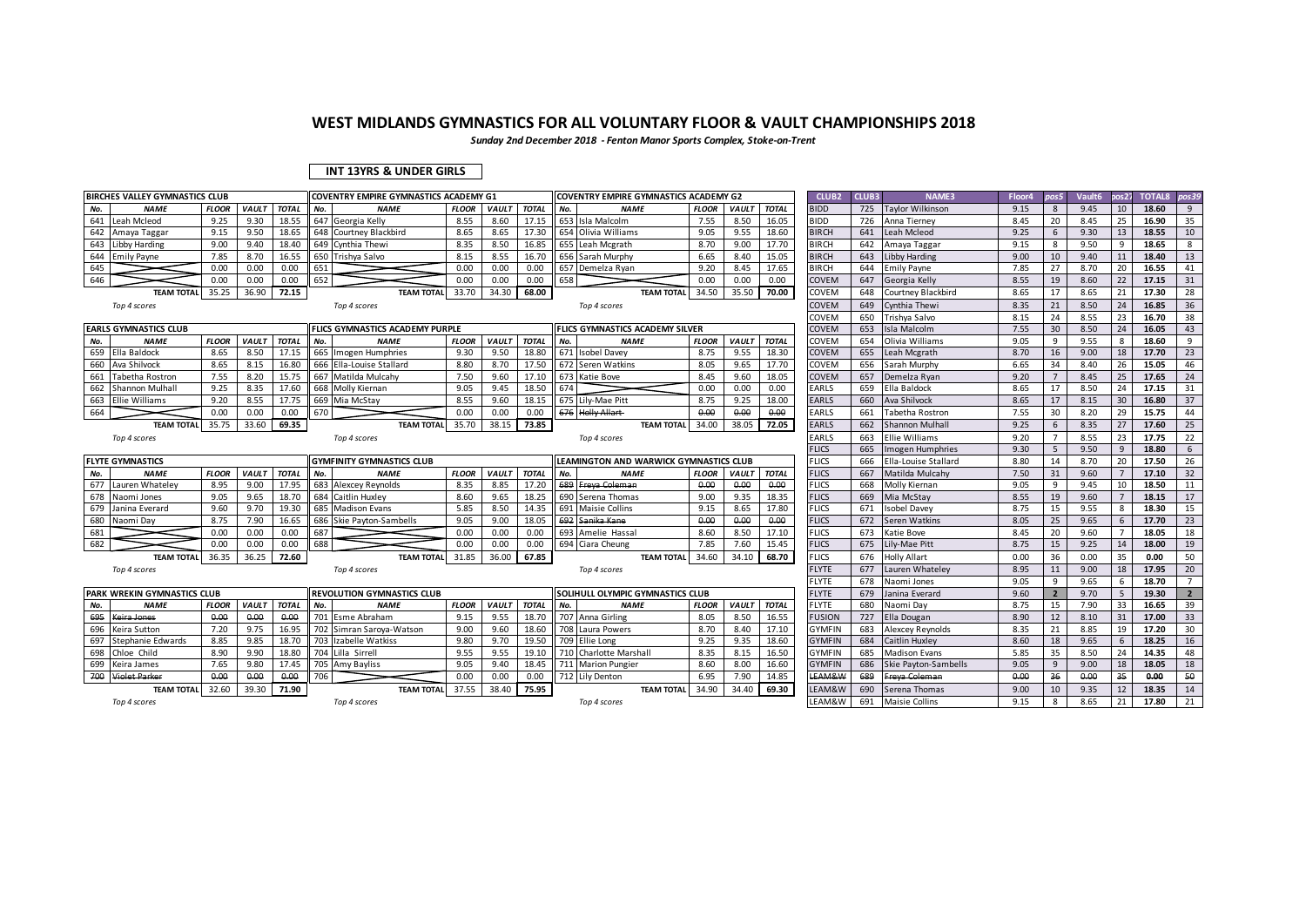# WEST MIDLANDS GYMNASTICS FOR ALL VOLUNTARY FLOOR & VAULT CHAMPIONSHIPS 2018

*Sunday 2nd December 2018 - Fenton Manor Sports Complex, Stoke-on-Trent*

**INT 13YRS & UNDER GIRLS**

### BIRCHES VALLEY GYMNASTICS CLUB

| No. | NAME | FLOOR | VAULT | TOTAL |
|---|---|---|---|---|
| 641 | Leah Mcleod | 9.25 | 9.30 | 18.55 |
| 642 | Amaya Taggar | 9.15 | 9.50 | 18.65 |
| 643 | Libby Harding | 9.00 | 9.40 | 18.40 |
| 644 | Emily Payne | 7.85 | 8.70 | 16.55 |
| 645 | | 0.00 | 0.00 | 0.00 |
| 646 | | 0.00 | 0.00 | 0.00 |
| | TEAM TOTAL | 35.25 | 36.90 | 72.15 |

*Top 4 scores*

### COVENTRY EMPIRE GYMNASTICS ACADEMY G1

| No. | NAME | FLOOR | VAULT | TOTAL |
|---|---|---|---|---|
| 647 | Georgia Kelly | 8.55 | 8.60 | 17.15 |
| 648 | Courtney Blackbird | 8.65 | 8.65 | 17.30 |
| 649 | Cynthia Thewi | 8.35 | 8.50 | 16.85 |
| 650 | Trishya Salvo | 8.15 | 8.55 | 16.70 |
| 651 | | 0.00 | 0.00 | 0.00 |
| 652 | | 0.00 | 0.00 | 0.00 |
| | TEAM TOTAL | 33.70 | 34.30 | 68.00 |

*Top 4 scores*

### COVENTRY EMPIRE GYMNASTICS ACADEMY G2

| No. | NAME | FLOOR | VAULT | TOTAL |
|---|---|---|---|---|
| 653 | Isla Malcolm | 7.55 | 8.50 | 16.05 |
| 654 | Olivia Williams | 9.05 | 9.55 | 18.60 |
| 655 | Leah Mcgrath | 8.70 | 9.00 | 17.70 |
| 656 | Sarah Murphy | 6.65 | 8.40 | 15.05 |
| 657 | Demelza Ryan | 9.20 | 8.45 | 17.65 |
| 658 | | 0.00 | 0.00 | 0.00 |
| | TEAM TOTAL | 34.50 | 35.50 | 70.00 |

*Top 4 scores*

### EARLS GYMNASTICS CLUB

| No. | NAME | FLOOR | VAULT | TOTAL |
|---|---|---|---|---|
| 659 | Ella Baldock | 8.65 | 8.50 | 17.15 |
| 660 | Ava Shilvock | 8.65 | 8.15 | 16.80 |
| 661 | Tabetha Rostron | 7.55 | 8.20 | 15.75 |
| 662 | Shannon Mulhall | 9.25 | 8.35 | 17.60 |
| 663 | Ellie Williams | 9.20 | 8.55 | 17.75 |
| 664 | | 0.00 | 0.00 | 0.00 |
| | TEAM TOTAL | 35.75 | 33.60 | 69.35 |

*Top 4 scores*

### FLICS GYMNASTICS ACADEMY PURPLE

| No. | NAME | FLOOR | VAULT | TOTAL |
|---|---|---|---|---|
| 665 | Imogen Humphries | 9.30 | 9.50 | 18.80 |
| 666 | Ella-Louise Stallard | 8.80 | 8.70 | 17.50 |
| 667 | Matilda Mulcahy | 7.50 | 9.60 | 17.10 |
| 668 | Molly Kiernan | 9.05 | 9.45 | 18.50 |
| 669 | Mia McStay | 8.55 | 9.60 | 18.15 |
| 670 | | 0.00 | 0.00 | 0.00 |
| | TEAM TOTAL | 35.70 | 38.15 | 73.85 |

*Top 4 scores*

### FLICS GYMNASTICS ACADEMY SILVER

| No. | NAME | FLOOR | VAULT | TOTAL |
|---|---|---|---|---|
| 671 | Isobel Davey | 8.75 | 9.55 | 18.30 |
| 672 | Seren Watkins | 8.05 | 9.65 | 17.70 |
| 673 | Katie Bove | 8.45 | 9.60 | 18.05 |
| 674 | | 0.00 | 0.00 | 0.00 |
| 675 | Lily-Mae Pitt | 8.75 | 9.25 | 18.00 |
| ~~676~~ | ~~Holly Allart~~ | ~~0.00~~ | ~~0.00~~ | ~~0.00~~ |
| | TEAM TOTAL | 34.00 | 38.05 | 72.05 |

*Top 4 scores*

### FLYTE GYMNASTICS

| No. | NAME | FLOOR | VAULT | TOTAL |
|---|---|---|---|---|
| 677 | Lauren Whateley | 8.95 | 9.00 | 17.95 |
| 678 | Naomi Jones | 9.05 | 9.65 | 18.70 |
| 679 | Janina Everard | 9.60 | 9.70 | 19.30 |
| 680 | Naomi Day | 8.75 | 7.90 | 16.65 |
| 681 | | 0.00 | 0.00 | 0.00 |
| 682 | | 0.00 | 0.00 | 0.00 |
| | TEAM TOTAL | 36.35 | 36.25 | 72.60 |

*Top 4 scores*

### GYMFINITY GYMNASTICS CLUB

| No. | NAME | FLOOR | VAULT | TOTAL |
|---|---|---|---|---|
| 683 | Alexcey Reynolds | 8.35 | 8.85 | 17.20 |
| 684 | Caitlin Huxley | 8.60 | 9.65 | 18.25 |
| 685 | Madison Evans | 5.85 | 8.50 | 14.35 |
| 686 | Skie Payton-Sambells | 9.05 | 9.00 | 18.05 |
| 687 | | 0.00 | 0.00 | 0.00 |
| 688 | | 0.00 | 0.00 | 0.00 |
| | TEAM TOTAL | 31.85 | 36.00 | 67.85 |

*Top 4 scores*

### LEAMINGTON AND WARWICK GYMNASTICS CLUB

| No. | NAME | FLOOR | VAULT | TOTAL |
|---|---|---|---|---|
| ~~689~~ | ~~Freya Coleman~~ | ~~0.00~~ | ~~0.00~~ | ~~0.00~~ |
| 690 | Serena Thomas | 9.00 | 9.35 | 18.35 |
| 691 | Maisie Collins | 9.15 | 8.65 | 17.80 |
| ~~692~~ | ~~Sanika Kane~~ | ~~0.00~~ | ~~0.00~~ | ~~0.00~~ |
| 693 | Amelie Hassal | 8.60 | 8.50 | 17.10 |
| 694 | Ciara Cheung | 7.85 | 7.60 | 15.45 |
| | TEAM TOTAL | 34.60 | 34.10 | 68.70 |

*Top 4 scores*

### PARK WREKIN GYMNASTICS CLUB

| No. | NAME | FLOOR | VAULT | TOTAL |
|---|---|---|---|---|
| ~~695~~ | ~~Keira Jones~~ | ~~0.00~~ | ~~0.00~~ | ~~0.00~~ |
| 696 | Keira Sutton | 7.20 | 9.75 | 16.95 |
| 697 | Stephanie Edwards | 8.85 | 9.85 | 18.70 |
| 698 | Chloe Child | 8.90 | 9.90 | 18.80 |
| 699 | Keira James | 7.65 | 9.80 | 17.45 |
| ~~700~~ | ~~Violet Parker~~ | ~~0.00~~ | ~~0.00~~ | ~~0.00~~ |
| | TEAM TOTAL | 32.60 | 39.30 | 71.90 |

*Top 4 scores*

### REVOLUTION GYMNASTICS CLUB

| No. | NAME | FLOOR | VAULT | TOTAL |
|---|---|---|---|---|
| 701 | Esme Abraham | 9.15 | 9.55 | 18.70 |
| 702 | Simran Saroya-Watson | 9.00 | 9.60 | 18.60 |
| 703 | Izabelle Watkiss | 9.80 | 9.70 | 19.50 |
| 704 | Lilla Sirrell | 9.55 | 9.55 | 19.10 |
| 705 | Amy Bayliss | 9.05 | 9.40 | 18.45 |
| 706 | | 0.00 | 0.00 | 0.00 |
| | TEAM TOTAL | 37.55 | 38.40 | 75.95 |

*Top 4 scores*

### SOLIHULL OLYMPIC GYMNASTICS CLUB

| No. | NAME | FLOOR | VAULT | TOTAL |
|---|---|---|---|---|
| 707 | Anna Girling | 8.05 | 8.50 | 16.55 |
| 708 | Laura Powers | 8.70 | 8.40 | 17.10 |
| 709 | Ellie Long | 9.25 | 9.35 | 18.60 |
| 710 | Charlotte Marshall | 8.35 | 8.15 | 16.50 |
| 711 | Marion Pungier | 8.60 | 8.00 | 16.60 |
| 712 | Lily Denton | 6.95 | 7.90 | 14.85 |
| | TEAM TOTAL | 34.90 | 34.40 | 69.30 |

*Top 4 scores*

### Individual Results

| CLUB2 | CLUB3 | NAME3 | Floor4 | pos5 | Vault6 | pos27 | TOTAL8 | pos39 |
|---|---|---|---|---|---|---|---|---|
| BIDD | 725 | Taylor Wilkinson | 9.15 | 8 | 9.45 | 10 | 18.60 | 9 |
| BIDD | 726 | Anna Tierney | 8.45 | 20 | 8.45 | 25 | 16.90 | 35 |
| BIRCH | 641 | Leah Mcleod | 9.25 | 6 | 9.30 | 13 | 18.55 | 10 |
| BIRCH | 642 | Amaya Taggar | 9.15 | 8 | 9.50 | 9 | 18.65 | 8 |
| BIRCH | 643 | Libby Harding | 9.00 | 10 | 9.40 | 11 | 18.40 | 13 |
| BIRCH | 644 | Emily Payne | 7.85 | 27 | 8.70 | 20 | 16.55 | 41 |
| COVEM | 647 | Georgia Kelly | 8.55 | 19 | 8.60 | 22 | 17.15 | 31 |
| COVEM | 648 | Courtney Blackbird | 8.65 | 17 | 8.65 | 21 | 17.30 | 28 |
| COVEM | 649 | Cynthia Thewi | 8.35 | 21 | 8.50 | 24 | 16.85 | 36 |
| COVEM | 650 | Trishya Salvo | 8.15 | 24 | 8.55 | 23 | 16.70 | 38 |
| COVEM | 653 | Isla Malcolm | 7.55 | 30 | 8.50 | 24 | 16.05 | 43 |
| COVEM | 654 | Olivia Williams | 9.05 | 9 | 9.55 | 8 | 18.60 | 9 |
| COVEM | 655 | Leah Mcgrath | 8.70 | 16 | 9.00 | 18 | 17.70 | 23 |
| COVEM | 656 | Sarah Murphy | 6.65 | 34 | 8.40 | 26 | 15.05 | 46 |
| COVEM | 657 | Demelza Ryan | 9.20 | 7 | 8.45 | 25 | 17.65 | 24 |
| EARLS | 659 | Ella Baldock | 8.65 | 17 | 8.50 | 24 | 17.15 | 31 |
| EARLS | 660 | Ava Shilvock | 8.65 | 17 | 8.15 | 30 | 16.80 | 37 |
| EARLS | 661 | Tabetha Rostron | 7.55 | 30 | 8.20 | 29 | 15.75 | 44 |
| EARLS | 662 | Shannon Mulhall | 9.25 | 6 | 8.35 | 27 | 17.60 | 25 |
| EARLS | 663 | Ellie Williams | 9.20 | 7 | 8.55 | 23 | 17.75 | 22 |
| FLICS | 665 | Imogen Humphries | 9.30 | 5 | 9.50 | 9 | 18.80 | 6 |
| FLICS | 666 | Ella-Louise Stallard | 8.80 | 14 | 8.70 | 20 | 17.50 | 26 |
| FLICS | 667 | Matilda Mulcahy | 7.50 | 31 | 9.60 | 7 | 17.10 | 32 |
| FLICS | 668 | Molly Kiernan | 9.05 | 9 | 9.45 | 10 | 18.50 | 11 |
| FLICS | 669 | Mia McStay | 8.55 | 19 | 9.60 | 7 | 18.15 | 17 |
| FLICS | 671 | Isobel Davey | 8.75 | 15 | 9.55 | 8 | 18.30 | 15 |
| FLICS | 672 | Seren Watkins | 8.05 | 25 | 9.65 | 6 | 17.70 | 23 |
| FLICS | 673 | Katie Bove | 8.45 | 20 | 9.60 | 7 | 18.05 | 18 |
| FLICS | 675 | Lily-Mae Pitt | 8.75 | 15 | 9.25 | 14 | 18.00 | 19 |
| FLICS | 676 | Holly Allart | 0.00 | 36 | 0.00 | 35 | 0.00 | 50 |
| FLYTE | 677 | Lauren Whateley | 8.95 | 11 | 9.00 | 18 | 17.95 | 20 |
| FLYTE | 678 | Naomi Jones | 9.05 | 9 | 9.65 | 6 | 18.70 | 7 |
| FLYTE | 679 | Janina Everard | 9.60 | 2 | 9.70 | 5 | 19.30 | 2 |
| FLYTE | 680 | Naomi Day | 8.75 | 15 | 7.90 | 33 | 16.65 | 39 |
| FUSION | 727 | Ella Dougan | 8.90 | 12 | 8.10 | 31 | 17.00 | 33 |
| GYMFIN | 683 | Alexcey Reynolds | 8.35 | 21 | 8.85 | 19 | 17.20 | 30 |
| GYMFIN | 684 | Caitlin Huxley | 8.60 | 18 | 9.65 | 6 | 18.25 | 16 |
| GYMFIN | 685 | Madison Evans | 5.85 | 35 | 8.50 | 24 | 14.35 | 48 |
| GYMFIN | 686 | Skie Payton-Sambells | 9.05 | 9 | 9.00 | 18 | 18.05 | 18 |
| ~~LEAM&W~~ | ~~689~~ | ~~Freya Coleman~~ | ~~0.00~~ | ~~36~~ | ~~0.00~~ | ~~35~~ | ~~0.00~~ | ~~50~~ |
| LEAM&W | 690 | Serena Thomas | 9.00 | 10 | 9.35 | 12 | 18.35 | 14 |
| LEAM&W | 691 | Maisie Collins | 9.15 | 8 | 8.65 | 21 | 17.80 | 21 |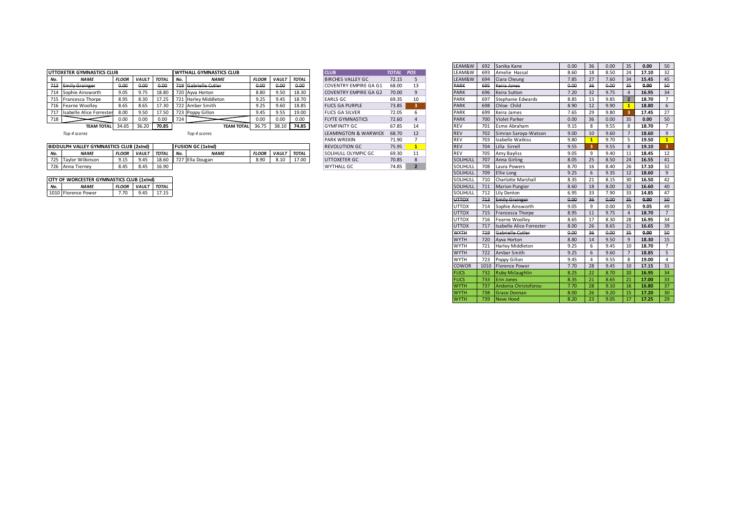| UTTOXETER GYMNASTICS CLUB | | | | |
|---|---|---|---|---|
| No. | NAME | FLOOR | VAULT | TOTAL |
| ~~713~~ | ~~Emily Grainger~~ | ~~0.00~~ | ~~0.00~~ | ~~0.00~~ |
| 714 | Sophie Ainsworth | 9.05 | 9.75 | 18.80 |
| 715 | Francesca Thorpe | 8.95 | 8.30 | 17.25 |
| 716 | Fearne Woolley | 8.65 | 8.65 | 17.30 |
| 717 | Isabelle Alice Forrester | 8.00 | 9.50 | 17.50 |
| 718 | | 0.00 | 0.00 | 0.00 |
| | TEAM TOTAL | 34.65 | 36.20 | 70.85 |

*Top 4 scores*

| WYTHALL GYMNASTICS CLUB | | | | |
|---|---|---|---|---|
| No. | NAME | FLOOR | VAULT | TOTAL |
| ~~719~~ | ~~Gabrielle Cutler~~ | ~~0.00~~ | ~~0.00~~ | ~~0.00~~ |
| 720 | Ayva Horton | 8.80 | 9.50 | 18.30 |
| 721 | Harley Middleton | 9.25 | 9.45 | 18.70 |
| 722 | Amber Smith | 9.25 | 9.60 | 18.85 |
| 723 | Poppy Gillon | 9.45 | 9.55 | 19.00 |
| 724 | | 0.00 | 0.00 | 0.00 |
| | TEAM TOTAL | 36.75 | 38.10 | 74.85 |

*Top 4 scores*

| BIDDULPH VALLEY GYMNASTICS CLUB (2xInd) | | | | |
|---|---|---|---|---|
| No. | NAME | FLOOR | VAULT | TOTAL |
| 725 | Taylor Wilkinson | 9.15 | 9.45 | 18.60 |
| 726 | Anna Tierney | 8.45 | 8.45 | 16.90 |

| FUSION GC (1xInd) | | | | |
|---|---|---|---|---|
| No. | NAME | FLOOR | VAULT | TOTAL |
| 727 | Ella Dougan | 8.90 | 8.10 | 17.00 |

| CITY OF WORCESTER GYMNASTICS CLUB (1xInd) | | | | |
|---|---|---|---|---|
| No. | NAME | FLOOR | VAULT | TOTAL |
| 1010 | Florence Power | 7.70 | 9.45 | 17.15 |

| CLUB | TOTAL | POS |
|---|---|---|
| BIRCHES VALLEY GC | 72.15 | 5 |
| COVENTRY EMPIRE GA G1 | 68.00 | 13 |
| COVENTRY EMPIRE GA G2 | 70.00 | 9 |
| EARLS GC | 69.35 | 10 |
| FLICS GA PURPLE | 73.85 | 3 |
| FLICS GA SILVER | 72.05 | 6 |
| FLYTE GYMNASTICS | 72.60 | 4 |
| GYMFINITY GC | 67.85 | 14 |
| LEAMINGTON & WARWICK | 68.70 | 12 |
| PARK WREKIN | 71.90 | 7 |
| REVOLUTION GC | 75.95 | 1 |
| SOLIHULL OLYMPIC GC | 69.30 | 11 |
| UTTOXETER GC | 70.85 | 8 |
| WYTHALL GC | 74.85 | 2 |

| Club | No. | Name | Floor | Pos | Vault | Pos | Total | Pos |
|---|---|---|---|---|---|---|---|---|
| LEAM&W | 692 | Sanika Kane | 0.00 | 36 | 0.00 | 35 | 0.00 | 50 |
| LEAM&W | 693 | Amelie Hassal | 8.60 | 18 | 8.50 | 24 | 17.10 | 32 |
| LEAM&W | 694 | Ciara Cheung | 7.85 | 27 | 7.60 | 34 | 15.45 | 45 |
| ~~PARK~~ | ~~695~~ | ~~Keira Jones~~ | ~~0.00~~ | ~~36~~ | ~~0.00~~ | ~~35~~ | ~~0.00~~ | ~~50~~ |
| PARK | 696 | Keira Sutton | 7.20 | 32 | 9.75 | 4 | 16.95 | 34 |
| PARK | 697 | Stephanie Edwards | 8.85 | 13 | 9.85 | 2 | 18.70 | 7 |
| PARK | 698 | Chloe Child | 8.90 | 12 | 9.90 | 1 | 18.80 | 6 |
| PARK | 699 | Keira James | 7.65 | 29 | 9.80 | 3 | 17.45 | 27 |
| PARK | 700 | Violet Parker | 0.00 | 36 | 0.00 | 35 | 0.00 | 50 |
| REV | 701 | Esme Abraham | 9.15 | 8 | 9.55 | 8 | 18.70 | 7 |
| REV | 702 | Simran Saroya-Watson | 9.00 | 10 | 9.60 | 7 | 18.60 | 9 |
| REV | 703 | Izabelle Watkiss | 9.80 | 1 | 9.70 | 5 | 19.50 | 1 |
| REV | 704 | Lilla Sirrell | 9.55 | 3 | 9.55 | 8 | 19.10 | 3 |
| REV | 705 | Amy Bayliss | 9.05 | 9 | 9.40 | 11 | 18.45 | 12 |
| SOLIHULL | 707 | Anna Girling | 8.05 | 25 | 8.50 | 24 | 16.55 | 41 |
| SOLIHULL | 708 | Laura Powers | 8.70 | 16 | 8.40 | 26 | 17.10 | 32 |
| SOLIHULL | 709 | Ellie Long | 9.25 | 6 | 9.35 | 12 | 18.60 | 9 |
| SOLIHULL | 710 | Charlotte Marshall | 8.35 | 21 | 8.15 | 30 | 16.50 | 42 |
| SOLIHULL | 711 | Marion Pungier | 8.60 | 18 | 8.00 | 32 | 16.60 | 40 |
| SOLIHULL | 712 | Lily Denton | 6.95 | 33 | 7.90 | 33 | 14.85 | 47 |
| ~~UTTOX~~ | ~~713~~ | ~~Emily Grainger~~ | ~~0.00~~ | ~~36~~ | ~~0.00~~ | ~~35~~ | ~~0.00~~ | ~~50~~ |
| UTTOX | 714 | Sophie Ainsworth | 9.05 | 9 | 0.00 | 35 | 9.05 | 49 |
| UTTOX | 715 | Francesca Thorpe | 8.95 | 11 | 9.75 | 4 | 18.70 | 7 |
| UTTOX | 716 | Fearne Woolley | 8.65 | 17 | 8.30 | 28 | 16.95 | 34 |
| UTTOX | 717 | Isabelle Alice Forrester | 8.00 | 26 | 8.65 | 21 | 16.65 | 39 |
| ~~WYTH~~ | ~~719~~ | ~~Gabrielle Cutler~~ | ~~0.00~~ | ~~36~~ | ~~0.00~~ | ~~35~~ | ~~0.00~~ | ~~50~~ |
| WYTH | 720 | Ayva Horton | 8.80 | 14 | 9.50 | 9 | 18.30 | 15 |
| WYTH | 721 | Harley Middleton | 9.25 | 6 | 9.45 | 10 | 18.70 | 7 |
| WYTH | 722 | Amber Smith | 9.25 | 6 | 9.60 | 7 | 18.85 | 5 |
| WYTH | 723 | Poppy Gillon | 9.45 | 4 | 9.55 | 8 | 19.00 | 4 |
| COWOR | 1010 | Florence Power | 7.70 | 28 | 9.45 | 10 | 17.15 | 31 |
| FLICS | 732 | Ruby Mclaughlin | 8.25 | 22 | 8.70 | 20 | 16.95 | 34 |
| FLICS | 733 | Erin Jones | 8.35 | 21 | 8.65 | 21 | 17.00 | 33 |
| WYTH | 737 | Andonia Christoforou | 7.70 | 28 | 9.10 | 16 | 16.80 | 37 |
| WYTH | 738 | Grace Donnan | 8.00 | 26 | 9.20 | 15 | 17.20 | 30 |
| WYTH | 739 | Neve Hood | 8.20 | 23 | 9.05 | 17 | 17.25 | 29 |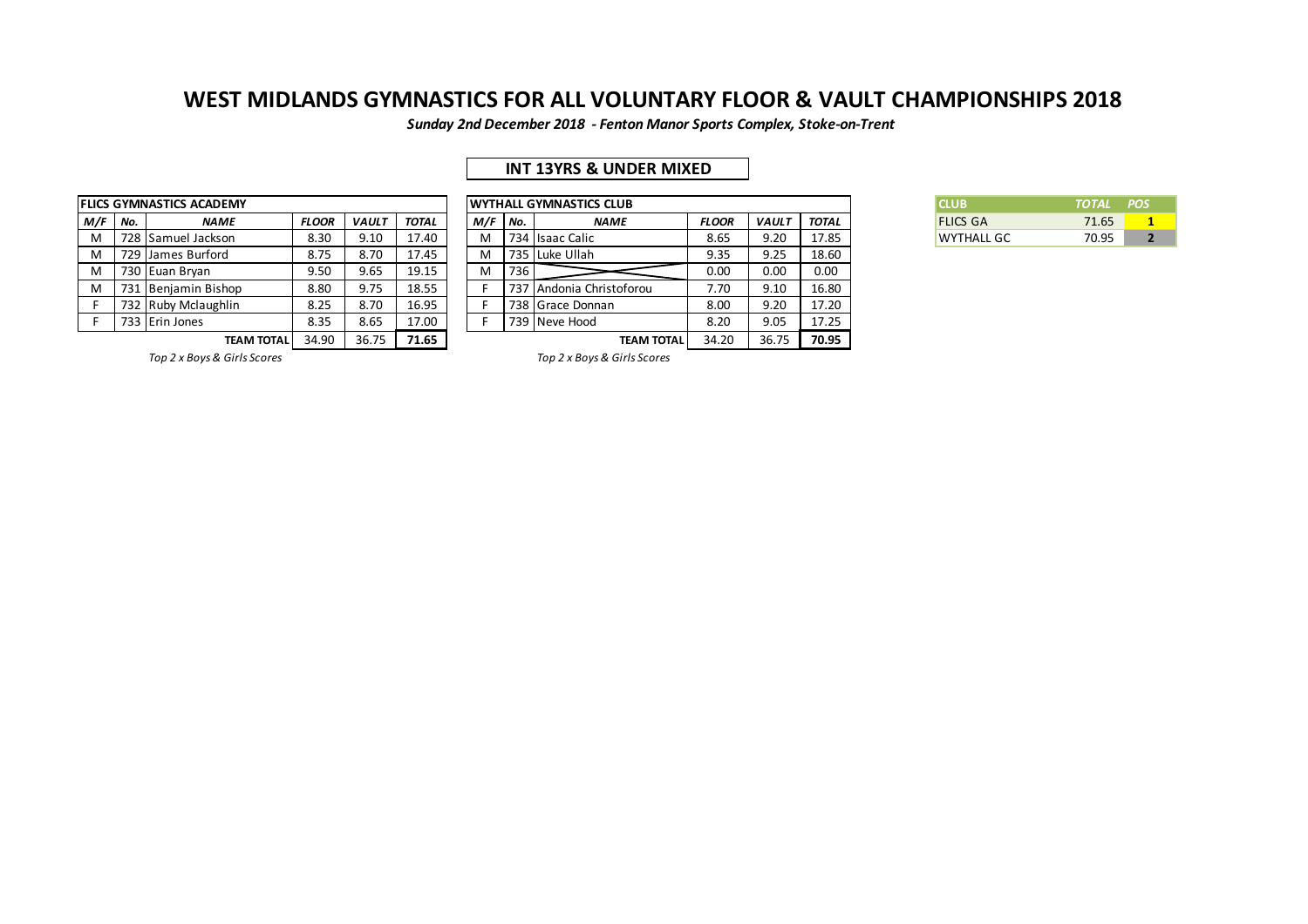# WEST MIDLANDS GYMNASTICS FOR ALL VOLUNTARY FLOOR & VAULT CHAMPIONSHIPS 2018

***Sunday 2nd December 2018 - Fenton Manor Sports Complex, Stoke-on-Trent***

## INT 13YRS & UNDER MIXED

**FLICS GYMNASTICS ACADEMY**

| M/F | No. | NAME | FLOOR | VAULT | TOTAL |
|---|---|---|---|---|---|
| M | 728 | Samuel Jackson | 8.30 | 9.10 | 17.40 |
| M | 729 | James Burford | 8.75 | 8.70 | 17.45 |
| M | 730 | Euan Bryan | 9.50 | 9.65 | 19.15 |
| M | 731 | Benjamin Bishop | 8.80 | 9.75 | 18.55 |
| F | 732 | Ruby Mclaughlin | 8.25 | 8.70 | 16.95 |
| F | 733 | Erin Jones | 8.35 | 8.65 | 17.00 |
| | | **TEAM TOTAL** | 34.90 | 36.75 | **71.65** |

*Top 2 x Boys & Girls Scores*

**WYTHALL GYMNASTICS CLUB**

| M/F | No. | NAME | FLOOR | VAULT | TOTAL |
|---|---|---|---|---|---|
| M | 734 | Isaac Calic | 8.65 | 9.20 | 17.85 |
| M | 735 | Luke Ullah | 9.35 | 9.25 | 18.60 |
| M | 736 | | 0.00 | 0.00 | 0.00 |
| F | 737 | Andonia Christoforou | 7.70 | 9.10 | 16.80 |
| F | 738 | Grace Donnan | 8.00 | 9.20 | 17.20 |
| F | 739 | Neve Hood | 8.20 | 9.05 | 17.25 |
| | | **TEAM TOTAL** | 34.20 | 36.75 | **70.95** |

*Top 2 x Boys & Girls Scores*

| CLUB | TOTAL | POS |
|---|---|---|
| FLICS GA | 71.65 | 1 |
| WYTHALL GC | 70.95 | 2 |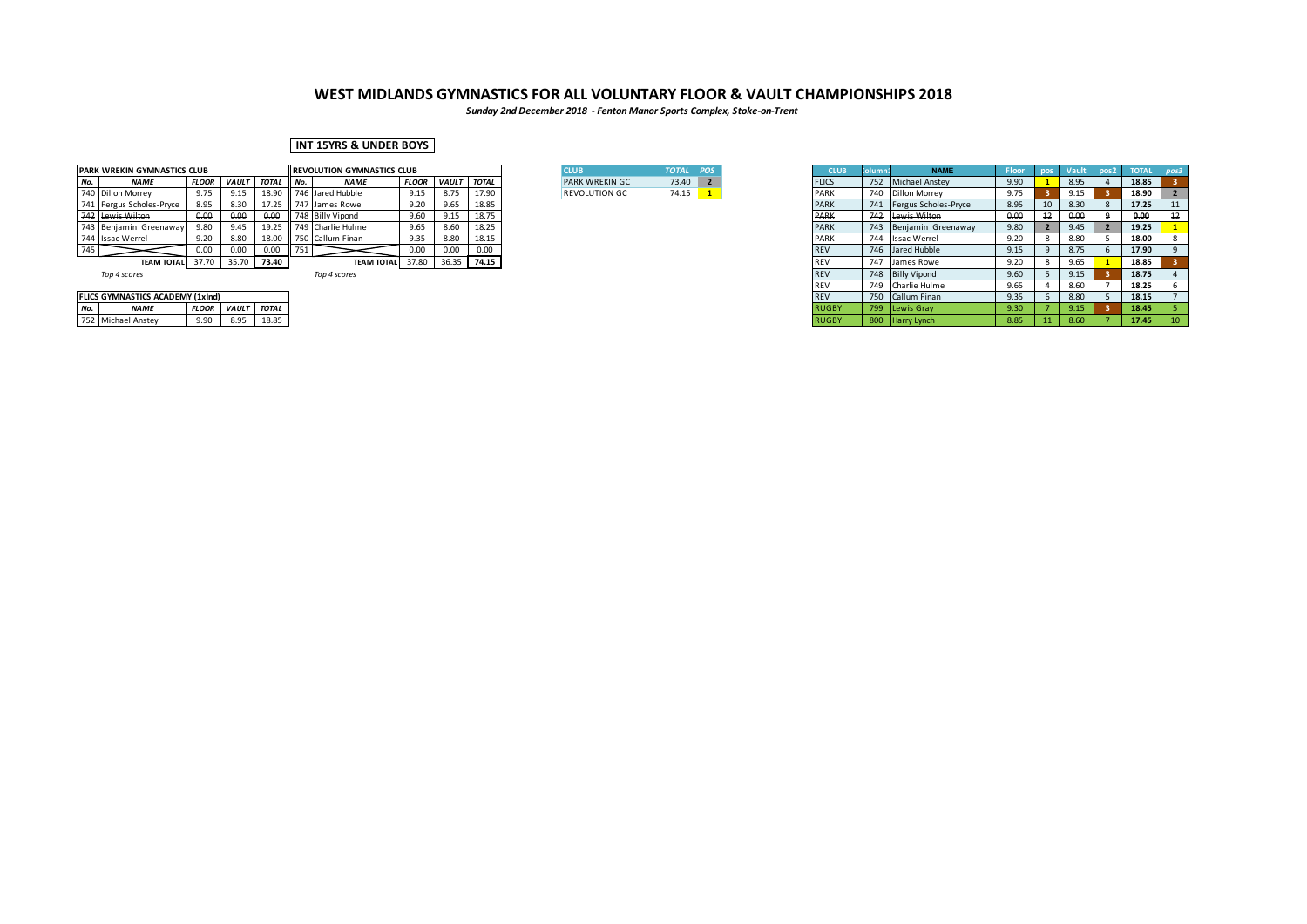# WEST MIDLANDS GYMNASTICS FOR ALL VOLUNTARY FLOOR & VAULT CHAMPIONSHIPS 2018

***Sunday 2nd December 2018 - Fenton Manor Sports Complex, Stoke-on-Trent***

## INT 15YRS & UNDER BOYS

| PARK WREKIN GYMNASTICS CLUB | | | | |
|---|---|---|---|---|
| No. | NAME | FLOOR | VAULT | TOTAL |
| 740 | Dillon Morrey | 9.75 | 9.15 | 18.90 |
| 741 | Fergus Scholes-Pryce | 8.95 | 8.30 | 17.25 |
| ~~742~~ | ~~Lewis Wilton~~ | ~~0.00~~ | ~~0.00~~ | ~~0.00~~ |
| 743 | Benjamin Greenaway | 9.80 | 9.45 | 19.25 |
| 744 | Issac Werrel | 9.20 | 8.80 | 18.00 |
| 745 | | 0.00 | 0.00 | 0.00 |
| | TEAM TOTAL | 37.70 | 35.70 | 73.40 |

*Top 4 scores*

| REVOLUTION GYMNASTICS CLUB | | | | |
|---|---|---|---|---|
| No. | NAME | FLOOR | VAULT | TOTAL |
| 746 | Jared Hubble | 9.15 | 8.75 | 17.90 |
| 747 | James Rowe | 9.20 | 9.65 | 18.85 |
| 748 | Billy Vipond | 9.60 | 9.15 | 18.75 |
| 749 | Charlie Hulme | 9.65 | 8.60 | 18.25 |
| 750 | Callum Finan | 9.35 | 8.80 | 18.15 |
| 751 | | 0.00 | 0.00 | 0.00 |
| | TEAM TOTAL | 37.80 | 36.35 | 74.15 |

*Top 4 scores*

| FLICS GYMNASTICS ACADEMY (1xInd) | | | | |
|---|---|---|---|---|
| No. | NAME | FLOOR | VAULT | TOTAL |
| 752 | Michael Anstey | 9.90 | 8.95 | 18.85 |

| CLUB | TOTAL | POS |
|---|---|---|
| PARK WREKIN GC | 73.40 | 2 |
| REVOLUTION GC | 74.15 | 1 |

| CLUB | Column1 | NAME | Floor | pos | Vault | pos2 | TOTAL | pos3 |
|---|---|---|---|---|---|---|---|---|
| FLICS | 752 | Michael Anstey | 9.90 | 1 | 8.95 | 4 | 18.85 | 3 |
| PARK | 740 | Dillon Morrey | 9.75 | 3 | 9.15 | 3 | 18.90 | 2 |
| PARK | 741 | Fergus Scholes-Pryce | 8.95 | 10 | 8.30 | 8 | 17.25 | 11 |
| ~~PARK~~ | ~~742~~ | ~~Lewis Wilton~~ | ~~0.00~~ | ~~12~~ | ~~0.00~~ | ~~9~~ | ~~0.00~~ | ~~12~~ |
| PARK | 743 | Benjamin Greenaway | 9.80 | 2 | 9.45 | 2 | 19.25 | 1 |
| PARK | 744 | Issac Werrel | 9.20 | 8 | 8.80 | 5 | 18.00 | 8 |
| REV | 746 | Jared Hubble | 9.15 | 9 | 8.75 | 6 | 17.90 | 9 |
| REV | 747 | James Rowe | 9.20 | 8 | 9.65 | 1 | 18.85 | 3 |
| REV | 748 | Billy Vipond | 9.60 | 5 | 9.15 | 3 | 18.75 | 4 |
| REV | 749 | Charlie Hulme | 9.65 | 4 | 8.60 | 7 | 18.25 | 6 |
| REV | 750 | Callum Finan | 9.35 | 6 | 8.80 | 5 | 18.15 | 7 |
| RUGBY | 799 | Lewis Gray | 9.30 | 7 | 9.15 | 3 | 18.45 | 5 |
| RUGBY | 800 | Harry Lynch | 8.85 | 11 | 8.60 | 7 | 17.45 | 10 |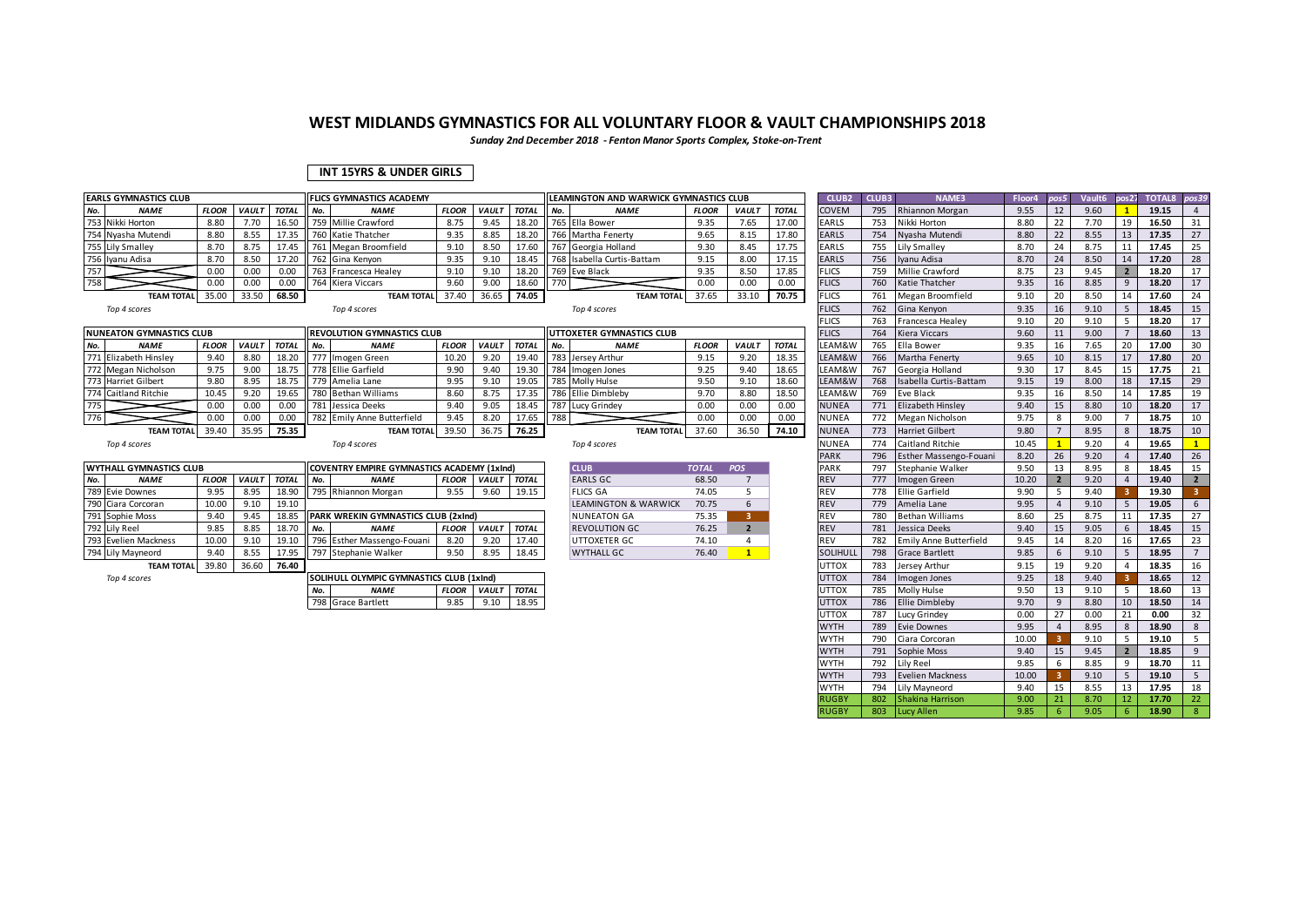# WEST MIDLANDS GYMNASTICS FOR ALL VOLUNTARY FLOOR & VAULT CHAMPIONSHIPS 2018

*Sunday 2nd December 2018 - Fenton Manor Sports Complex, Stoke-on-Trent*

## INT 15YRS & UNDER GIRLS

| EARLS GYMNASTICS CLUB | | | | |
|---|---|---|---|---|
| **No.** | **NAME** | **FLOOR** | **VAULT** | **TOTAL** |
| 753 | Nikki Horton | 8.80 | 7.70 | 16.50 |
| 754 | Nyasha Mutendi | 8.80 | 8.55 | 17.35 |
| 755 | Lily Smalley | 8.70 | 8.75 | 17.45 |
| 756 | Iyanu Adisa | 8.70 | 8.50 | 17.20 |
| 757 | | 0.00 | 0.00 | 0.00 |
| 758 | | 0.00 | 0.00 | 0.00 |
| | **TEAM TOTAL** | 35.00 | 33.50 | **68.50** |

*Top 4 scores*

| FLICS GYMNASTICS ACADEMY | | | | |
|---|---|---|---|---|
| **No.** | **NAME** | **FLOOR** | **VAULT** | **TOTAL** |
| 759 | Millie Crawford | 8.75 | 9.45 | 18.20 |
| 760 | Katie Thatcher | 9.35 | 8.85 | 18.20 |
| 761 | Megan Broomfield | 9.10 | 8.50 | 17.60 |
| 762 | Gina Kenyon | 9.35 | 9.10 | 18.45 |
| 763 | Francesca Healey | 9.10 | 9.10 | 18.20 |
| 764 | Kiera Viccars | 9.60 | 9.00 | 18.60 |
| | **TEAM TOTAL** | 37.40 | 36.65 | **74.05** |

*Top 4 scores*

| LEAMINGTON AND WARWICK GYMNASTICS CLUB | | | | |
|---|---|---|---|---|
| **No.** | **NAME** | **FLOOR** | **VAULT** | **TOTAL** |
| 765 | Ella Bower | 9.35 | 7.65 | 17.00 |
| 766 | Martha Fenerty | 9.65 | 8.15 | 17.80 |
| 767 | Georgia Holland | 9.30 | 8.45 | 17.75 |
| 768 | Isabella Curtis-Battam | 9.15 | 8.00 | 17.15 |
| 769 | Eve Black | 9.35 | 8.50 | 17.85 |
| 770 | | 0.00 | 0.00 | 0.00 |
| | **TEAM TOTAL** | 37.65 | 33.10 | **70.75** |

*Top 4 scores*

| NUNEATON GYMNASTICS CLUB | | | | |
|---|---|---|---|---|
| **No.** | **NAME** | **FLOOR** | **VAULT** | **TOTAL** |
| 771 | Elizabeth Hinsley | 9.40 | 8.80 | 18.20 |
| 772 | Megan Nicholson | 9.75 | 9.00 | 18.75 |
| 773 | Harriet Gilbert | 9.80 | 8.95 | 18.75 |
| 774 | Caitland Ritchie | 10.45 | 9.20 | 19.65 |
| 775 | | 0.00 | 0.00 | 0.00 |
| 776 | | 0.00 | 0.00 | 0.00 |
| | **TEAM TOTAL** | 39.40 | 35.95 | **75.35** |

*Top 4 scores*

| REVOLUTION GYMNASTICS CLUB | | | | |
|---|---|---|---|---|
| **No.** | **NAME** | **FLOOR** | **VAULT** | **TOTAL** |
| 777 | Imogen Green | 10.20 | 9.20 | 19.40 |
| 778 | Ellie Garfield | 9.90 | 9.40 | 19.30 |
| 779 | Amelia Lane | 9.95 | 9.10 | 19.05 |
| 780 | Bethan Williams | 8.60 | 8.75 | 17.35 |
| 781 | Jessica Deeks | 9.40 | 9.05 | 18.45 |
| 782 | Emily Anne Butterfield | 9.45 | 8.20 | 17.65 |
| | **TEAM TOTAL** | 39.50 | 36.75 | **76.25** |

*Top 4 scores*

| UTTOXETER GYMNASTICS CLUB | | | | |
|---|---|---|---|---|
| **No.** | **NAME** | **FLOOR** | **VAULT** | **TOTAL** |
| 783 | Jersey Arthur | 9.15 | 9.20 | 18.35 |
| 784 | Imogen Jones | 9.25 | 9.40 | 18.65 |
| 785 | Molly Hulse | 9.50 | 9.10 | 18.60 |
| 786 | Ellie Dimbleby | 9.70 | 8.80 | 18.50 |
| 787 | Lucy Grindey | 0.00 | 0.00 | 0.00 |
| 788 | | 0.00 | 0.00 | 0.00 |
| | **TEAM TOTAL** | 37.60 | 36.50 | **74.10** |

*Top 4 scores*

| WYTHALL GYMNASTICS CLUB | | | | |
|---|---|---|---|---|
| **No.** | **NAME** | **FLOOR** | **VAULT** | **TOTAL** |
| 789 | Evie Downes | 9.95 | 8.95 | 18.90 |
| 790 | Ciara Corcoran | 10.00 | 9.10 | 19.10 |
| 791 | Sophie Moss | 9.40 | 9.45 | 18.85 |
| 792 | Lily Reel | 9.85 | 8.85 | 18.70 |
| 793 | Evelien Mackness | 10.00 | 9.10 | 19.10 |
| 794 | Lily Mayneord | 9.40 | 8.55 | 17.95 |
| | **TEAM TOTAL** | 39.80 | 36.60 | **76.40** |

*Top 4 scores*

| COVENTRY EMPIRE GYMNASTICS ACADEMY (1xInd) | | | | |
|---|---|---|---|---|
| **No.** | **NAME** | **FLOOR** | **VAULT** | **TOTAL** |
| 795 | Rhiannon Morgan | 9.55 | 9.60 | 19.15 |

| PARK WREKIN GYMNASTICS CLUB (2xInd) | | | | |
|---|---|---|---|---|
| **No.** | **NAME** | **FLOOR** | **VAULT** | **TOTAL** |
| 796 | Esther Massenge-Fouani | 8.20 | 9.20 | 17.40 |
| 797 | Stephanie Walker | 9.50 | 8.95 | 18.45 |

| SOLIHULL OLYMPIC GYMNASTICS CLUB (1xInd) | | | | |
|---|---|---|---|---|
| **No.** | **NAME** | **FLOOR** | **VAULT** | **TOTAL** |
| 798 | Grace Bartlett | 9.85 | 9.10 | 18.95 |

| CLUB | TOTAL | POS |
|---|---|---|
| EARLS GC | 68.50 | 7 |
| FLICS GA | 74.05 | 5 |
| LEAMINGTON & WARWICK | 70.75 | 6 |
| NUNEATON GA | 75.35 | 3 |
| REVOLUTION GC | 76.25 | 2 |
| UTTOXETER GC | 74.10 | 4 |
| WYTHALL GC | 76.40 | 1 |

| CLUB2 | CLUB3 | NAME3 | Floor4 | pos5 | Vault6 | pos27 | TOTAL8 | pos39 |
|---|---|---|---|---|---|---|---|---|
| COVEM | 795 | Rhiannon Morgan | 9.55 | 12 | 9.60 | 1 | 19.15 | 4 |
| EARLS | 753 | Nikki Horton | 8.80 | 22 | 7.70 | 19 | 16.50 | 31 |
| EARLS | 754 | Nyasha Mutendi | 8.80 | 22 | 8.55 | 13 | 17.35 | 27 |
| EARLS | 755 | Lily Smalley | 8.70 | 24 | 8.75 | 11 | 17.45 | 25 |
| EARLS | 756 | Iyanu Adisa | 8.70 | 24 | 8.50 | 14 | 17.20 | 28 |
| FLICS | 759 | Millie Crawford | 8.75 | 23 | 9.45 | 2 | 18.20 | 17 |
| FLICS | 760 | Katie Thatcher | 9.35 | 16 | 8.85 | 9 | 18.20 | 17 |
| FLICS | 761 | Megan Broomfield | 9.10 | 20 | 8.50 | 14 | 17.60 | 24 |
| FLICS | 762 | Gina Kenyon | 9.35 | 16 | 9.10 | 5 | 18.45 | 15 |
| FLICS | 763 | Francesca Healey | 9.10 | 20 | 9.10 | 5 | 18.20 | 17 |
| FLICS | 764 | Kiera Viccars | 9.60 | 11 | 9.00 | 7 | 18.60 | 13 |
| LEAM&W | 765 | Ella Bower | 9.35 | 16 | 7.65 | 20 | 17.00 | 30 |
| LEAM&W | 766 | Martha Fenerty | 9.65 | 10 | 8.15 | 17 | 17.80 | 20 |
| LEAM&W | 767 | Georgia Holland | 9.30 | 17 | 8.45 | 15 | 17.75 | 21 |
| LEAM&W | 768 | Isabella Curtis-Battam | 9.15 | 19 | 8.00 | 18 | 17.15 | 29 |
| LEAM&W | 769 | Eve Black | 9.35 | 16 | 8.50 | 14 | 17.85 | 19 |
| NUNEA | 771 | Elizabeth Hinsley | 9.40 | 15 | 8.80 | 10 | 18.20 | 17 |
| NUNEA | 772 | Megan Nicholson | 9.75 | 8 | 9.00 | 7 | 18.75 | 10 |
| NUNEA | 773 | Harriet Gilbert | 9.80 | 7 | 8.95 | 8 | 18.75 | 10 |
| NUNEA | 774 | Caitland Ritchie | 10.45 | 1 | 9.20 | 4 | 19.65 | 1 |
| PARK | 796 | Esther Massenge-Fouani | 8.20 | 26 | 9.20 | 4 | 17.40 | 26 |
| PARK | 797 | Stephanie Walker | 9.50 | 13 | 8.95 | 8 | 18.45 | 15 |
| REV | 777 | Imogen Green | 10.20 | 2 | 9.20 | 4 | 19.40 | 2 |
| REV | 778 | Ellie Garfield | 9.90 | 5 | 9.40 | 3 | 19.30 | 3 |
| REV | 779 | Amelia Lane | 9.95 | 4 | 9.10 | 5 | 19.05 | 6 |
| REV | 780 | Bethan Williams | 8.60 | 25 | 8.75 | 11 | 17.35 | 27 |
| REV | 781 | Jessica Deeks | 9.40 | 15 | 9.05 | 6 | 18.45 | 15 |
| REV | 782 | Emily Anne Butterfield | 9.45 | 14 | 8.20 | 16 | 17.65 | 23 |
| SOLIHULL | 798 | Grace Bartlett | 9.85 | 6 | 9.10 | 5 | 18.95 | 7 |
| UTTOX | 783 | Jersey Arthur | 9.15 | 19 | 9.20 | 4 | 18.35 | 16 |
| UTTOX | 784 | Imogen Jones | 9.25 | 18 | 9.40 | 3 | 18.65 | 12 |
| UTTOX | 785 | Molly Hulse | 9.50 | 13 | 9.10 | 5 | 18.60 | 13 |
| UTTOX | 786 | Ellie Dimbleby | 9.70 | 9 | 8.80 | 10 | 18.50 | 14 |
| UTTOX | 787 | Lucy Grindey | 0.00 | 27 | 0.00 | 21 | 0.00 | 32 |
| WYTH | 789 | Evie Downes | 9.95 | 4 | 8.95 | 8 | 18.90 | 8 |
| WYTH | 790 | Ciara Corcoran | 10.00 | 3 | 9.10 | 5 | 19.10 | 5 |
| WYTH | 791 | Sophie Moss | 9.40 | 15 | 9.45 | 2 | 18.85 | 9 |
| WYTH | 792 | Lily Reel | 9.85 | 6 | 8.85 | 9 | 18.70 | 11 |
| WYTH | 793 | Evelien Mackness | 10.00 | 3 | 9.10 | 5 | 19.10 | 5 |
| WYTH | 794 | Lily Mayneord | 9.40 | 15 | 8.55 | 13 | 17.95 | 18 |
| RUGBY | 802 | Shakina Harrison | 9.00 | 21 | 8.70 | 12 | 17.70 | 22 |
| RUGBY | 803 | Lucy Allen | 9.85 | 6 | 9.05 | 6 | 18.90 | 8 |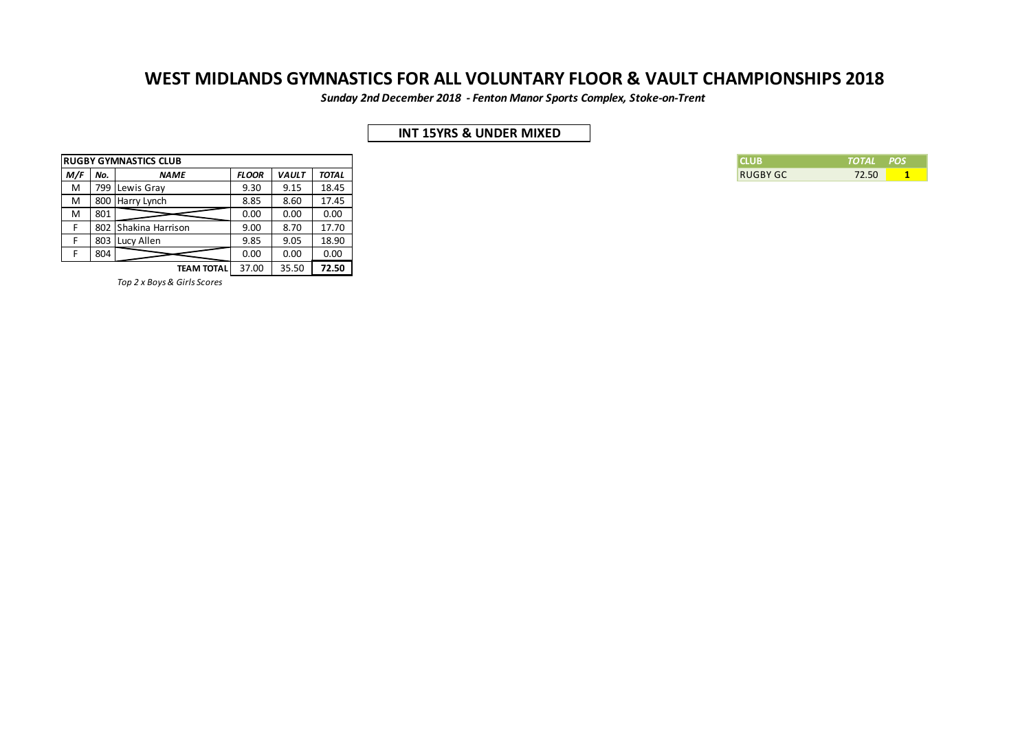# WEST MIDLANDS GYMNASTICS FOR ALL VOLUNTARY FLOOR & VAULT CHAMPIONSHIPS 2018

***Sunday 2nd December 2018 - Fenton Manor Sports Complex, Stoke-on-Trent***

## INT 15YRS & UNDER MIXED

| RUGBY GYMNASTICS CLUB | | | | | |
|---|---|---|---|---|---|
| ***M/F*** | ***No.*** | ***NAME*** | ***FLOOR*** | ***VAULT*** | ***TOTAL*** |
| M | 799 | Lewis Gray | 9.30 | 9.15 | 18.45 |
| M | 800 | Harry Lynch | 8.85 | 8.60 | 17.45 |
| M | 801 | | 0.00 | 0.00 | 0.00 |
| F | 802 | Shakina Harrison | 9.00 | 8.70 | 17.70 |
| F | 803 | Lucy Allen | 9.85 | 9.05 | 18.90 |
| F | 804 | | 0.00 | 0.00 | 0.00 |
| | | **TEAM TOTAL** | 37.00 | 35.50 | **72.50** |

*Top 2 x Boys & Girls Scores*

| CLUB | *TOTAL* | *POS* |
|---|---|---|
| RUGBY GC | 72.50 | **1** |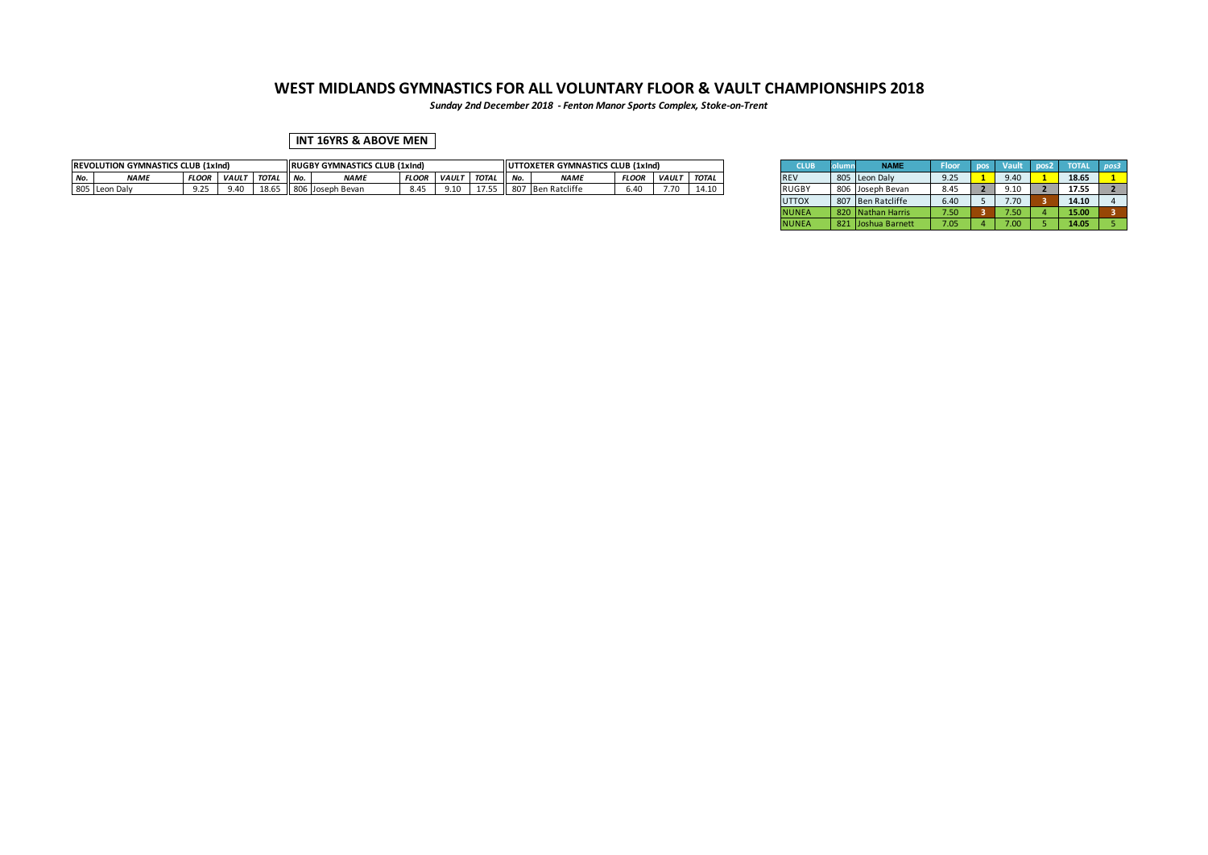# WEST MIDLANDS GYMNASTICS FOR ALL VOLUNTARY FLOOR & VAULT CHAMPIONSHIPS 2018

*Sunday 2nd December 2018 - Fenton Manor Sports Complex, Stoke-on-Trent*

## INT 16YRS & ABOVE MEN

| REVOLUTION GYMNASTICS CLUB (1xInd) | | | | |
|---|---|---|---|---|
| ***No.*** | ***NAME*** | ***FLOOR*** | ***VAULT*** | ***TOTAL*** |
| 805 | Leon Daly | 9.25 | 9.40 | 18.65 |

| RUGBY GYMNASTICS CLUB (1xInd) | | | | |
|---|---|---|---|---|
| ***No.*** | ***NAME*** | ***FLOOR*** | ***VAULT*** | ***TOTAL*** |
| 806 | Joseph Bevan | 8.45 | 9.10 | 17.55 |

| UTTOXETER GYMNASTICS CLUB (1xInd) | | | | |
|---|---|---|---|---|
| ***No.*** | ***NAME*** | ***FLOOR*** | ***VAULT*** | ***TOTAL*** |
| 807 | Ben Ratcliffe | 6.40 | 7.70 | 14.10 |

| CLUB | olumn | NAME | Floor | pos | Vault | pos2 | TOTAL | *pos3* |
|---|---|---|---|---|---|---|---|---|
| REV | 805 | Leon Daly | 9.25 | 1 | 9.40 | 1 | **18.65** | 1 |
| RUGBY | 806 | Joseph Bevan | 8.45 | 2 | 9.10 | 2 | **17.55** | 2 |
| UTTOX | 807 | Ben Ratcliffe | 6.40 | 5 | 7.70 | 3 | **14.10** | 4 |
| NUNEA | 820 | Nathan Harris | 7.50 | 3 | 7.50 | 4 | **15.00** | 3 |
| NUNEA | 821 | Joshua Barnett | 7.05 | 4 | 7.00 | 5 | **14.05** | 5 |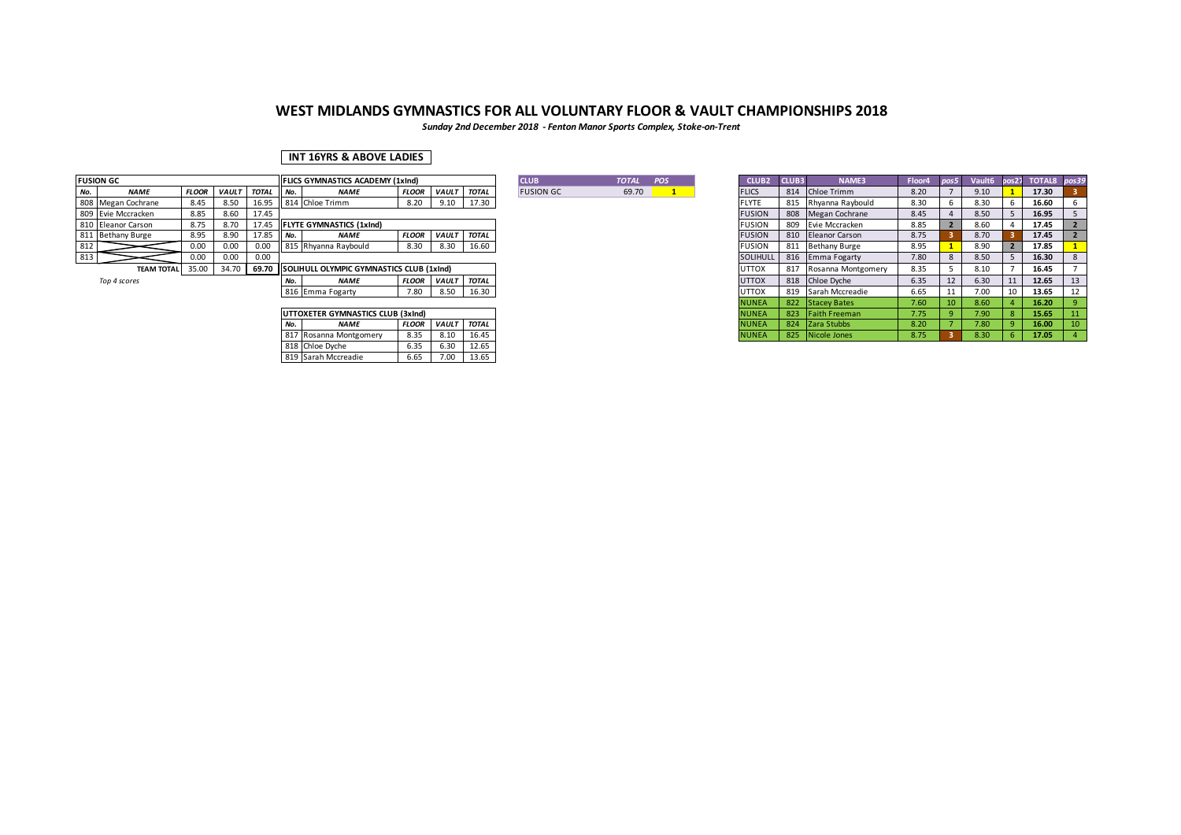# WEST MIDLANDS GYMNASTICS FOR ALL VOLUNTARY FLOOR & VAULT CHAMPIONSHIPS 2018

*Sunday 2nd December 2018 - Fenton Manor Sports Complex, Stoke-on-Trent*

## INT 16YRS & ABOVE LADIES

| FUSION GC | | | | |
|---|---|---|---|---|
| ***No.*** | ***NAME*** | ***FLOOR*** | ***VAULT*** | ***TOTAL*** |
| 808 | Megan Cochrane | 8.45 | 8.50 | 16.95 |
| 809 | Evie Mccracken | 8.85 | 8.60 | 17.45 |
| 810 | Eleanor Carson | 8.75 | 8.70 | 17.45 |
| 811 | Bethany Burge | 8.95 | 8.90 | 17.85 |
| 812 | | 0.00 | 0.00 | 0.00 |
| 813 | | 0.00 | 0.00 | 0.00 |
| | **TEAM TOTAL** | 35.00 | 34.70 | **69.70** |

*Top 4 scores*

| FLICS GYMNASTICS ACADEMY (1xInd) | | | | |
|---|---|---|---|---|
| ***No.*** | ***NAME*** | ***FLOOR*** | ***VAULT*** | ***TOTAL*** |
| 814 | Chloe Trimm | 8.20 | 9.10 | 17.30 |

| FLYTE GYMNASTICS (1xInd) | | | | |
|---|---|---|---|---|
| ***No.*** | ***NAME*** | ***FLOOR*** | ***VAULT*** | ***TOTAL*** |
| 815 | Rhyanna Raybould | 8.30 | 8.30 | 16.60 |

| SOLIHULL OLYMPIC GYMNASTICS CLUB (1xInd) | | | | |
|---|---|---|---|---|
| ***No.*** | ***NAME*** | ***FLOOR*** | ***VAULT*** | ***TOTAL*** |
| 816 | Emma Fogarty | 7.80 | 8.50 | 16.30 |

| UTTOXETER GYMNASTICS CLUB (3xInd) | | | | |
|---|---|---|---|---|
| ***No.*** | ***NAME*** | ***FLOOR*** | ***VAULT*** | ***TOTAL*** |
| 817 | Rosanna Montgomery | 8.35 | 8.10 | 16.45 |
| 818 | Chloe Dyche | 6.35 | 6.30 | 12.65 |
| 819 | Sarah Mccreadie | 6.65 | 7.00 | 13.65 |

| CLUB | TOTAL | POS |
|---|---|---|
| FUSION GC | 69.70 | 1 |

| CLUB2 | CLUB3 | NAME3 | Floor4 | pos5 | Vault6 | pos27 | TOTAL8 | pos39 |
|---|---|---|---|---|---|---|---|---|
| FLICS | 814 | Chloe Trimm | 8.20 | 7 | 9.10 | 1 | **17.30** | 3 |
| FLYTE | 815 | Rhyanna Raybould | 8.30 | 6 | 8.30 | 6 | **16.60** | 6 |
| FUSION | 808 | Megan Cochrane | 8.45 | 4 | 8.50 | 5 | **16.95** | 5 |
| FUSION | 809 | Evie Mccracken | 8.85 | 2 | 8.60 | 4 | **17.45** | 2 |
| FUSION | 810 | Eleanor Carson | 8.75 | 3 | 8.70 | 3 | **17.45** | 2 |
| FUSION | 811 | Bethany Burge | 8.95 | 1 | 8.90 | 2 | **17.85** | 1 |
| SOLIHULL | 816 | Emma Fogarty | 7.80 | 8 | 8.50 | 5 | **16.30** | 8 |
| UTTOX | 817 | Rosanna Montgomery | 8.35 | 5 | 8.10 | 7 | **16.45** | 7 |
| UTTOX | 818 | Chloe Dyche | 6.35 | 12 | 6.30 | 11 | **12.65** | 13 |
| UTTOX | 819 | Sarah Mccreadie | 6.65 | 11 | 7.00 | 10 | **13.65** | 12 |
| NUNEA | 822 | Stacey Bates | 7.60 | 10 | 8.60 | 4 | **16.20** | 9 |
| NUNEA | 823 | Faith Freeman | 7.75 | 9 | 7.90 | 8 | **15.65** | 11 |
| NUNEA | 824 | Zara Stubbs | 8.20 | 7 | 7.80 | 9 | **16.00** | 10 |
| NUNEA | 825 | Nicole Jones | 8.75 | 3 | 8.30 | 6 | **17.05** | 4 |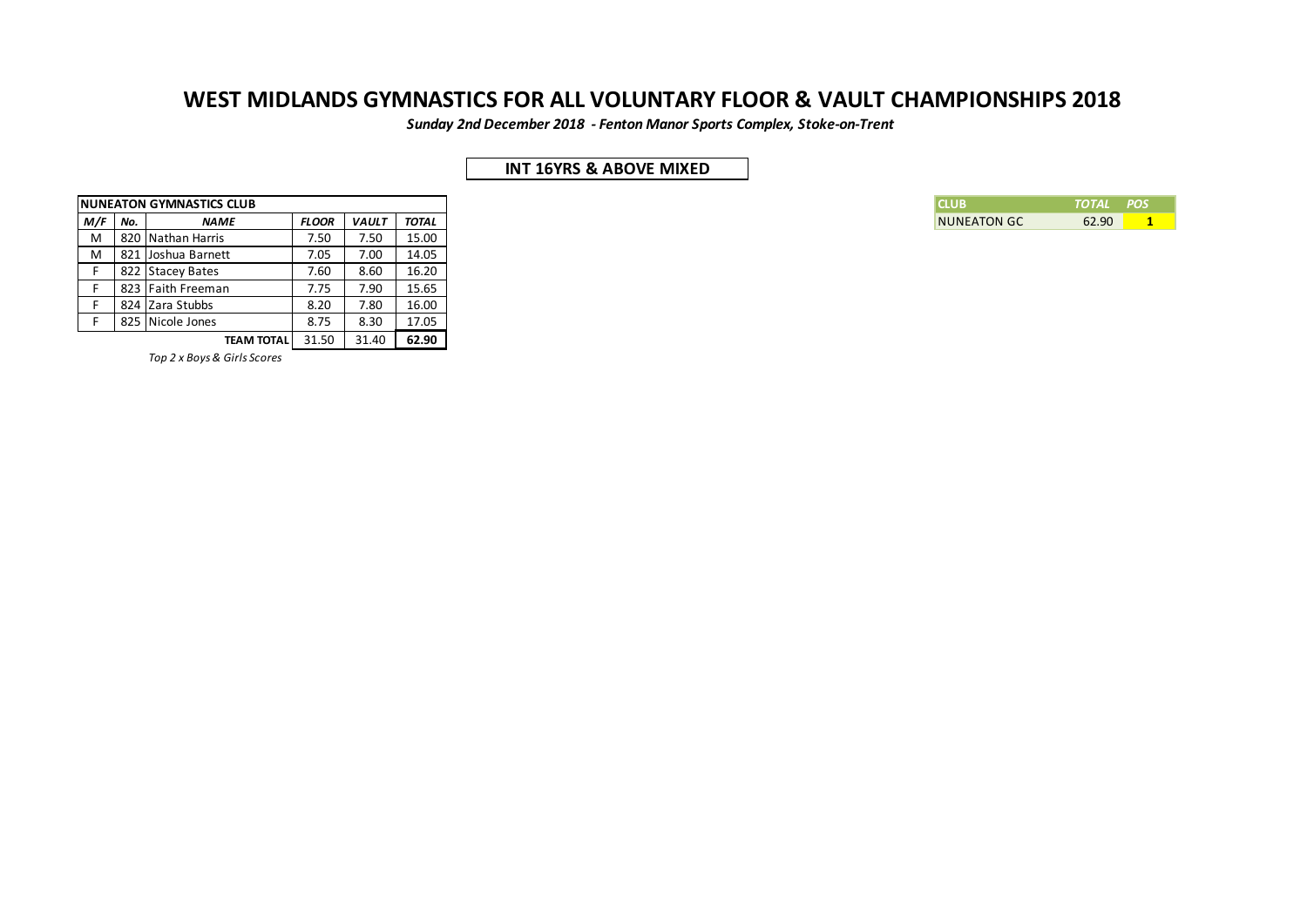# WEST MIDLANDS GYMNASTICS FOR ALL VOLUNTARY FLOOR & VAULT CHAMPIONSHIPS 2018

***Sunday 2nd December 2018 - Fenton Manor Sports Complex, Stoke-on-Trent***

## INT 16YRS & ABOVE MIXED

| **NUNEATON GYMNASTICS CLUB** | | | | | |
|---|---|---|---|---|---|
| ***M/F*** | ***No.*** | ***NAME*** | ***FLOOR*** | ***VAULT*** | ***TOTAL*** |
| M | 820 | Nathan Harris | 7.50 | 7.50 | 15.00 |
| M | 821 | Joshua Barnett | 7.05 | 7.00 | 14.05 |
| F | 822 | Stacey Bates | 7.60 | 8.60 | 16.20 |
| F | 823 | Faith Freeman | 7.75 | 7.90 | 15.65 |
| F | 824 | Zara Stubbs | 8.20 | 7.80 | 16.00 |
| F | 825 | Nicole Jones | 8.75 | 8.30 | 17.05 |
| | | **TEAM TOTAL** | 31.50 | 31.40 | **62.90** |

*Top 2 x Boys & Girls Scores*

| CLUB | *TOTAL* | *POS* |
|---|---|---|
| NUNEATON GC | 62.90 | **1** |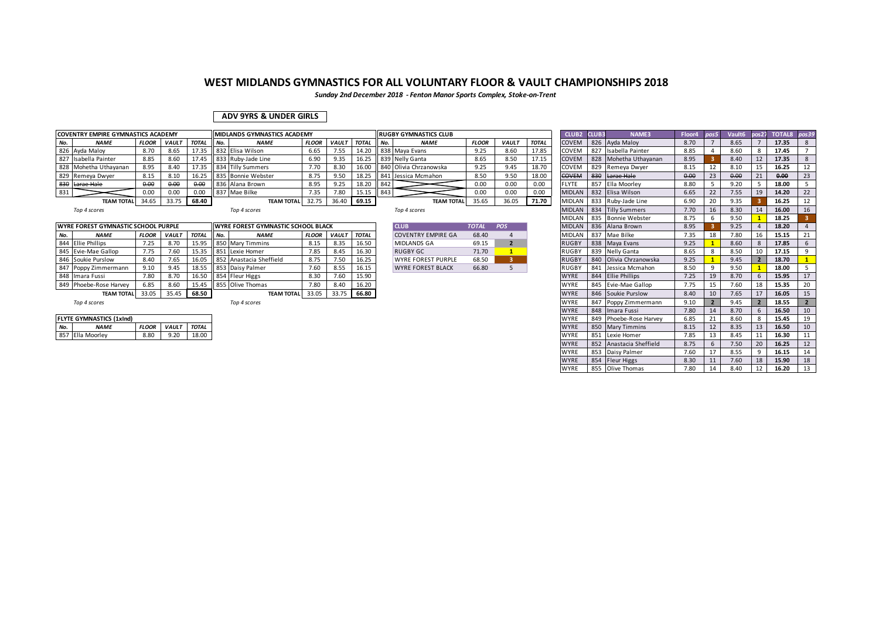# WEST MIDLANDS GYMNASTICS FOR ALL VOLUNTARY FLOOR & VAULT CHAMPIONSHIPS 2018

*Sunday 2nd December 2018 - Fenton Manor Sports Complex, Stoke-on-Trent*

**ADV 9YRS & UNDER GIRLS**

| COVENTRY EMPIRE GYMNASTICS ACADEMY | | | | |
|---|---|---|---|---|
| No. | NAME | FLOOR | VAULT | TOTAL |
| 826 | Ayda Maloy | 8.70 | 8.65 | 17.35 |
| 827 | Isabella Painter | 8.85 | 8.60 | 17.45 |
| 828 | Mohetha Uthayanan | 8.95 | 8.40 | 17.35 |
| 829 | Remeya Dwyer | 8.15 | 8.10 | 16.25 |
| ~~830~~ | ~~Larae Hale~~ | ~~0.00~~ | ~~0.00~~ | ~~0.00~~ |
| 831 | | 0.00 | 0.00 | 0.00 |
| | TEAM TOTAL | 34.65 | 33.75 | **68.40** |

*Top 4 scores*

| MIDLANDS GYMNASTICS ACADEMY | | | | |
|---|---|---|---|---|
| No. | NAME | FLOOR | VAULT | TOTAL |
| 832 | Elisa Wilson | 6.65 | 7.55 | 14.20 |
| 833 | Ruby-Jade Line | 6.90 | 9.35 | 16.25 |
| 834 | Tilly Summers | 7.70 | 8.30 | 16.00 |
| 835 | Bonnie Webster | 8.75 | 9.50 | 18.25 |
| 836 | Alana Brown | 8.95 | 9.25 | 18.20 |
| 837 | Mae Bilke | 7.35 | 7.80 | 15.15 |
| | TEAM TOTAL | 32.75 | 36.40 | **69.15** |

*Top 4 scores*

| RUGBY GYMNASTICS CLUB | | | | |
|---|---|---|---|---|
| No. | NAME | FLOOR | VAULT | TOTAL |
| 838 | Maya Evans | 9.25 | 8.60 | 17.85 |
| 839 | Nelly Ganta | 8.65 | 8.50 | 17.15 |
| 840 | Olivia Chrzanowska | 9.25 | 9.45 | 18.70 |
| 841 | Jessica Mcmahon | 8.50 | 9.50 | 18.00 |
| 842 | | 0.00 | 0.00 | 0.00 |
| 843 | | 0.00 | 0.00 | 0.00 |
| | TEAM TOTAL | 35.65 | 36.05 | **71.70** |

*Top 4 scores*

| WYRE FOREST GYMNASTIC SCHOOL PURPLE | | | | |
|---|---|---|---|---|
| No. | NAME | FLOOR | VAULT | TOTAL |
| 844 | Ellie Phillips | 7.25 | 8.70 | 15.95 |
| 845 | Evie-Mae Gallop | 7.75 | 7.60 | 15.35 |
| 846 | Soukie Purslow | 8.40 | 7.65 | 16.05 |
| 847 | Poppy Zimmermann | 9.10 | 9.45 | 18.55 |
| 848 | Imara Fussi | 7.80 | 8.70 | 16.50 |
| 849 | Phoebe-Rose Harvey | 6.85 | 8.60 | 15.45 |
| | TEAM TOTAL | 33.05 | 35.45 | **68.50** |

*Top 4 scores*

| WYRE FOREST GYMNASTIC SCHOOL BLACK | | | | |
|---|---|---|---|---|
| No. | NAME | FLOOR | VAULT | TOTAL |
| 850 | Mary Timmins | 8.15 | 8.35 | 16.50 |
| 851 | Lexie Homer | 7.85 | 8.45 | 16.30 |
| 852 | Anastacia Sheffield | 8.75 | 7.50 | 16.25 |
| 853 | Daisy Palmer | 7.60 | 8.55 | 16.15 |
| 854 | Fleur Higgs | 8.30 | 7.60 | 15.90 |
| 855 | Olive Thomas | 7.80 | 8.40 | 16.20 |
| | TEAM TOTAL | 33.05 | 33.75 | **66.80** |

*Top 4 scores*

| CLUB | TOTAL | POS |
|---|---|---|
| COVENTRY EMPIRE GA | 68.40 | 4 |
| MIDLANDS GA | 69.15 | 2 |
| RUGBY GC | 71.70 | 1 |
| WYRE FOREST PURPLE | 68.50 | 3 |
| WYRE FOREST BLACK | 66.80 | 5 |

| FLYTE GYMNASTICS (1xInd) | | | | |
|---|---|---|---|---|
| No. | NAME | FLOOR | VAULT | TOTAL |
| 857 | Ella Moorley | 8.80 | 9.20 | 18.00 |

| CLUB2 | CLUB3 | NAME3 | Floor4 | pos5 | Vault6 | pos27 | TOTAL8 | pos39 |
|---|---|---|---|---|---|---|---|---|
| COVEM | 826 | Ayda Maloy | 8.70 | 7 | 8.65 | 7 | **17.35** | 8 |
| COVEM | 827 | Isabella Painter | 8.85 | 4 | 8.60 | 8 | **17.45** | 7 |
| COVEM | 828 | Mohetha Uthayanan | 8.95 | 3 | 8.40 | 12 | **17.35** | 8 |
| COVEM | 829 | Remeya Dwyer | 8.15 | 12 | 8.10 | 15 | **16.25** | 12 |
| ~~COVEM~~ | ~~830~~ | ~~Larae Hale~~ | ~~0.00~~ | 23 | ~~0.00~~ | 21 | ~~**0.00**~~ | 23 |
| FLYTE | 857 | Ella Moorley | 8.80 | 5 | 9.20 | 5 | **18.00** | 5 |
| MIDLAN | 832 | Elisa Wilson | 6.65 | 22 | 7.55 | 19 | **14.20** | 22 |
| MIDLAN | 833 | Ruby-Jade Line | 6.90 | 20 | 9.35 | 3 | **16.25** | 12 |
| MIDLAN | 834 | Tilly Summers | 7.70 | 16 | 8.30 | 14 | **16.00** | 16 |
| MIDLAN | 835 | Bonnie Webster | 8.75 | 6 | 9.50 | 1 | **18.25** | 3 |
| MIDLAN | 836 | Alana Brown | 8.95 | 3 | 9.25 | 4 | **18.20** | 4 |
| MIDLAN | 837 | Mae Bilke | 7.35 | 18 | 7.80 | 16 | **15.15** | 21 |
| RUGBY | 838 | Maya Evans | 9.25 | 1 | 8.60 | 8 | **17.85** | 6 |
| RUGBY | 839 | Nelly Ganta | 8.65 | 8 | 8.50 | 10 | **17.15** | 9 |
| RUGBY | 840 | Olivia Chrzanowska | 9.25 | 1 | 9.45 | 2 | **18.70** | 1 |
| RUGBY | 841 | Jessica Mcmahon | 8.50 | 9 | 9.50 | 1 | **18.00** | 5 |
| WYRE | 844 | Ellie Phillips | 7.25 | 19 | 8.70 | 6 | **15.95** | 17 |
| WYRE | 845 | Evie-Mae Gallop | 7.75 | 15 | 7.60 | 18 | **15.35** | 20 |
| WYRE | 846 | Soukie Purslow | 8.40 | 10 | 7.65 | 17 | **16.05** | 15 |
| WYRE | 847 | Poppy Zimmermann | 9.10 | 2 | 9.45 | 2 | **18.55** | 2 |
| WYRE | 848 | Imara Fussi | 7.80 | 14 | 8.70 | 6 | **16.50** | 10 |
| WYRE | 849 | Phoebe-Rose Harvey | 6.85 | 21 | 8.60 | 8 | **15.45** | 19 |
| WYRE | 850 | Mary Timmins | 8.15 | 12 | 8.35 | 13 | **16.50** | 10 |
| WYRE | 851 | Lexie Homer | 7.85 | 13 | 8.45 | 11 | **16.30** | 11 |
| WYRE | 852 | Anastacia Sheffield | 8.75 | 6 | 7.50 | 20 | **16.25** | 12 |
| WYRE | 853 | Daisy Palmer | 7.60 | 17 | 8.55 | 9 | **16.15** | 14 |
| WYRE | 854 | Fleur Higgs | 8.30 | 11 | 7.60 | 18 | **15.90** | 18 |
| WYRE | 855 | Olive Thomas | 7.80 | 14 | 8.40 | 12 | **16.20** | 13 |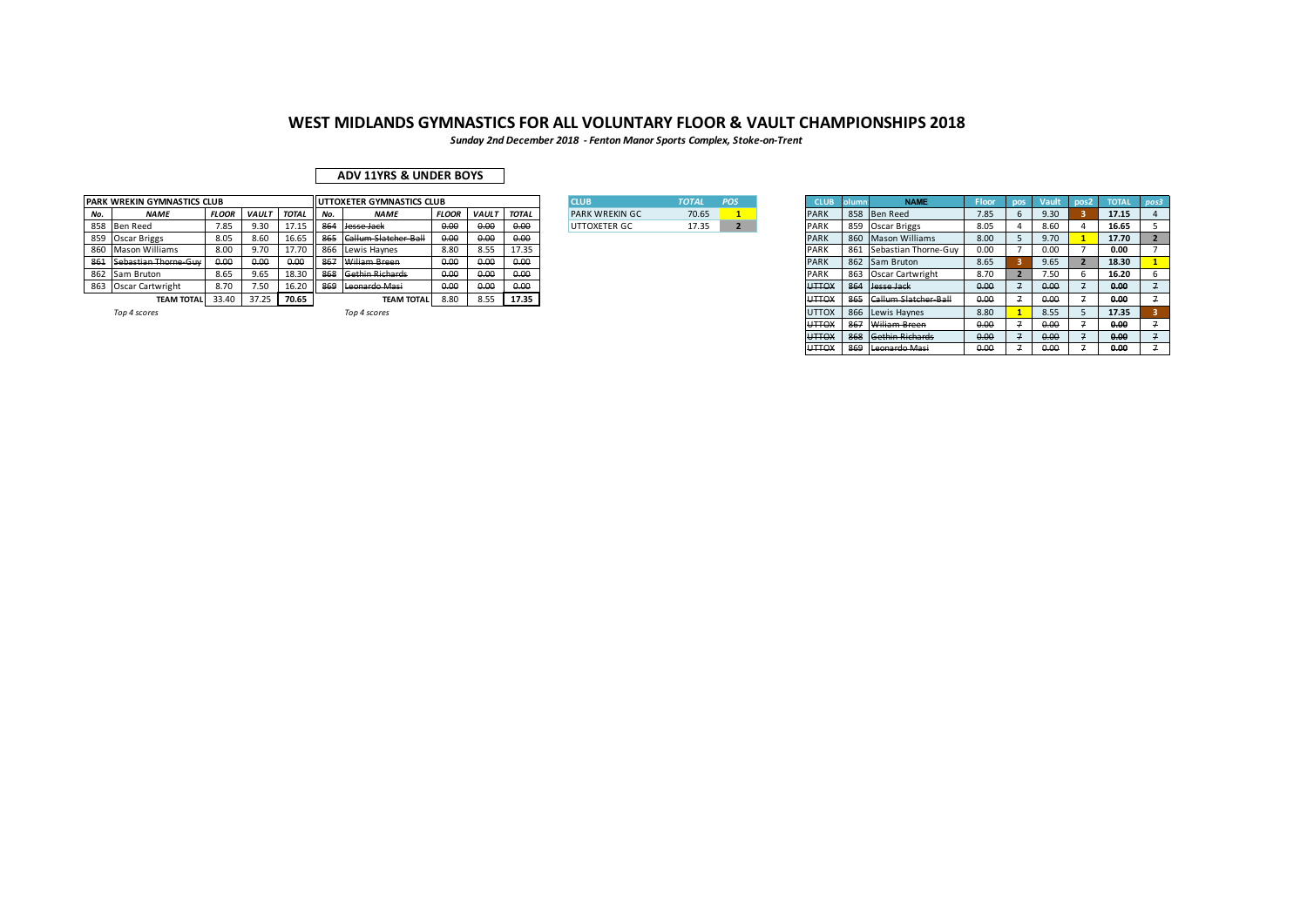# WEST MIDLANDS GYMNASTICS FOR ALL VOLUNTARY FLOOR & VAULT CHAMPIONSHIPS 2018

*Sunday 2nd December 2018 - Fenton Manor Sports Complex, Stoke-on-Trent*

## ADV 11YRS & UNDER BOYS

| PARK WREKIN GYMNASTICS CLUB | | | | |
|---|---|---|---|---|
| ***No.*** | ***NAME*** | ***FLOOR*** | ***VAULT*** | ***TOTAL*** |
| 858 | Ben Reed | 8.65 | 9.30 | 17.15 |
| 859 | Oscar Briggs | 8.05 | 8.60 | 16.65 |
| 860 | Mason Williams | 8.00 | 9.70 | 17.70 |
| ~~861~~ | ~~Sebastian Thorne-Guy~~ | ~~0.00~~ | ~~0.00~~ | ~~0.00~~ |
| 862 | Sam Bruton | 8.65 | 9.65 | 18.30 |
| 863 | Oscar Cartwright | 8.70 | 7.50 | 16.20 |
| | **TEAM TOTAL** | 33.40 | 37.25 | **70.65** |

*Top 4 scores*

| UTTOXETER GYMNASTICS CLUB | | | | |
|---|---|---|---|---|
| ***No.*** | ***NAME*** | ***FLOOR*** | ***VAULT*** | ***TOTAL*** |
| ~~864~~ | ~~Jesse Jack~~ | ~~0.00~~ | ~~0.00~~ | ~~0.00~~ |
| ~~865~~ | ~~Callum Slatcher-Ball~~ | ~~0.00~~ | ~~0.00~~ | ~~0.00~~ |
| 866 | Lewis Haynes | 8.80 | 8.55 | 17.35 |
| ~~867~~ | ~~Wiliam Breen~~ | ~~0.00~~ | ~~0.00~~ | ~~0.00~~ |
| ~~868~~ | ~~Gethin Richards~~ | ~~0.00~~ | ~~0.00~~ | ~~0.00~~ |
| ~~869~~ | ~~Leonardo Masi~~ | ~~0.00~~ | ~~0.00~~ | ~~0.00~~ |
| | **TEAM TOTAL** | 8.80 | 8.55 | **17.35** |

*Top 4 scores*

| CLUB | *TOTAL* | *POS* |
|---|---|---|
| PARK WREKIN GC | 70.65 | 1 |
| UTTOXETER GC | 17.35 | 2 |

| CLUB | olumn | NAME | Floor | pos | Vault | pos2 | TOTAL | pos3 |
|---|---|---|---|---|---|---|---|---|
| PARK | 858 | Ben Reed | 7.85 | 6 | 9.30 | 3 | **17.15** | 4 |
| PARK | 859 | Oscar Briggs | 8.05 | 4 | 8.60 | 4 | **16.65** | 5 |
| PARK | 860 | Mason Williams | 8.00 | 5 | 9.70 | 1 | **17.70** | 2 |
| PARK | 861 | Sebastian Thorne-Guy | 0.00 | 7 | 0.00 | 7 | **0.00** | 7 |
| PARK | 862 | Sam Bruton | 8.65 | 3 | 9.65 | 2 | **18.30** | 1 |
| PARK | 863 | Oscar Cartwright | 8.70 | 2 | 7.50 | 6 | **16.20** | 6 |
| ~~UTTOX~~ | ~~864~~ | ~~Jesse Jack~~ | ~~0.00~~ | ~~7~~ | ~~0.00~~ | ~~7~~ | ~~**0.00**~~ | ~~7~~ |
| ~~UTTOX~~ | ~~865~~ | ~~Callum Slatcher-Ball~~ | ~~0.00~~ | ~~7~~ | ~~0.00~~ | ~~7~~ | ~~**0.00**~~ | ~~7~~ |
| UTTOX | 866 | Lewis Haynes | 8.80 | 1 | 8.55 | 5 | **17.35** | 3 |
| ~~UTTOX~~ | ~~867~~ | ~~Wiliam Breen~~ | ~~0.00~~ | ~~7~~ | ~~0.00~~ | ~~7~~ | ~~**0.00**~~ | ~~7~~ |
| ~~UTTOX~~ | ~~868~~ | ~~Gethin Richards~~ | ~~0.00~~ | ~~7~~ | ~~0.00~~ | ~~7~~ | ~~**0.00**~~ | ~~7~~ |
| ~~UTTOX~~ | ~~869~~ | ~~Leonardo Masi~~ | ~~0.00~~ | ~~7~~ | ~~0.00~~ | ~~7~~ | ~~**0.00**~~ | ~~7~~ |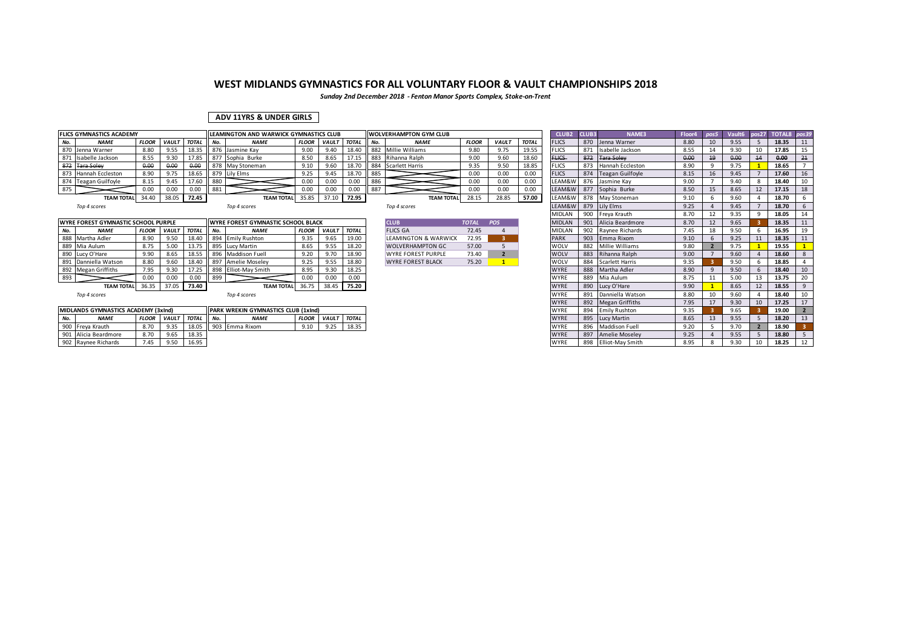# WEST MIDLANDS GYMNASTICS FOR ALL VOLUNTARY FLOOR & VAULT CHAMPIONSHIPS 2018

*Sunday 2nd December 2018 - Fenton Manor Sports Complex, Stoke-on-Trent*

## ADV 11YRS & UNDER GIRLS

| FLICS GYMNASTICS ACADEMY | | | | |
|---|---|---|---|---|
| No. | NAME | FLOOR | VAULT | TOTAL |
| 870 | Jenna Warner | 8.80 | 9.55 | 18.35 |
| 871 | Isabelle Jackson | 8.55 | 9.30 | 17.85 |
| ~~872~~ | ~~Tara Soley~~ | ~~0.00~~ | ~~0.00~~ | ~~0.00~~ |
| 873 | Hannah Eccleston | 8.90 | 9.75 | 18.65 |
| 874 | Teagan Guilfoyle | 8.15 | 9.45 | 17.60 |
| 875 | | 0.00 | 0.00 | 0.00 |
| | TEAM TOTAL | 34.40 | 38.05 | 72.45 |

*Top 4 scores*

| LEAMINGTON AND WARWICK GYMNASTICS CLUB | | | | |
|---|---|---|---|---|
| No. | NAME | FLOOR | VAULT | TOTAL |
| 876 | Jasmine Kay | 9.00 | 9.40 | 18.40 |
| 877 | Sophia Burke | 8.50 | 8.65 | 17.15 |
| 878 | May Stoneman | 9.10 | 9.60 | 18.70 |
| 879 | Lily Elms | 9.25 | 9.45 | 18.70 |
| 880 | | 0.00 | 0.00 | 0.00 |
| 881 | | 0.00 | 0.00 | 0.00 |
| | TEAM TOTAL | 35.85 | 37.10 | 72.95 |

*Top 4 scores*

| WOLVERHAMPTON GYM CLUB | | | | |
|---|---|---|---|---|
| No. | NAME | FLOOR | VAULT | TOTAL |
| 882 | Millie Williams | 9.80 | 9.75 | 19.55 |
| 883 | Rihanna Ralph | 9.00 | 9.60 | 18.60 |
| 884 | Scarlett Harris | 9.35 | 9.50 | 18.85 |
| 885 | | 0.00 | 0.00 | 0.00 |
| 886 | | 0.00 | 0.00 | 0.00 |
| 887 | | 0.00 | 0.00 | 0.00 |
| | TEAM TOTAL | 28.15 | 28.85 | 57.00 |

*Top 4 scores*

| WYRE FOREST GYMNASTIC SCHOOL PURPLE | | | | |
|---|---|---|---|---|
| No. | NAME | FLOOR | VAULT | TOTAL |
| 888 | Martha Adler | 8.90 | 9.50 | 18.40 |
| 889 | Mia Aulum | 8.75 | 5.00 | 13.75 |
| 890 | Lucy O'Hare | 9.90 | 8.65 | 18.55 |
| 891 | Danniella Watson | 8.80 | 9.60 | 18.40 |
| 892 | Megan Griffiths | 7.95 | 9.30 | 17.25 |
| 893 | | 0.00 | 0.00 | 0.00 |
| | TEAM TOTAL | 36.35 | 37.05 | 73.40 |

*Top 4 scores*

| WYRE FOREST GYMNASTIC SCHOOL BLACK | | | | |
|---|---|---|---|---|
| No. | NAME | FLOOR | VAULT | TOTAL |
| 894 | Emily Rushton | 9.35 | 9.65 | 19.00 |
| 895 | Lucy Martin | 8.65 | 9.55 | 18.20 |
| 896 | Maddison Fuell | 9.20 | 9.70 | 18.90 |
| 897 | Amelie Moseley | 9.25 | 9.55 | 18.80 |
| 898 | Elliot-May Smith | 8.95 | 9.30 | 18.25 |
| 899 | | 0.00 | 0.00 | 0.00 |
| | TEAM TOTAL | 36.75 | 38.45 | 75.20 |

*Top 4 scores*

| CLUB | TOTAL | POS |
|---|---|---|
| FLICS GA | 72.45 | 4 |
| LEAMINGTON & WARWICK | 72.95 | 3 |
| WOLVERHAMPTON GC | 57.00 | 5 |
| WYRE FOREST PURPLE | 73.40 | 2 |
| WYRE FOREST BLACK | 75.20 | 1 |

| MIDLANDS GYMNASTICS ACADEMY (3xInd) | | | | |
|---|---|---|---|---|
| No. | NAME | FLOOR | VAULT | TOTAL |
| 900 | Freya Krauth | 8.70 | 9.35 | 18.05 |
| 901 | Alicia Beardmore | 8.70 | 9.65 | 18.35 |
| 902 | Raynee Richards | 7.45 | 9.50 | 16.95 |

| PARK WREKIN GYMNASTICS CLUB (1xInd) | | | | |
|---|---|---|---|---|
| No. | NAME | FLOOR | VAULT | TOTAL |
| 903 | Emma Rixom | 9.10 | 9.25 | 18.35 |

| CLUB2 | CLUB3 | NAME3 | Floor4 | pos5 | Vault6 | pos27 | TOTAL8 | pos39 |
|---|---|---|---|---|---|---|---|---|
| FLICS | 870 | Jenna Warner | 8.80 | 10 | 9.55 | 5 | 18.35 | 11 |
| FLICS | 871 | Isabelle Jackson | 8.55 | 14 | 9.30 | 10 | 17.85 | 15 |
| ~~FLICS~~ | ~~872~~ | ~~Tara Soley~~ | ~~0.00~~ | ~~19~~ | ~~0.00~~ | ~~14~~ | ~~0.00~~ | ~~21~~ |
| FLICS | 873 | Hannah Eccleston | 8.90 | 9 | 9.75 | 1 | 18.65 | 7 |
| FLICS | 874 | Teagan Guilfoyle | 8.15 | 16 | 9.45 | 7 | 17.60 | 16 |
| LEAM&W | 876 | Jasmine Kay | 9.00 | 7 | 9.40 | 8 | 18.40 | 10 |
| LEAM&W | 877 | Sophia Burke | 8.50 | 15 | 8.65 | 12 | 17.15 | 18 |
| LEAM&W | 878 | May Stoneman | 9.10 | 6 | 9.60 | 4 | 18.70 | 6 |
| LEAM&W | 879 | Lily Elms | 9.25 | 4 | 9.45 | 7 | 18.70 | 6 |
| MIDLAN | 900 | Freya Krauth | 8.70 | 12 | 9.35 | 9 | 18.05 | 14 |
| MIDLAN | 901 | Alicia Beardmore | 8.70 | 12 | 9.65 | 3 | 18.35 | 11 |
| MIDLAN | 902 | Raynee Richards | 7.45 | 18 | 9.50 | 6 | 16.95 | 19 |
| PARK | 903 | Emma Rixom | 9.10 | 6 | 9.25 | 11 | 18.35 | 11 |
| WOLV | 882 | Millie Williams | 9.80 | 2 | 9.75 | 1 | 19.55 | 1 |
| WOLV | 883 | Rihanna Ralph | 9.00 | 7 | 9.60 | 4 | 18.60 | 8 |
| WOLV | 884 | Scarlett Harris | 9.35 | 3 | 9.50 | 6 | 18.85 | 4 |
| WYRE | 888 | Martha Adler | 8.90 | 9 | 9.50 | 6 | 18.40 | 10 |
| WYRE | 889 | Mia Aulum | 8.75 | 11 | 5.00 | 13 | 13.75 | 20 |
| WYRE | 890 | Lucy O'Hare | 9.90 | 1 | 8.65 | 12 | 18.55 | 9 |
| WYRE | 891 | Danniella Watson | 8.80 | 10 | 9.60 | 4 | 18.40 | 10 |
| WYRE | 892 | Megan Griffiths | 7.95 | 17 | 9.30 | 10 | 17.25 | 17 |
| WYRE | 894 | Emily Rushton | 9.35 | 3 | 9.65 | 3 | 19.00 | 2 |
| WYRE | 895 | Lucy Martin | 8.65 | 13 | 9.55 | 5 | 18.20 | 13 |
| WYRE | 896 | Maddison Fuell | 9.20 | 5 | 9.70 | 2 | 18.90 | 3 |
| WYRE | 897 | Amelie Moseley | 9.25 | 4 | 9.55 | 5 | 18.80 | 5 |
| WYRE | 898 | Elliot-May Smith | 8.95 | 8 | 9.30 | 10 | 18.25 | 12 |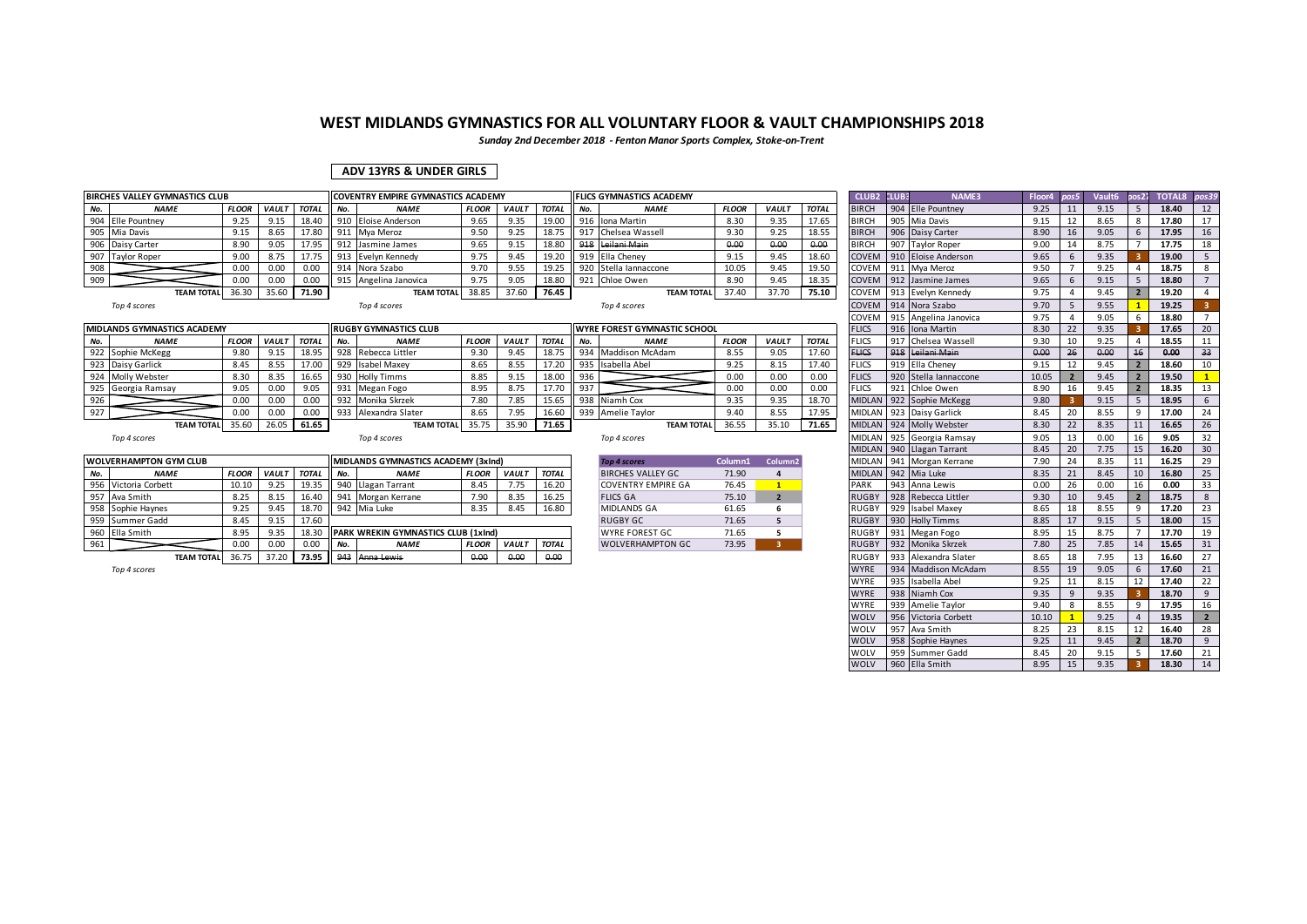# WEST MIDLANDS GYMNASTICS FOR ALL VOLUNTARY FLOOR & VAULT CHAMPIONSHIPS 2018

*Sunday 2nd December 2018 - Fenton Manor Sports Complex, Stoke-on-Trent*

## ADV 13YRS & UNDER GIRLS

| BIRCHES VALLEY GYMNASTICS CLUB | | | | |
|---|---|---|---|---|
| **No.** | **NAME** | **FLOOR** | **VAULT** | **TOTAL** |
| 904 | Elle Pountney | 9.25 | 9.15 | 18.40 |
| 905 | Mia Davis | 9.15 | 8.65 | 17.80 |
| 906 | Daisy Carter | 8.90 | 9.05 | 17.95 |
| 907 | Taylor Roper | 9.00 | 8.75 | 17.75 |
| 908 | | 0.00 | 0.00 | 0.00 |
| 909 | | 0.00 | 0.00 | 0.00 |
| | **TEAM TOTAL** | 36.30 | 35.60 | **71.90** |

*Top 4 scores*

| COVENTRY EMPIRE GYMNASTICS ACADEMY | | | | |
|---|---|---|---|---|
| **No.** | **NAME** | **FLOOR** | **VAULT** | **TOTAL** |
| 910 | Eloise Anderson | 9.65 | 9.35 | 19.00 |
| 911 | Mya Meroz | 9.50 | 9.25 | 18.75 |
| 912 | Jasmine James | 9.65 | 9.15 | 18.80 |
| 913 | Evelyn Kennedy | 9.75 | 9.45 | 19.20 |
| 914 | Nora Szabo | 9.70 | 9.55 | 19.25 |
| 915 | Angelina Janovica | 9.75 | 9.05 | 18.80 |
| | **TEAM TOTAL** | 38.85 | 37.60 | **76.45** |

*Top 4 scores*

| FLICS GYMNASTICS ACADEMY | | | | |
|---|---|---|---|---|
| **No.** | **NAME** | **FLOOR** | **VAULT** | **TOTAL** |
| 916 | Iona Martin | 8.30 | 9.35 | 17.65 |
| 917 | Chelsea Wassell | 9.30 | 9.25 | 18.55 |
| ~~918~~ | ~~Leilani Main~~ | ~~0.00~~ | ~~0.00~~ | ~~0.00~~ |
| 919 | Ella Cheney | 9.15 | 9.45 | 18.60 |
| 920 | Stella Iannaccone | 10.05 | 9.45 | 19.50 |
| 921 | Chloe Owen | 8.90 | 9.45 | 18.35 |
| | **TEAM TOTAL** | 37.40 | 37.70 | **75.10** |

*Top 4 scores*

| MIDLANDS GYMNASTICS ACADEMY | | | | |
|---|---|---|---|---|
| **No.** | **NAME** | **FLOOR** | **VAULT** | **TOTAL** |
| 922 | Sophie McKegg | 9.80 | 9.15 | 18.95 |
| 923 | Daisy Garlick | 8.45 | 8.55 | 17.00 |
| 924 | Molly Webster | 8.30 | 8.35 | 16.65 |
| 925 | Georgia Ramsay | 9.05 | 0.00 | 9.05 |
| 926 | | 0.00 | 0.00 | 0.00 |
| 927 | | 0.00 | 0.00 | 0.00 |
| | **TEAM TOTAL** | 35.60 | 26.05 | **61.65** |

*Top 4 scores*

| RUGBY GYMNASTICS CLUB | | | | |
|---|---|---|---|---|
| **No.** | **NAME** | **FLOOR** | **VAULT** | **TOTAL** |
| 928 | Rebecca Littler | 9.30 | 9.45 | 18.75 |
| 929 | Isabel Maxey | 8.65 | 8.55 | 17.20 |
| 930 | Holly Timms | 8.85 | 9.15 | 18.00 |
| 931 | Megan Fogo | 8.95 | 8.75 | 17.70 |
| 932 | Monika Skrzek | 7.80 | 7.85 | 15.65 |
| 933 | Alexandra Slater | 8.65 | 7.95 | 16.60 |
| | **TEAM TOTAL** | 35.75 | 35.90 | **71.65** |

*Top 4 scores*

| WYRE FOREST GYMNASTIC SCHOOL | | | | |
|---|---|---|---|---|
| **No.** | **NAME** | **FLOOR** | **VAULT** | **TOTAL** |
| 934 | Maddison McAdam | 8.55 | 9.05 | 17.60 |
| 935 | Isabella Abel | 9.25 | 8.15 | 17.40 |
| 936 | | 0.00 | 0.00 | 0.00 |
| 937 | | 0.00 | 0.00 | 0.00 |
| 938 | Niamh Cox | 9.35 | 9.35 | 18.70 |
| 939 | Amelie Taylor | 9.40 | 8.55 | 17.95 |
| | **TEAM TOTAL** | 36.55 | 35.10 | **71.65** |

*Top 4 scores*

| WOLVERHAMPTON GYM CLUB | | | | |
|---|---|---|---|---|
| **No.** | **NAME** | **FLOOR** | **VAULT** | **TOTAL** |
| 956 | Victoria Corbett | 10.10 | 9.25 | 19.35 |
| 957 | Ava Smith | 8.25 | 8.15 | 16.40 |
| 958 | Sophie Haynes | 9.25 | 9.45 | 18.70 |
| 959 | Summer Gadd | 8.45 | 9.15 | 17.60 |
| 960 | Ella Smith | 8.95 | 9.35 | 18.30 |
| 961 | | 0.00 | 0.00 | 0.00 |
| | **TEAM TOTAL** | 36.75 | 37.20 | **73.95** |

*Top 4 scores*

| MIDLANDS GYMNASTICS ACADEMY (3xInd) | | | | |
|---|---|---|---|---|
| **No.** | **NAME** | **FLOOR** | **VAULT** | **TOTAL** |
| 940 | Llagan Tarrant | 8.45 | 7.75 | 16.20 |
| 941 | Morgan Kerrane | 7.90 | 8.35 | 16.25 |
| 942 | Mia Luke | 8.35 | 8.45 | 16.80 |

| PARK WREKIN GYMNASTICS CLUB (1xInd) | | | | |
|---|---|---|---|---|
| **No.** | **NAME** | **FLOOR** | **VAULT** | **TOTAL** |
| ~~943~~ | ~~Anna Lewis~~ | ~~0.00~~ | ~~0.00~~ | ~~0.00~~ |

| Top 4 scores | Column1 | Column2 |
|---|---|---|
| BIRCHES VALLEY GC | 71.90 | 4 |
| COVENTRY EMPIRE GA | 76.45 | 1 |
| FLICS GA | 75.10 | 2 |
| MIDLANDS GA | 61.65 | 6 |
| RUGBY GC | 71.65 | 5 |
| WYRE FOREST GC | 71.65 | 5 |
| WOLVERHAMPTON GC | 73.95 | 3 |

| CLUB2 | CLUB | NAME3 | Floor4 | pos5 | Vault6 | pos2 | TOTAL8 | pos39 |
|---|---|---|---|---|---|---|---|---|
| BIRCH | 904 | Elle Pountney | 9.25 | 11 | 9.15 | 5 | 18.40 | 12 |
| BIRCH | 905 | Mia Davis | 9.15 | 12 | 8.65 | 8 | 17.80 | 17 |
| BIRCH | 906 | Daisy Carter | 8.90 | 16 | 9.05 | 6 | 17.95 | 16 |
| BIRCH | 907 | Taylor Roper | 9.00 | 14 | 8.75 | 7 | 17.75 | 18 |
| COVEM | 910 | Eloise Anderson | 9.65 | 6 | 9.35 | 3 | 19.00 | 5 |
| COVEM | 911 | Mya Meroz | 9.50 | 7 | 9.25 | 4 | 18.75 | 8 |
| COVEM | 912 | Jasmine James | 9.65 | 6 | 9.15 | 5 | 18.80 | 7 |
| COVEM | 913 | Evelyn Kennedy | 9.75 | 4 | 9.45 | 2 | 19.20 | 4 |
| COVEM | 914 | Nora Szabo | 9.70 | 5 | 9.55 | 1 | 19.25 | 3 |
| COVEM | 915 | Angelina Janovica | 9.75 | 4 | 9.05 | 6 | 18.80 | 7 |
| FLICS | 916 | Iona Martin | 8.30 | 22 | 9.35 | 3 | 17.65 | 20 |
| FLICS | 917 | Chelsea Wassell | 9.30 | 10 | 9.25 | 4 | 18.55 | 11 |
| ~~FLICS~~ | ~~918~~ | ~~Leilani Main~~ | ~~0.00~~ | ~~26~~ | ~~0.00~~ | ~~16~~ | ~~0.00~~ | ~~33~~ |
| FLICS | 919 | Ella Cheney | 9.15 | 12 | 9.45 | 2 | 18.60 | 10 |
| FLICS | 920 | Stella Iannaccone | 10.05 | 2 | 9.45 | 2 | 19.50 | 1 |
| FLICS | 921 | Chloe Owen | 8.90 | 16 | 9.45 | 2 | 18.35 | 13 |
| MIDLAN | 922 | Sophie McKegg | 9.80 | 3 | 9.15 | 5 | 18.95 | 6 |
| MIDLAN | 923 | Daisy Garlick | 8.45 | 20 | 8.55 | 9 | 17.00 | 24 |
| MIDLAN | 924 | Molly Webster | 8.30 | 22 | 8.35 | 11 | 16.65 | 26 |
| MIDLAN | 925 | Georgia Ramsay | 9.05 | 13 | 0.00 | 16 | 9.05 | 32 |
| MIDLAN | 940 | Llagan Tarrant | 8.45 | 20 | 7.75 | 15 | 16.20 | 30 |
| MIDLAN | 941 | Morgan Kerrane | 7.90 | 24 | 8.35 | 11 | 16.25 | 29 |
| MIDLAN | 942 | Mia Luke | 8.35 | 21 | 8.45 | 10 | 16.80 | 25 |
| PARK | 943 | Anna Lewis | 0.00 | 26 | 0.00 | 16 | 0.00 | 33 |
| RUGBY | 928 | Rebecca Littler | 9.30 | 10 | 9.45 | 2 | 18.75 | 8 |
| RUGBY | 929 | Isabel Maxey | 8.65 | 18 | 8.55 | 9 | 17.20 | 23 |
| RUGBY | 930 | Holly Timms | 8.85 | 17 | 9.15 | 5 | 18.00 | 15 |
| RUGBY | 931 | Megan Fogo | 8.95 | 15 | 8.75 | 7 | 17.70 | 19 |
| RUGBY | 932 | Monika Skrzek | 7.80 | 25 | 7.85 | 14 | 15.65 | 31 |
| RUGBY | 933 | Alexandra Slater | 8.65 | 18 | 7.95 | 13 | 16.60 | 27 |
| WYRE | 934 | Maddison McAdam | 8.55 | 19 | 9.05 | 6 | 17.60 | 21 |
| WYRE | 935 | Isabella Abel | 9.25 | 11 | 8.15 | 12 | 17.40 | 22 |
| WYRE | 938 | Niamh Cox | 9.35 | 9 | 9.35 | 3 | 18.70 | 9 |
| WYRE | 939 | Amelie Taylor | 9.40 | 8 | 8.55 | 9 | 17.95 | 16 |
| WOLV | 956 | Victoria Corbett | 10.10 | 1 | 9.25 | 4 | 19.35 | 2 |
| WOLV | 957 | Ava Smith | 8.25 | 23 | 8.15 | 12 | 16.40 | 28 |
| WOLV | 958 | Sophie Haynes | 9.25 | 11 | 9.45 | 2 | 18.70 | 9 |
| WOLV | 959 | Summer Gadd | 8.45 | 20 | 9.15 | 5 | 17.60 | 21 |
| WOLV | 960 | Ella Smith | 8.95 | 15 | 9.35 | 3 | 18.30 | 14 |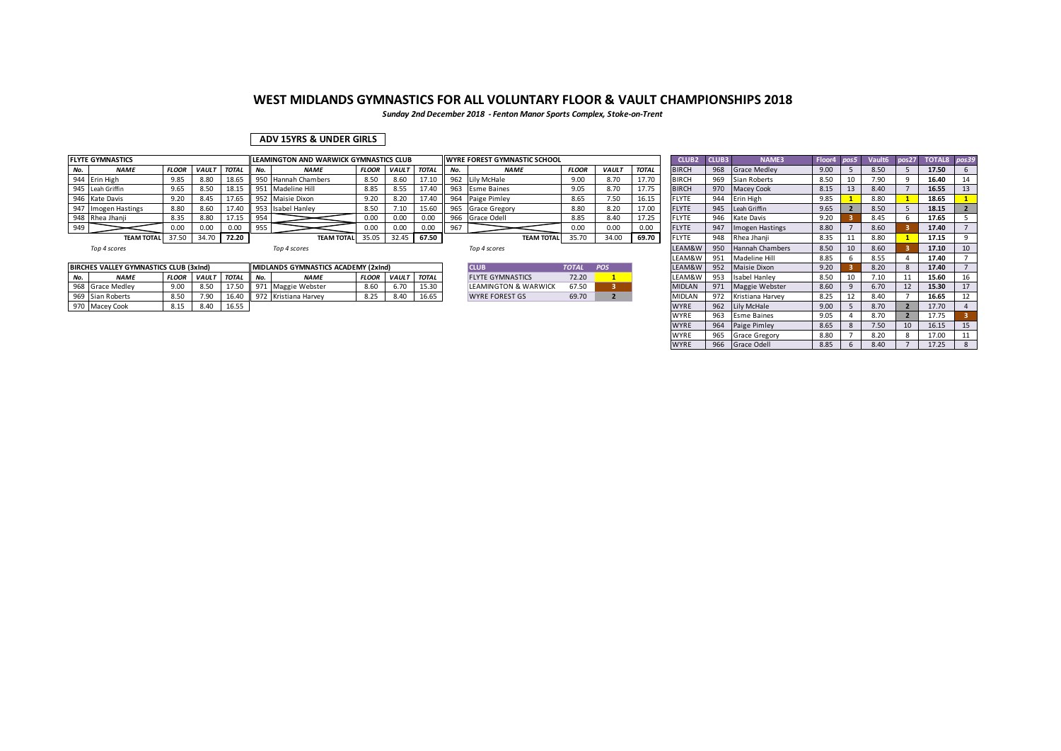# WEST MIDLANDS GYMNASTICS FOR ALL VOLUNTARY FLOOR & VAULT CHAMPIONSHIPS 2018

*Sunday 2nd December 2018 - Fenton Manor Sports Complex, Stoke-on-Trent*

**ADV 15YRS & UNDER GIRLS**

| FLYTE GYMNASTICS | | | | |
|---|---|---|---|---|
| **No.** | **NAME** | **FLOOR** | **VAULT** | **TOTAL** |
| 944 | Erin High | 9.85 | 8.80 | 18.65 |
| 945 | Leah Griffin | 9.65 | 8.50 | 18.15 |
| 946 | Kate Davis | 9.20 | 8.45 | 17.65 |
| 947 | Imogen Hastings | 8.80 | 8.60 | 17.40 |
| 948 | Rhea Jhanji | 8.35 | 8.80 | 17.15 |
| 949 | | 0.00 | 0.00 | 0.00 |
| | **TEAM TOTAL** | 37.50 | 34.70 | **72.20** |

*Top 4 scores*

| LEAMINGTON AND WARWICK GYMNASTICS CLUB | | | | |
|---|---|---|---|---|
| **No.** | **NAME** | **FLOOR** | **VAULT** | **TOTAL** |
| 950 | Hannah Chambers | 8.50 | 8.60 | 17.10 |
| 951 | Madeline Hill | 8.85 | 8.55 | 17.40 |
| 952 | Maisie Dixon | 9.20 | 8.20 | 17.40 |
| 953 | Isabel Hanley | 8.50 | 7.10 | 15.60 |
| 954 | | 0.00 | 0.00 | 0.00 |
| 955 | | 0.00 | 0.00 | 0.00 |
| | **TEAM TOTAL** | 35.05 | 32.45 | **67.50** |

*Top 4 scores*

| WYRE FOREST GYMNASTIC SCHOOL | | | | |
|---|---|---|---|---|
| **No.** | **NAME** | **FLOOR** | **VAULT** | **TOTAL** |
| 962 | Lily McHale | 9.00 | 8.70 | 17.70 |
| 963 | Esme Baines | 9.05 | 8.70 | 17.75 |
| 964 | Paige Pimley | 8.65 | 7.50 | 16.15 |
| 965 | Grace Gregory | 8.80 | 8.20 | 17.00 |
| 966 | Grace Odell | 8.85 | 8.40 | 17.25 |
| 967 | | 0.00 | 0.00 | 0.00 |
| | **TEAM TOTAL** | 35.70 | 34.00 | **69.70** |

*Top 4 scores*

| BIRCHES VALLEY GYMNASTICS CLUB (3xInd) | | | | |
|---|---|---|---|---|
| **No.** | **NAME** | **FLOOR** | **VAULT** | **TOTAL** |
| 968 | Grace Medley | 9.00 | 8.50 | 17.50 |
| 969 | Sian Roberts | 8.50 | 7.90 | 16.40 |
| 970 | Macey Cook | 8.15 | 8.40 | 16.55 |

| MIDLANDS GYMNASTICS ACADEMY (2xInd) | | | | |
|---|---|---|---|---|
| **No.** | **NAME** | **FLOOR** | **VAULT** | **TOTAL** |
| 971 | Maggie Webster | 8.60 | 6.70 | 15.30 |
| 972 | Kristiana Harvey | 8.25 | 8.40 | 16.65 |

| CLUB | TOTAL | POS |
|---|---|---|
| FLYTE GYMNASTICS | 72.20 | 1 |
| LEAMINGTON & WARWICK | 67.50 | 3 |
| WYRE FOREST GS | 69.70 | 2 |

| CLUB2 | CLUB3 | NAME3 | Floor4 | pos5 | Vault6 | pos27 | TOTAL8 | pos39 |
|---|---|---|---|---|---|---|---|---|
| BIRCH | 968 | Grace Medley | 9.00 | 5 | 8.50 | 5 | 17.50 | 6 |
| BIRCH | 969 | Sian Roberts | 8.50 | 10 | 7.90 | 9 | 16.40 | 14 |
| BIRCH | 970 | Macey Cook | 8.15 | 13 | 8.40 | 7 | 16.55 | 13 |
| FLYTE | 944 | Erin High | 9.85 | 1 | 8.80 | 1 | 18.65 | 1 |
| FLYTE | 945 | Leah Griffin | 9.65 | 2 | 8.50 | 5 | 18.15 | 2 |
| FLYTE | 946 | Kate Davis | 9.20 | 3 | 8.45 | 6 | 17.65 | 5 |
| FLYTE | 947 | Imogen Hastings | 8.80 | 7 | 8.60 | 3 | 17.40 | 7 |
| FLYTE | 948 | Rhea Jhanji | 8.35 | 11 | 8.80 | 1 | 17.15 | 9 |
| LEAM&W | 950 | Hannah Chambers | 8.50 | 10 | 8.60 | 3 | 17.10 | 10 |
| LEAM&W | 951 | Madeline Hill | 8.85 | 6 | 8.55 | 4 | 17.40 | 7 |
| LEAM&W | 952 | Maisie Dixon | 9.20 | 3 | 8.20 | 8 | 17.40 | 7 |
| LEAM&W | 953 | Isabel Hanley | 8.50 | 10 | 7.10 | 11 | 15.60 | 16 |
| MIDLAN | 971 | Maggie Webster | 8.60 | 9 | 6.70 | 12 | 15.30 | 17 |
| MIDLAN | 972 | Kristiana Harvey | 8.25 | 12 | 8.40 | 7 | 16.65 | 12 |
| WYRE | 962 | Lily McHale | 9.00 | 5 | 8.70 | 2 | 17.70 | 4 |
| WYRE | 963 | Esme Baines | 9.05 | 4 | 8.70 | 2 | 17.75 | 3 |
| WYRE | 964 | Paige Pimley | 8.65 | 8 | 7.50 | 10 | 16.15 | 15 |
| WYRE | 965 | Grace Gregory | 8.80 | 7 | 8.20 | 8 | 17.00 | 11 |
| WYRE | 966 | Grace Odell | 8.85 | 6 | 8.40 | 7 | 17.25 | 8 |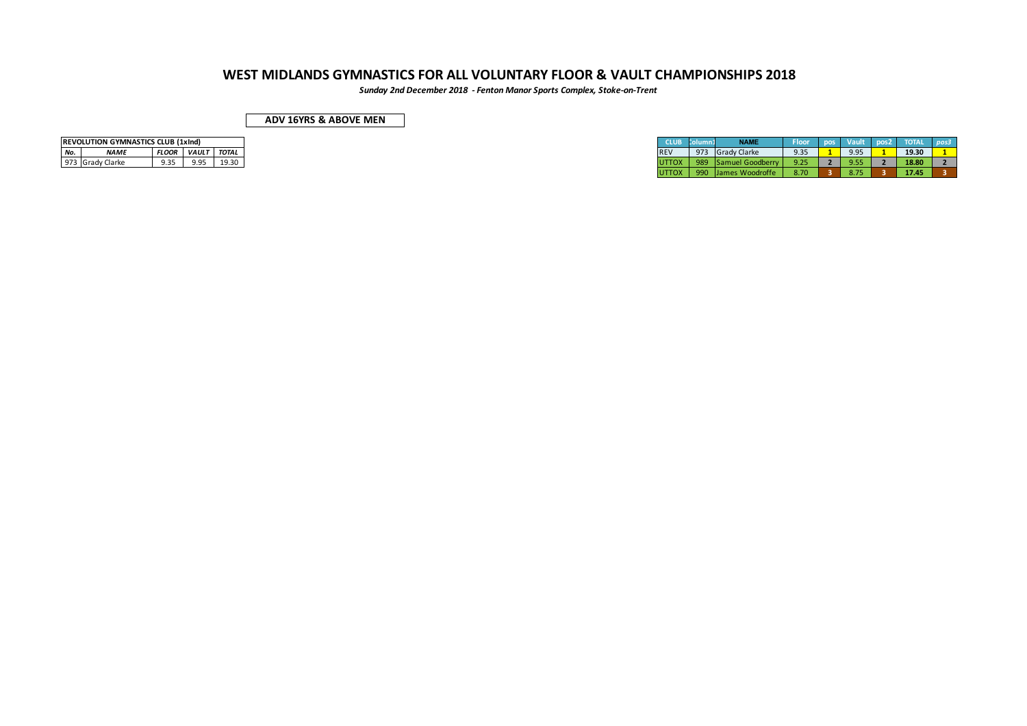# WEST MIDLANDS GYMNASTICS FOR ALL VOLUNTARY FLOOR & VAULT CHAMPIONSHIPS 2018

***Sunday 2nd December 2018 - Fenton Manor Sports Complex, Stoke-on-Trent***

**ADV 16YRS & ABOVE MEN**

| **REVOLUTION GYMNASTICS CLUB (1xInd)** | | | | |
|---|---|---|---|---|
| ***No.*** | ***NAME*** | ***FLOOR*** | ***VAULT*** | ***TOTAL*** |
| 973 | Grady Clarke | 9.35 | 9.95 | 19.30 |

| CLUB | Column1 | NAME | Floor | pos | Vault | pos2 | TOTAL | pos3 |
|---|---|---|---|---|---|---|---|---|
| REV | 973 | Grady Clarke | 9.35 | 1 | 9.95 | 1 | **19.30** | 1 |
| UTTOX | 989 | Samuel Goodberry | 9.25 | 2 | 9.55 | 2 | **18.80** | 2 |
| UTTOX | 990 | James Woodroffe | 8.70 | 3 | 8.75 | 3 | **17.45** | 3 |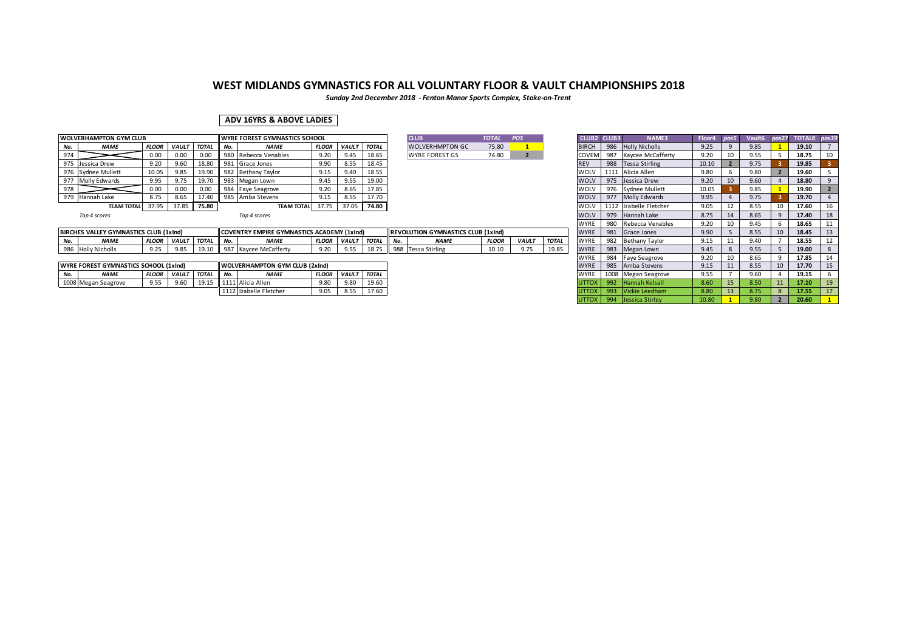# WEST MIDLANDS GYMNASTICS FOR ALL VOLUNTARY FLOOR & VAULT CHAMPIONSHIPS 2018

*Sunday 2nd December 2018 - Fenton Manor Sports Complex, Stoke-on-Trent*

**ADV 16YRS & ABOVE LADIES**

| WOLVERHAMPTON GYM CLUB | | | | |
|---|---|---|---|---|
| No. | NAME | FLOOR | VAULT | TOTAL |
| 974 | | 0.00 | 0.00 | 0.00 |
| 975 | Jessica Drew | 9.20 | 9.60 | 18.80 |
| 976 | Sydnee Mullett | 10.05 | 9.85 | 19.90 |
| 977 | Molly Edwards | 9.95 | 9.75 | 19.70 |
| 978 | | 0.00 | 0.00 | 0.00 |
| 979 | Hannah Lake | 8.75 | 8.65 | 17.40 |
| | TEAM TOTAL | 37.95 | 37.85 | 75.80 |

*Top 4 scores*

| WYRE FOREST GYMNASTICS SCHOOL | | | | |
|---|---|---|---|---|
| No. | NAME | FLOOR | VAULT | TOTAL |
| 980 | Rebecca Venables | 9.20 | 9.45 | 18.65 |
| 981 | Grace Jones | 9.90 | 8.55 | 18.45 |
| 982 | Bethany Taylor | 9.15 | 9.40 | 18.55 |
| 983 | Megan Lown | 9.45 | 9.55 | 19.00 |
| 984 | Faye Seagrove | 9.20 | 8.65 | 17.85 |
| 985 | Amba Stevens | 9.15 | 8.55 | 17.70 |
| | TEAM TOTAL | 37.75 | 37.05 | 74.80 |

*Top 4 scores*

| CLUB | TOTAL | POS |
|---|---|---|
| WOLVERHMPTON GC | 75.80 | 1 |
| WYRE FOREST GS | 74.80 | 2 |

| BIRCHES VALLEY GYMNASTICS CLUB (1xInd) | | | | |
|---|---|---|---|---|
| No. | NAME | FLOOR | VAULT | TOTAL |
| 986 | Holly Nicholls | 9.25 | 9.85 | 19.10 |

| COVENTRY EMPIRE GYMNASTICS ACADEMY (1xInd) | | | | |
|---|---|---|---|---|
| No. | NAME | FLOOR | VAULT | TOTAL |
| 987 | Kaycee McCafferty | 9.20 | 9.55 | 18.75 |

| REVOLUTION GYMNASTICS CLUB (1xInd) | | | | |
|---|---|---|---|---|
| No. | NAME | FLOOR | VAULT | TOTAL |
| 988 | Tessa Stirling | 10.10 | 9.75 | 19.85 |

| WYRE FOREST GYMNASTICS SCHOOL (1xInd) | | | | |
|---|---|---|---|---|
| No. | NAME | FLOOR | VAULT | TOTAL |
| 1008 | Megan Seagrove | 9.55 | 9.60 | 19.15 |

| WOLVERHAMPTON GYM CLUB (2xInd) | | | | |
|---|---|---|---|---|
| No. | NAME | FLOOR | VAULT | TOTAL |
| 1111 | Alicia Allen | 9.80 | 9.80 | 19.60 |
| 1112 | Izabelle Fletcher | 9.05 | 8.55 | 17.60 |

| CLUB2 | CLUB3 | NAME3 | Floor4 | pos5 | Vault6 | pos27 | TOTAL8 | pos39 |
|---|---|---|---|---|---|---|---|---|
| BIRCH | 986 | Holly Nicholls | 9.25 | 9 | 9.85 | 1 | 19.10 | 7 |
| COVEM | 987 | Kaycee McCafferty | 9.20 | 10 | 9.55 | 5 | 18.75 | 10 |
| REV | 988 | Tessa Stirling | 10.10 | 2 | 9.75 | 3 | 19.85 | 3 |
| WOLV | 1111 | Alicia Allen | 9.80 | 6 | 9.80 | 2 | 19.60 | 5 |
| WOLV | 975 | Jessica Drew | 9.20 | 10 | 9.60 | 4 | 18.80 | 9 |
| WOLV | 976 | Sydnee Mullett | 10.05 | 3 | 9.85 | 1 | 19.90 | 2 |
| WOLV | 977 | Molly Edwards | 9.95 | 4 | 9.75 | 3 | 19.70 | 4 |
| WOLV | 1112 | Izabelle Fletcher | 9.05 | 12 | 8.55 | 10 | 17.60 | 16 |
| WOLV | 979 | Hannah Lake | 8.75 | 14 | 8.65 | 9 | 17.40 | 18 |
| WYRE | 980 | Rebecca Venables | 9.20 | 10 | 9.45 | 6 | 18.65 | 11 |
| WYRE | 981 | Grace Jones | 9.90 | 5 | 8.55 | 10 | 18.45 | 13 |
| WYRE | 982 | Bethany Taylor | 9.15 | 11 | 9.40 | 7 | 18.55 | 12 |
| WYRE | 983 | Megan Lown | 9.45 | 8 | 9.55 | 5 | 19.00 | 8 |
| WYRE | 984 | Faye Seagrove | 9.20 | 10 | 8.65 | 9 | 17.85 | 14 |
| WYRE | 985 | Amba Stevens | 9.15 | 11 | 8.55 | 10 | 17.70 | 15 |
| WYRE | 1008 | Megan Seagrove | 9.55 | 7 | 9.60 | 4 | 19.15 | 6 |
| UTTOX | 992 | Hannah Kelsall | 8.60 | 15 | 8.50 | 11 | 17.10 | 19 |
| UTTOX | 993 | Vickie Leedham | 8.80 | 13 | 8.75 | 8 | 17.55 | 17 |
| UTTOX | 994 | Jessica Stirley | 10.80 | 1 | 9.80 | 2 | 20.60 | 1 |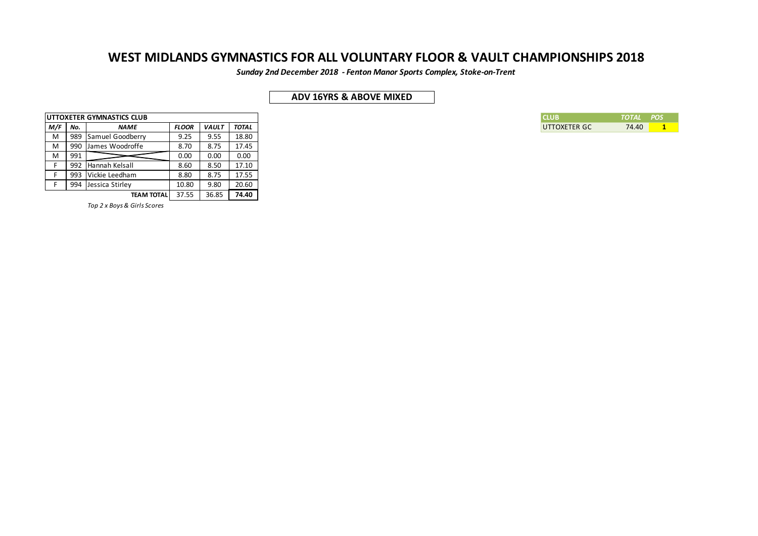# WEST MIDLANDS GYMNASTICS FOR ALL VOLUNTARY FLOOR & VAULT CHAMPIONSHIPS 2018

***Sunday 2nd December 2018 - Fenton Manor Sports Complex, Stoke-on-Trent***

## ADV 16YRS & ABOVE MIXED

| UTTOXETER GYMNASTICS CLUB | | | | | |
|---|---|---|---|---|---|
| ***M/F*** | ***No.*** | ***NAME*** | ***FLOOR*** | ***VAULT*** | ***TOTAL*** |
| M | 989 | Samuel Goodberry | 9.25 | 9.55 | 18.80 |
| M | 990 | James Woodroffe | 8.70 | 8.75 | 17.45 |
| M | 991 | | 0.00 | 0.00 | 0.00 |
| F | 992 | Hannah Kelsall | 8.60 | 8.50 | 17.10 |
| F | 993 | Vickie Leedham | 8.80 | 8.75 | 17.55 |
| F | 994 | Jessica Stirley | 10.80 | 9.80 | 20.60 |
| | | **TEAM TOTAL** | 37.55 | 36.85 | **74.40** |

*Top 2 x Boys & Girls Scores*

| CLUB | *TOTAL* | *POS* |
|---|---|---|
| UTTOXETER GC | 74.40 | **1** |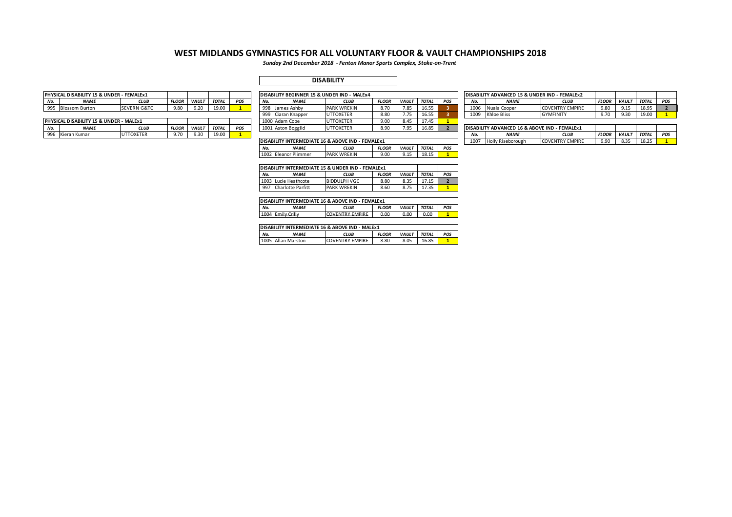# WEST MIDLANDS GYMNASTICS FOR ALL VOLUNTARY FLOOR & VAULT CHAMPIONSHIPS 2018

*Sunday 2nd December 2018 - Fenton Manor Sports Complex, Stoke-on-Trent*

## DISABILITY

| PHYSICAL DISABILITY 15 & UNDER - FEMALEx1 | | | | | | |
|---|---|---|---|---|---|---|
| *No.* | *NAME* | *CLUB* | *FLOOR* | *VAULT* | *TOTAL* | *POS* |
| 995 | Blossom Burton | SEVERN G&TC | 9.80 | 9.20 | 19.00 | 1 |

| PHYSICAL DISABILITY 15 & UNDER - MALEx1 | | | | | | |
|---|---|---|---|---|---|---|
| *No.* | *NAME* | *CLUB* | *FLOOR* | *VAULT* | *TOTAL* | *POS* |
| 996 | Kieran Kumar | UTTOXETER | 9.70 | 9.30 | 19.00 | 1 |

| DISABILITY BEGINNER 15 & UNDER IND - MALEx4 | | | | | | |
|---|---|---|---|---|---|---|
| *No.* | *NAME* | *CLUB* | *FLOOR* | *VAULT* | *TOTAL* | *POS* |
| 998 | James Ashby | PARK WREKIN | 8.70 | 7.85 | 16.55 | 3 |
| 999 | Ciaran Knapper | UTTOXETER | 8.80 | 7.75 | 16.55 | 3 |
| 1000 | Adam Cope | UTTOXETER | 9.00 | 8.45 | 17.45 | 1 |
| 1001 | Aston Boggild | UTTOXETER | 8.90 | 7.95 | 16.85 | 2 |

| DISABILITY INTERMEDIATE 16 & ABOVE IND - FEMALEx1 | | | | | | |
|---|---|---|---|---|---|---|
| *No.* | *NAME* | *CLUB* | *FLOOR* | *VAULT* | *TOTAL* | *POS* |
| 1002 | Eleanor Plimmer | PARK WREKIN | 9.00 | 9.15 | 18.15 | 1 |

| DISABILITY INTERMEDIATE 15 & UNDER IND - FEMALEx1 | | | | | | |
|---|---|---|---|---|---|---|
| *No.* | *NAME* | *CLUB* | *FLOOR* | *VAULT* | *TOTAL* | *POS* |
| 1003 | Lucie Heathcote | BIDDULPH VGC | 8.80 | 8.35 | 17.15 | 2 |
| 997 | Charlotte Parfitt | PARK WREKIN | 8.60 | 8.75 | 17.35 | 1 |

| DISABILITY INTERMEDIATE 16 & ABOVE IND - FEMALEx1 | | | | | | |
|---|---|---|---|---|---|---|
| *No.* | *NAME* | *CLUB* | *FLOOR* | *VAULT* | *TOTAL* | *POS* |
| ~~1004~~ | ~~Emily Crilly~~ | ~~COVENTRY EMPIRE~~ | ~~0.00~~ | ~~0.00~~ | ~~0.00~~ | ~~1~~ |

| DISABILITY INTERMEDIATE 16 & ABOVE IND - MALEx1 | | | | | | |
|---|---|---|---|---|---|---|
| *No.* | *NAME* | *CLUB* | *FLOOR* | *VAULT* | *TOTAL* | *POS* |
| 1005 | Allan Marston | COVENTRY EMPIRE | 8.80 | 8.05 | 16.85 | 1 |

| DISABILITY ADVANCED 15 & UNDER IND - FEMALEx2 | | | | | | |
|---|---|---|---|---|---|---|
| *No.* | *NAME* | *CLUB* | *FLOOR* | *VAULT* | *TOTAL* | *POS* |
| 1006 | Nuala Cooper | COVENTRY EMPIRE | 9.80 | 9.15 | 18.95 | 2 |
| 1009 | Khloe Bliss | GYMFINITY | 9.70 | 9.30 | 19.00 | 1 |

| DISABILITY ADVANCED 16 & ABOVE IND - FEMALEx1 | | | | | | |
|---|---|---|---|---|---|---|
| *No.* | *NAME* | *CLUB* | *FLOOR* | *VAULT* | *TOTAL* | *POS* |
| 1007 | Holly Riseborough | COVENTRY EMPIRE | 9.90 | 8.35 | 18.25 | 1 |